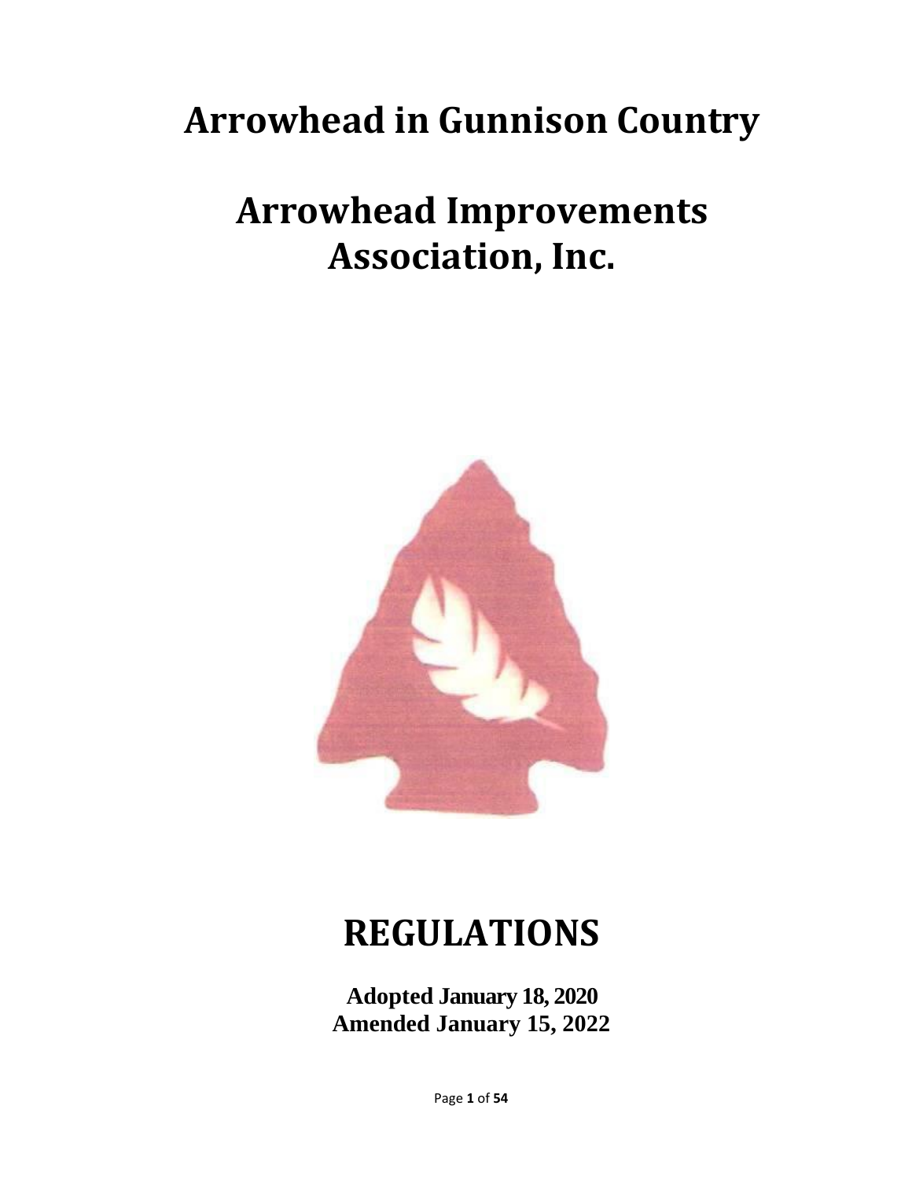# Arrowhead in Gunnison Country

# Arrowhead Improvements Association, Inc.

# REGULATIONS

**Adopted January 18, 2020**
**Amended January 15, 2022**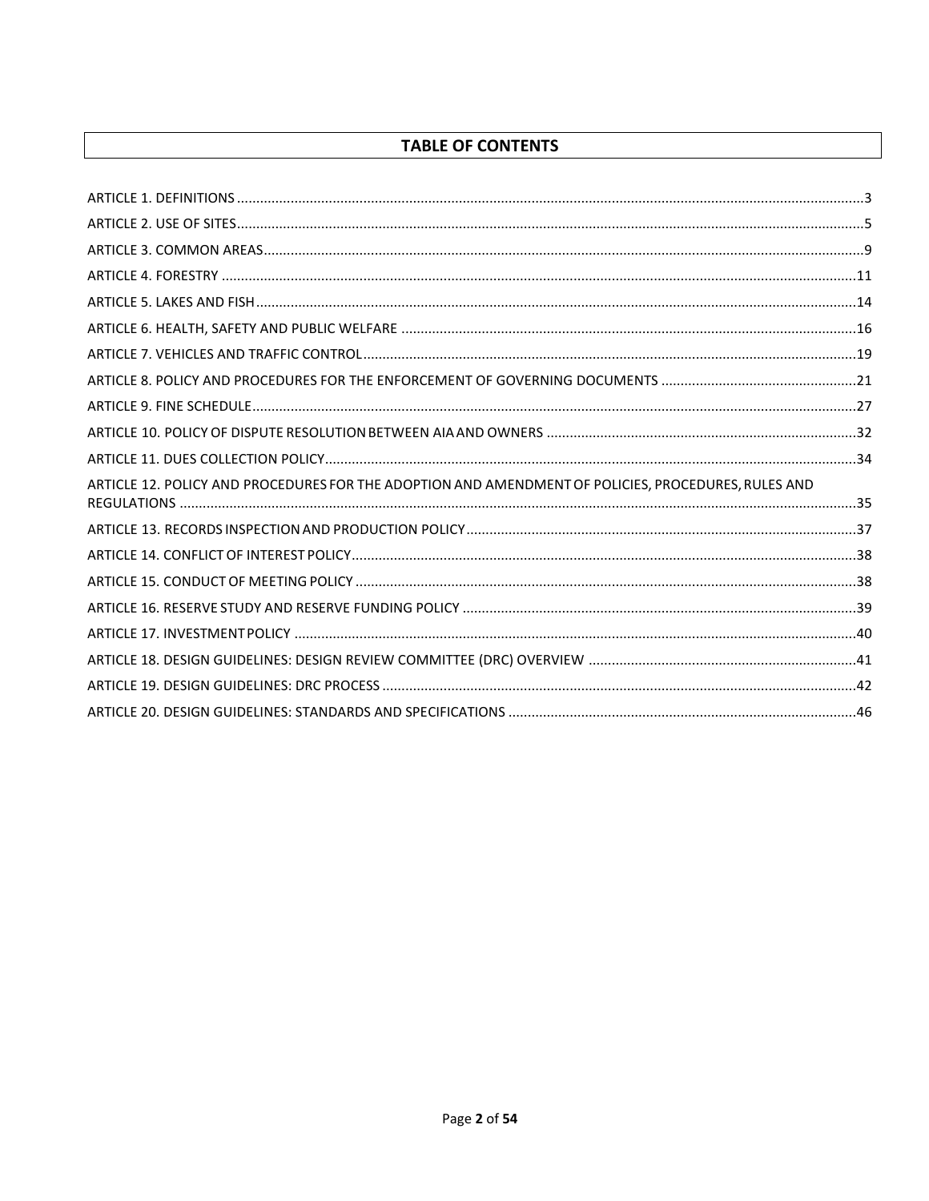# TABLE OF CONTENTS

ARTICLE 1. DEFINITIONS ........................................................................................................................................3

ARTICLE 2. USE OF SITES........................................................................................................................................5

ARTICLE 3. COMMON AREAS..................................................................................................................................9

ARTICLE 4. FORESTRY ..........................................................................................................................................11

ARTICLE 5. LAKES AND FISH.................................................................................................................................14

ARTICLE 6. HEALTH, SAFETY AND PUBLIC WELFARE .............................................................................................16

ARTICLE 7. VEHICLES AND TRAFFIC CONTROL.......................................................................................................19

ARTICLE 8. POLICY AND PROCEDURES FOR THE ENFORCEMENT OF GOVERNING DOCUMENTS ..................................21

ARTICLE 9. FINE SCHEDULE...................................................................................................................................27

ARTICLE 10. POLICY OF DISPUTE RESOLUTION BETWEEN AIA AND OWNERS ..........................................................32

ARTICLE 11. DUES COLLECTION POLICY.................................................................................................................34

ARTICLE 12. POLICY AND PROCEDURES FOR THE ADOPTION AND AMENDMENT OF POLICIES, PROCEDURES, RULES AND REGULATIONS .....................................................................................................................................35

ARTICLE 13. RECORDS INSPECTION AND PRODUCTION POLICY...............................................................................37

ARTICLE 14. CONFLICT OF INTEREST POLICY..........................................................................................................38

ARTICLE 15. CONDUCT OF MEETING POLICY ..........................................................................................................38

ARTICLE 16. RESERVE STUDY AND RESERVE FUNDING POLICY ...............................................................................39

ARTICLE 17. INVESTMENT POLICY ........................................................................................................................40

ARTICLE 18. DESIGN GUIDELINES: DESIGN REVIEW COMMITTEE (DRC) OVERVIEW ................................................41

ARTICLE 19. DESIGN GUIDELINES: DRC PROCESS ....................................................................................................42

ARTICLE 20. DESIGN GUIDELINES: STANDARDS AND SPECIFICATIONS ....................................................................46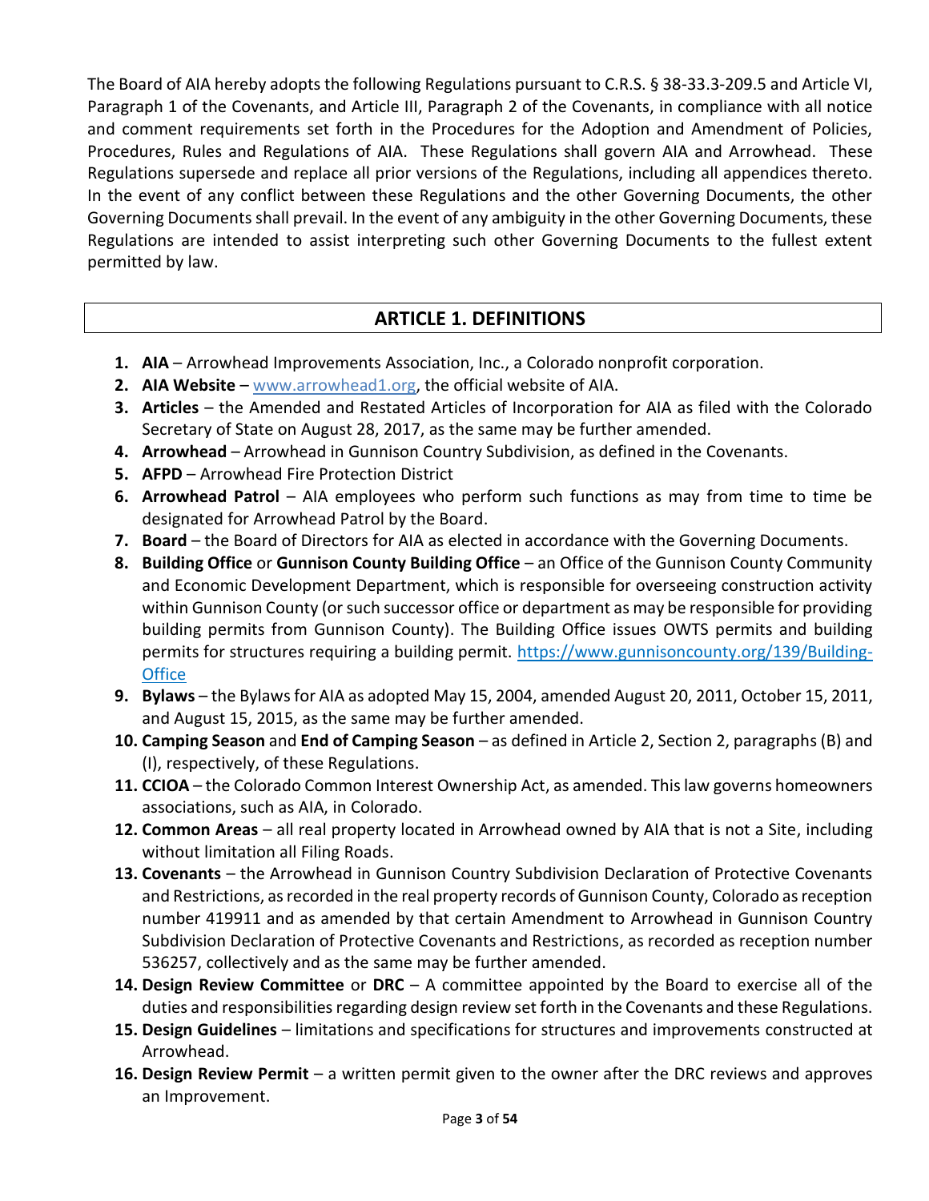The Board of AIA hereby adopts the following Regulations pursuant to C.R.S. § 38-33.3-209.5 and Article VI, Paragraph 1 of the Covenants, and Article III, Paragraph 2 of the Covenants, in compliance with all notice and comment requirements set forth in the Procedures for the Adoption and Amendment of Policies, Procedures, Rules and Regulations of AIA. These Regulations shall govern AIA and Arrowhead. These Regulations supersede and replace all prior versions of the Regulations, including all appendices thereto. In the event of any conflict between these Regulations and the other Governing Documents, the other Governing Documents shall prevail. In the event of any ambiguity in the other Governing Documents, these Regulations are intended to assist interpreting such other Governing Documents to the fullest extent permitted by law.

## ARTICLE 1. DEFINITIONS

1. **AIA** – Arrowhead Improvements Association, Inc., a Colorado nonprofit corporation.
2. **AIA Website** – www.arrowhead1.org, the official website of AIA.
3. **Articles** – the Amended and Restated Articles of Incorporation for AIA as filed with the Colorado Secretary of State on August 28, 2017, as the same may be further amended.
4. **Arrowhead** – Arrowhead in Gunnison Country Subdivision, as defined in the Covenants.
5. **AFPD** – Arrowhead Fire Protection District
6. **Arrowhead Patrol** – AIA employees who perform such functions as may from time to time be designated for Arrowhead Patrol by the Board.
7. **Board** – the Board of Directors for AIA as elected in accordance with the Governing Documents.
8. **Building Office** or **Gunnison County Building Office** – an Office of the Gunnison County Community and Economic Development Department, which is responsible for overseeing construction activity within Gunnison County (or such successor office or department as may be responsible for providing building permits from Gunnison County). The Building Office issues OWTS permits and building permits for structures requiring a building permit. https://www.gunnisoncounty.org/139/Building-Office
9. **Bylaws** – the Bylaws for AIA as adopted May 15, 2004, amended August 20, 2011, October 15, 2011, and August 15, 2015, as the same may be further amended.
10. **Camping Season** and **End of Camping Season** – as defined in Article 2, Section 2, paragraphs (B) and (I), respectively, of these Regulations.
11. **CCIOA** – the Colorado Common Interest Ownership Act, as amended. This law governs homeowners associations, such as AIA, in Colorado.
12. **Common Areas** – all real property located in Arrowhead owned by AIA that is not a Site, including without limitation all Filing Roads.
13. **Covenants** – the Arrowhead in Gunnison Country Subdivision Declaration of Protective Covenants and Restrictions, as recorded in the real property records of Gunnison County, Colorado as reception number 419911 and as amended by that certain Amendment to Arrowhead in Gunnison Country Subdivision Declaration of Protective Covenants and Restrictions, as recorded as reception number 536257, collectively and as the same may be further amended.
14. **Design Review Committee** or **DRC** – A committee appointed by the Board to exercise all of the duties and responsibilities regarding design review set forth in the Covenants and these Regulations.
15. **Design Guidelines** – limitations and specifications for structures and improvements constructed at Arrowhead.
16. **Design Review Permit** – a written permit given to the owner after the DRC reviews and approves an Improvement.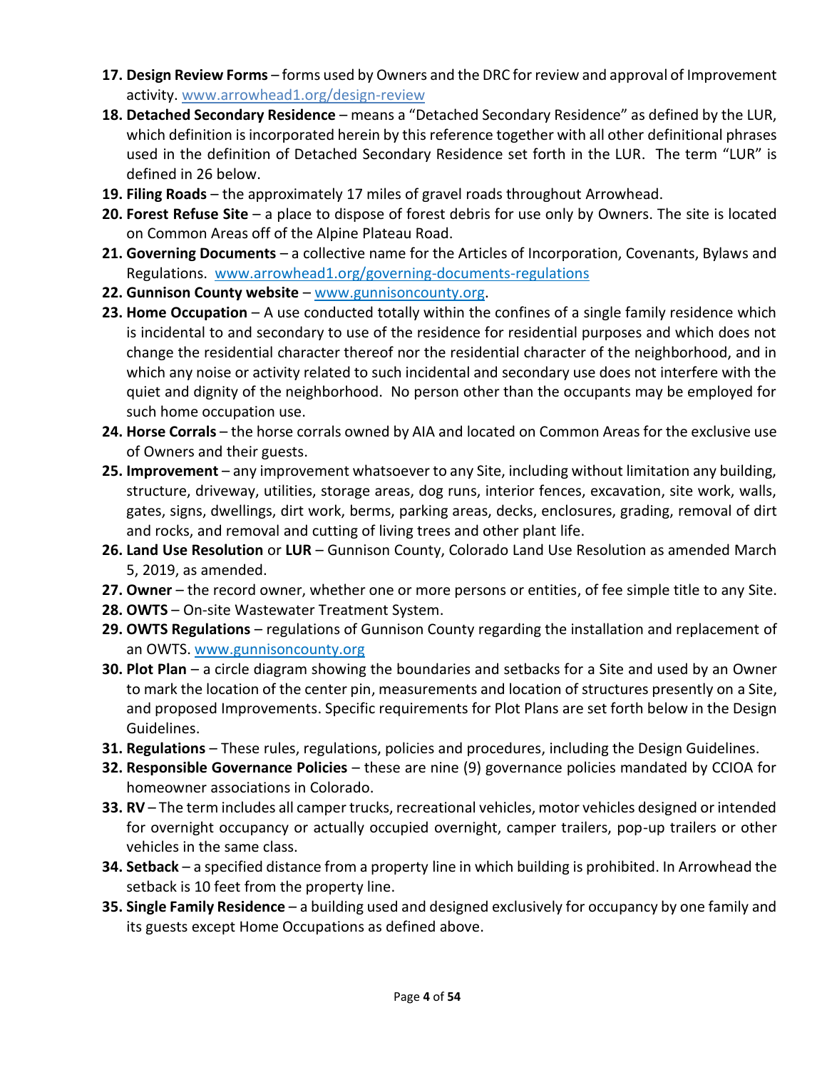17. **Design Review Forms** – forms used by Owners and the DRC for review and approval of Improvement activity. www.arrowhead1.org/design-review
18. **Detached Secondary Residence** – means a "Detached Secondary Residence" as defined by the LUR, which definition is incorporated herein by this reference together with all other definitional phrases used in the definition of Detached Secondary Residence set forth in the LUR. The term "LUR" is defined in 26 below.
19. **Filing Roads** – the approximately 17 miles of gravel roads throughout Arrowhead.
20. **Forest Refuse Site** – a place to dispose of forest debris for use only by Owners. The site is located on Common Areas off of the Alpine Plateau Road.
21. **Governing Documents** – a collective name for the Articles of Incorporation, Covenants, Bylaws and Regulations. www.arrowhead1.org/governing-documents-regulations
22. **Gunnison County website** – www.gunnisoncounty.org.
23. **Home Occupation** – A use conducted totally within the confines of a single family residence which is incidental to and secondary to use of the residence for residential purposes and which does not change the residential character thereof nor the residential character of the neighborhood, and in which any noise or activity related to such incidental and secondary use does not interfere with the quiet and dignity of the neighborhood. No person other than the occupants may be employed for such home occupation use.
24. **Horse Corrals** – the horse corrals owned by AIA and located on Common Areas for the exclusive use of Owners and their guests.
25. **Improvement** – any improvement whatsoever to any Site, including without limitation any building, structure, driveway, utilities, storage areas, dog runs, interior fences, excavation, site work, walls, gates, signs, dwellings, dirt work, berms, parking areas, decks, enclosures, grading, removal of dirt and rocks, and removal and cutting of living trees and other plant life.
26. **Land Use Resolution** or **LUR** – Gunnison County, Colorado Land Use Resolution as amended March 5, 2019, as amended.
27. **Owner** – the record owner, whether one or more persons or entities, of fee simple title to any Site.
28. **OWTS** – On-site Wastewater Treatment System.
29. **OWTS Regulations** – regulations of Gunnison County regarding the installation and replacement of an OWTS. www.gunnisoncounty.org
30. **Plot Plan** – a circle diagram showing the boundaries and setbacks for a Site and used by an Owner to mark the location of the center pin, measurements and location of structures presently on a Site, and proposed Improvements. Specific requirements for Plot Plans are set forth below in the Design Guidelines.
31. **Regulations** – These rules, regulations, policies and procedures, including the Design Guidelines.
32. **Responsible Governance Policies** – these are nine (9) governance policies mandated by CCIOA for homeowner associations in Colorado.
33. **RV** – The term includes all camper trucks, recreational vehicles, motor vehicles designed or intended for overnight occupancy or actually occupied overnight, camper trailers, pop-up trailers or other vehicles in the same class.
34. **Setback** – a specified distance from a property line in which building is prohibited. In Arrowhead the setback is 10 feet from the property line.
35. **Single Family Residence** – a building used and designed exclusively for occupancy by one family and its guests except Home Occupations as defined above.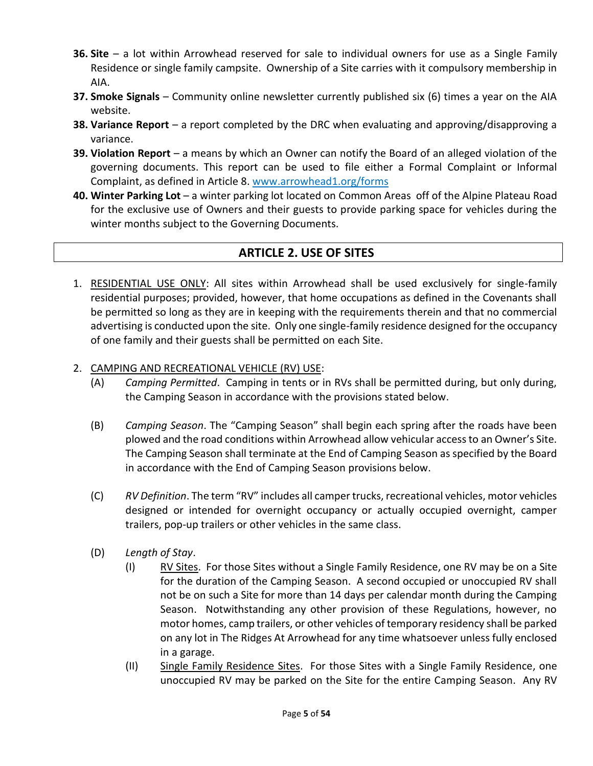36. **Site** – a lot within Arrowhead reserved for sale to individual owners for use as a Single Family Residence or single family campsite. Ownership of a Site carries with it compulsory membership in AIA.
37. **Smoke Signals** – Community online newsletter currently published six (6) times a year on the AIA website.
38. **Variance Report** – a report completed by the DRC when evaluating and approving/disapproving a variance.
39. **Violation Report** – a means by which an Owner can notify the Board of an alleged violation of the governing documents. This report can be used to file either a Formal Complaint or Informal Complaint, as defined in Article 8. www.arrowhead1.org/forms
40. **Winter Parking Lot** – a winter parking lot located on Common Areas off of the Alpine Plateau Road for the exclusive use of Owners and their guests to provide parking space for vehicles during the winter months subject to the Governing Documents.

## ARTICLE 2. USE OF SITES

1. RESIDENTIAL USE ONLY: All sites within Arrowhead shall be used exclusively for single-family residential purposes; provided, however, that home occupations as defined in the Covenants shall be permitted so long as they are in keeping with the requirements therein and that no commercial advertising is conducted upon the site. Only one single-family residence designed for the occupancy of one family and their guests shall be permitted on each Site.

2. CAMPING AND RECREATIONAL VEHICLE (RV) USE:
   - (A) *Camping Permitted*. Camping in tents or in RVs shall be permitted during, but only during, the Camping Season in accordance with the provisions stated below.
   - (B) *Camping Season*. The "Camping Season" shall begin each spring after the roads have been plowed and the road conditions within Arrowhead allow vehicular access to an Owner's Site. The Camping Season shall terminate at the End of Camping Season as specified by the Board in accordance with the End of Camping Season provisions below.
   - (C) *RV Definition*. The term "RV" includes all camper trucks, recreational vehicles, motor vehicles designed or intended for overnight occupancy or actually occupied overnight, camper trailers, pop-up trailers or other vehicles in the same class.
   - (D) *Length of Stay*.
     - (I) RV Sites. For those Sites without a Single Family Residence, one RV may be on a Site for the duration of the Camping Season. A second occupied or unoccupied RV shall not be on such a Site for more than 14 days per calendar month during the Camping Season. Notwithstanding any other provision of these Regulations, however, no motor homes, camp trailers, or other vehicles of temporary residency shall be parked on any lot in The Ridges At Arrowhead for any time whatsoever unless fully enclosed in a garage.
     - (II) Single Family Residence Sites. For those Sites with a Single Family Residence, one unoccupied RV may be parked on the Site for the entire Camping Season. Any RV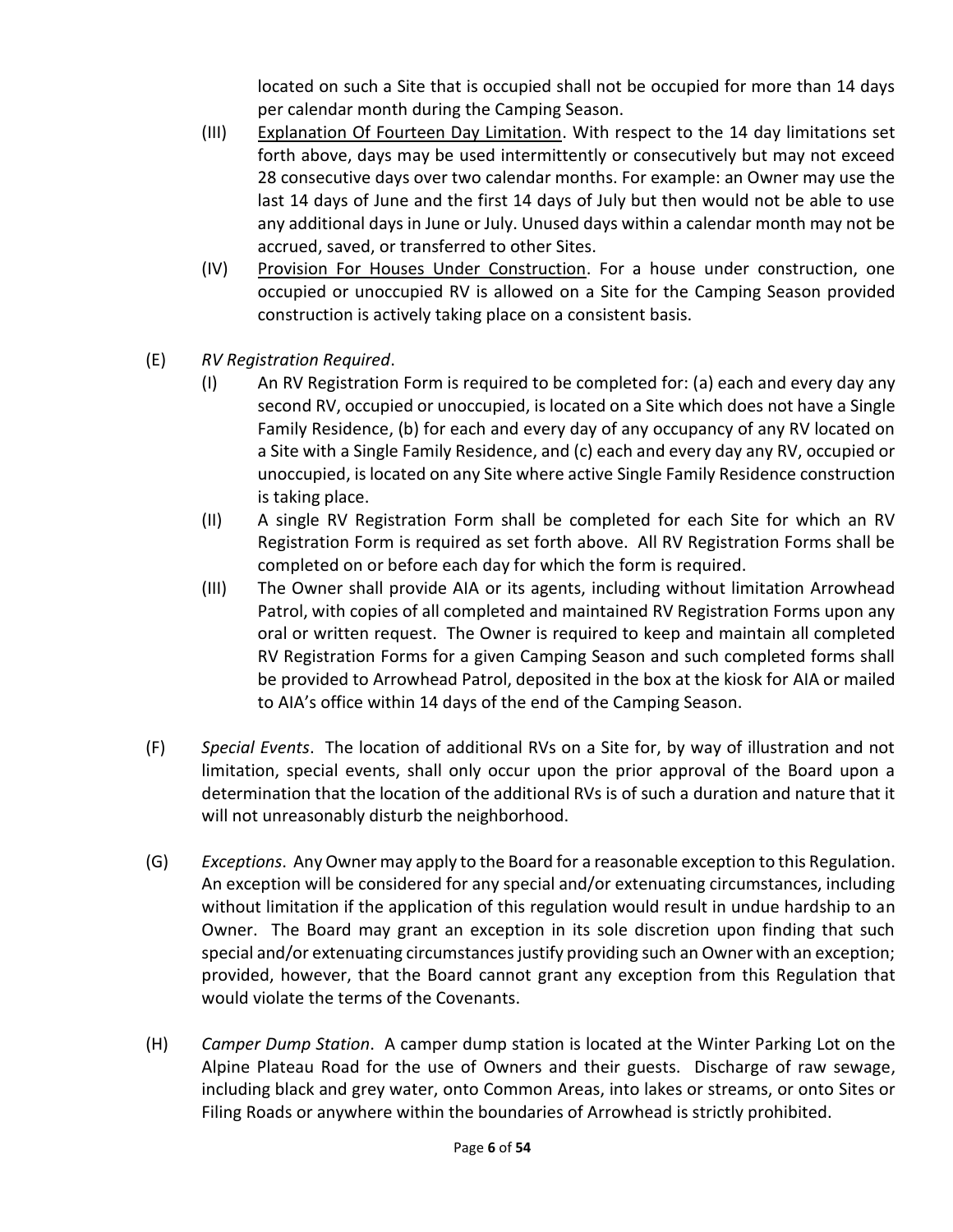located on such a Site that is occupied shall not be occupied for more than 14 days per calendar month during the Camping Season.

(III) Explanation Of Fourteen Day Limitation. With respect to the 14 day limitations set forth above, days may be used intermittently or consecutively but may not exceed 28 consecutive days over two calendar months. For example: an Owner may use the last 14 days of June and the first 14 days of July but then would not be able to use any additional days in June or July. Unused days within a calendar month may not be accrued, saved, or transferred to other Sites.

(IV) Provision For Houses Under Construction. For a house under construction, one occupied or unoccupied RV is allowed on a Site for the Camping Season provided construction is actively taking place on a consistent basis.

(E) *RV Registration Required*.

(I) An RV Registration Form is required to be completed for: (a) each and every day any second RV, occupied or unoccupied, is located on a Site which does not have a Single Family Residence, (b) for each and every day of any occupancy of any RV located on a Site with a Single Family Residence, and (c) each and every day any RV, occupied or unoccupied, is located on any Site where active Single Family Residence construction is taking place.

(II) A single RV Registration Form shall be completed for each Site for which an RV Registration Form is required as set forth above. All RV Registration Forms shall be completed on or before each day for which the form is required.

(III) The Owner shall provide AIA or its agents, including without limitation Arrowhead Patrol, with copies of all completed and maintained RV Registration Forms upon any oral or written request. The Owner is required to keep and maintain all completed RV Registration Forms for a given Camping Season and such completed forms shall be provided to Arrowhead Patrol, deposited in the box at the kiosk for AIA or mailed to AIA's office within 14 days of the end of the Camping Season.

(F) *Special Events*. The location of additional RVs on a Site for, by way of illustration and not limitation, special events, shall only occur upon the prior approval of the Board upon a determination that the location of the additional RVs is of such a duration and nature that it will not unreasonably disturb the neighborhood.

(G) *Exceptions*. Any Owner may apply to the Board for a reasonable exception to this Regulation. An exception will be considered for any special and/or extenuating circumstances, including without limitation if the application of this regulation would result in undue hardship to an Owner. The Board may grant an exception in its sole discretion upon finding that such special and/or extenuating circumstances justify providing such an Owner with an exception; provided, however, that the Board cannot grant any exception from this Regulation that would violate the terms of the Covenants.

(H) *Camper Dump Station*. A camper dump station is located at the Winter Parking Lot on the Alpine Plateau Road for the use of Owners and their guests. Discharge of raw sewage, including black and grey water, onto Common Areas, into lakes or streams, or onto Sites or Filing Roads or anywhere within the boundaries of Arrowhead is strictly prohibited.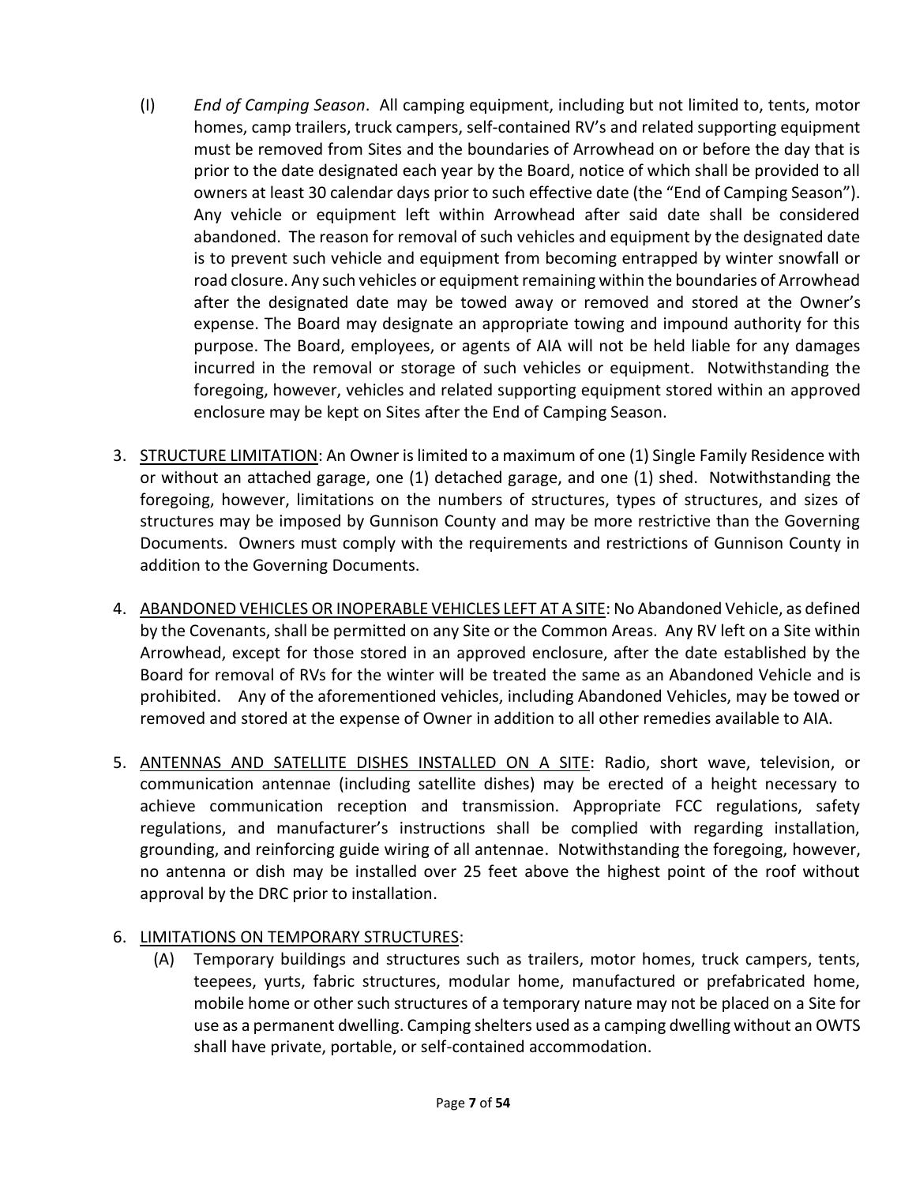(I) *End of Camping Season*. All camping equipment, including but not limited to, tents, motor homes, camp trailers, truck campers, self-contained RV's and related supporting equipment must be removed from Sites and the boundaries of Arrowhead on or before the day that is prior to the date designated each year by the Board, notice of which shall be provided to all owners at least 30 calendar days prior to such effective date (the "End of Camping Season"). Any vehicle or equipment left within Arrowhead after said date shall be considered abandoned. The reason for removal of such vehicles and equipment by the designated date is to prevent such vehicle and equipment from becoming entrapped by winter snowfall or road closure. Any such vehicles or equipment remaining within the boundaries of Arrowhead after the designated date may be towed away or removed and stored at the Owner's expense. The Board may designate an appropriate towing and impound authority for this purpose. The Board, employees, or agents of AIA will not be held liable for any damages incurred in the removal or storage of such vehicles or equipment. Notwithstanding the foregoing, however, vehicles and related supporting equipment stored within an approved enclosure may be kept on Sites after the End of Camping Season.

3. <u>STRUCTURE LIMITATION</u>: An Owner is limited to a maximum of one (1) Single Family Residence with or without an attached garage, one (1) detached garage, and one (1) shed. Notwithstanding the foregoing, however, limitations on the numbers of structures, types of structures, and sizes of structures may be imposed by Gunnison County and may be more restrictive than the Governing Documents. Owners must comply with the requirements and restrictions of Gunnison County in addition to the Governing Documents.

4. <u>ABANDONED VEHICLES OR INOPERABLE VEHICLES LEFT AT A SITE</u>: No Abandoned Vehicle, as defined by the Covenants, shall be permitted on any Site or the Common Areas. Any RV left on a Site within Arrowhead, except for those stored in an approved enclosure, after the date established by the Board for removal of RVs for the winter will be treated the same as an Abandoned Vehicle and is prohibited. Any of the aforementioned vehicles, including Abandoned Vehicles, may be towed or removed and stored at the expense of Owner in addition to all other remedies available to AIA.

5. <u>ANTENNAS AND SATELLITE DISHES INSTALLED ON A SITE</u>: Radio, short wave, television, or communication antennae (including satellite dishes) may be erected of a height necessary to achieve communication reception and transmission. Appropriate FCC regulations, safety regulations, and manufacturer's instructions shall be complied with regarding installation, grounding, and reinforcing guide wiring of all antennae. Notwithstanding the foregoing, however, no antenna or dish may be installed over 25 feet above the highest point of the roof without approval by the DRC prior to installation.

6. <u>LIMITATIONS ON TEMPORARY STRUCTURES</u>:

   (A) Temporary buildings and structures such as trailers, motor homes, truck campers, tents, teepees, yurts, fabric structures, modular home, manufactured or prefabricated home, mobile home or other such structures of a temporary nature may not be placed on a Site for use as a permanent dwelling. Camping shelters used as a camping dwelling without an OWTS shall have private, portable, or self-contained accommodation.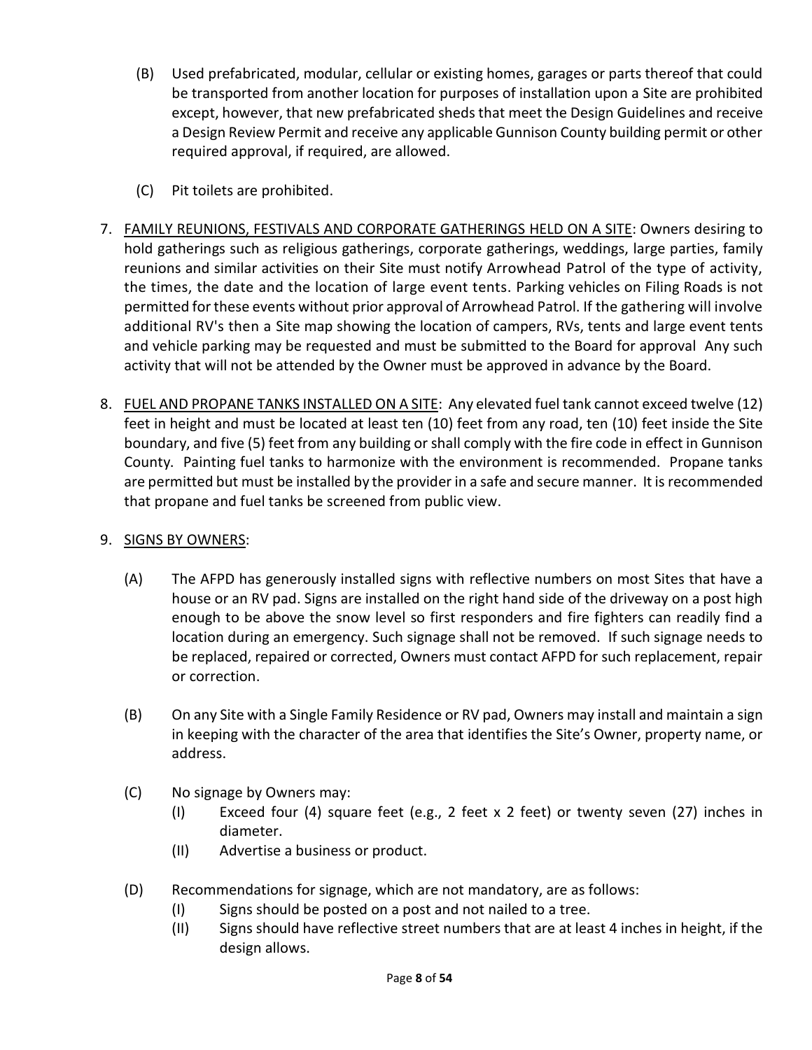(B) Used prefabricated, modular, cellular or existing homes, garages or parts thereof that could be transported from another location for purposes of installation upon a Site are prohibited except, however, that new prefabricated sheds that meet the Design Guidelines and receive a Design Review Permit and receive any applicable Gunnison County building permit or other required approval, if required, are allowed.

(C) Pit toilets are prohibited.

7. <u>FAMILY REUNIONS, FESTIVALS AND CORPORATE GATHERINGS HELD ON A SITE</u>: Owners desiring to hold gatherings such as religious gatherings, corporate gatherings, weddings, large parties, family reunions and similar activities on their Site must notify Arrowhead Patrol of the type of activity, the times, the date and the location of large event tents. Parking vehicles on Filing Roads is not permitted for these events without prior approval of Arrowhead Patrol. If the gathering will involve additional RV's then a Site map showing the location of campers, RVs, tents and large event tents and vehicle parking may be requested and must be submitted to the Board for approval Any such activity that will not be attended by the Owner must be approved in advance by the Board.

8. <u>FUEL AND PROPANE TANKS INSTALLED ON A SITE</u>: Any elevated fuel tank cannot exceed twelve (12) feet in height and must be located at least ten (10) feet from any road, ten (10) feet inside the Site boundary, and five (5) feet from any building or shall comply with the fire code in effect in Gunnison County. Painting fuel tanks to harmonize with the environment is recommended. Propane tanks are permitted but must be installed by the provider in a safe and secure manner. It is recommended that propane and fuel tanks be screened from public view.

9. <u>SIGNS BY OWNERS</u>:

   (A) The AFPD has generously installed signs with reflective numbers on most Sites that have a house or an RV pad. Signs are installed on the right hand side of the driveway on a post high enough to be above the snow level so first responders and fire fighters can readily find a location during an emergency. Such signage shall not be removed. If such signage needs to be replaced, repaired or corrected, Owners must contact AFPD for such replacement, repair or correction.

   (B) On any Site with a Single Family Residence or RV pad, Owners may install and maintain a sign in keeping with the character of the area that identifies the Site's Owner, property name, or address.

   (C) No signage by Owners may:
      (I) Exceed four (4) square feet (e.g., 2 feet x 2 feet) or twenty seven (27) inches in diameter.
      (II) Advertise a business or product.

   (D) Recommendations for signage, which are not mandatory, are as follows:
      (I) Signs should be posted on a post and not nailed to a tree.
      (II) Signs should have reflective street numbers that are at least 4 inches in height, if the design allows.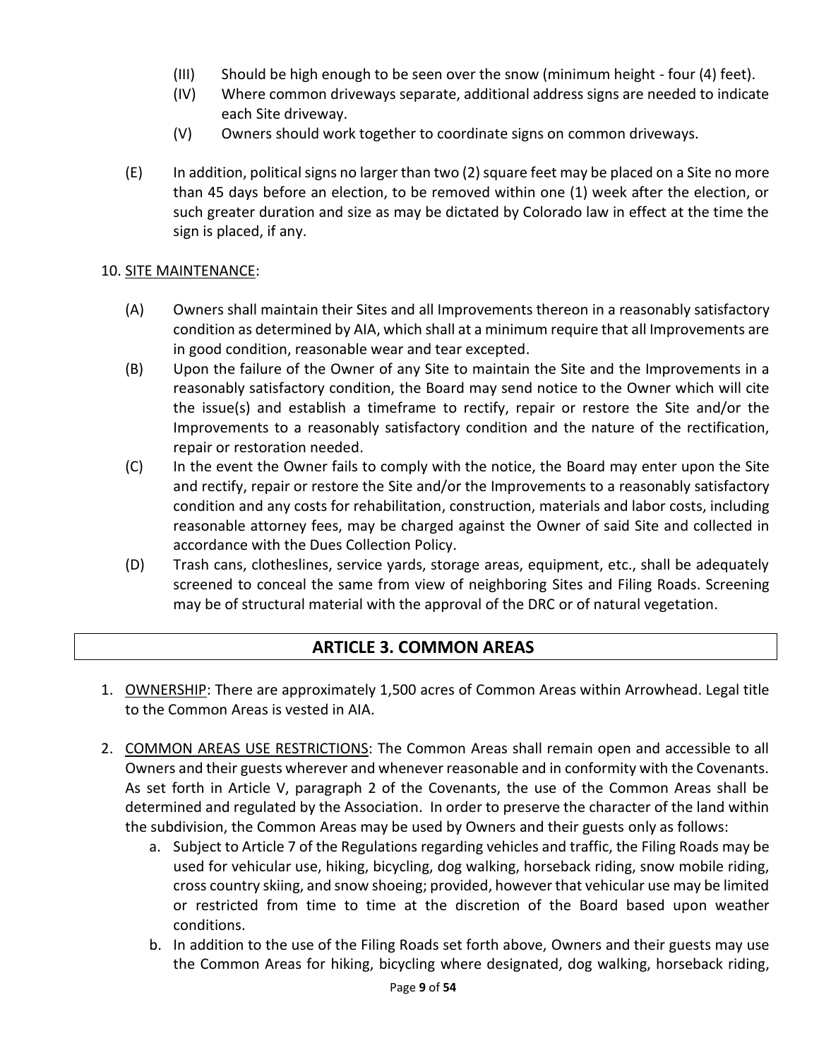(III) Should be high enough to be seen over the snow (minimum height - four (4) feet).

(IV) Where common driveways separate, additional address signs are needed to indicate each Site driveway.

(V) Owners should work together to coordinate signs on common driveways.

(E) In addition, political signs no larger than two (2) square feet may be placed on a Site no more than 45 days before an election, to be removed within one (1) week after the election, or such greater duration and size as may be dictated by Colorado law in effect at the time the sign is placed, if any.

10. SITE MAINTENANCE:

(A) Owners shall maintain their Sites and all Improvements thereon in a reasonably satisfactory condition as determined by AIA, which shall at a minimum require that all Improvements are in good condition, reasonable wear and tear excepted.

(B) Upon the failure of the Owner of any Site to maintain the Site and the Improvements in a reasonably satisfactory condition, the Board may send notice to the Owner which will cite the issue(s) and establish a timeframe to rectify, repair or restore the Site and/or the Improvements to a reasonably satisfactory condition and the nature of the rectification, repair or restoration needed.

(C) In the event the Owner fails to comply with the notice, the Board may enter upon the Site and rectify, repair or restore the Site and/or the Improvements to a reasonably satisfactory condition and any costs for rehabilitation, construction, materials and labor costs, including reasonable attorney fees, may be charged against the Owner of said Site and collected in accordance with the Dues Collection Policy.

(D) Trash cans, clotheslines, service yards, storage areas, equipment, etc., shall be adequately screened to conceal the same from view of neighboring Sites and Filing Roads. Screening may be of structural material with the approval of the DRC or of natural vegetation.

## ARTICLE 3. COMMON AREAS

1. OWNERSHIP: There are approximately 1,500 acres of Common Areas within Arrowhead. Legal title to the Common Areas is vested in AIA.

2. COMMON AREAS USE RESTRICTIONS: The Common Areas shall remain open and accessible to all Owners and their guests wherever and whenever reasonable and in conformity with the Covenants. As set forth in Article V, paragraph 2 of the Covenants, the use of the Common Areas shall be determined and regulated by the Association. In order to preserve the character of the land within the subdivision, the Common Areas may be used by Owners and their guests only as follows:

   a. Subject to Article 7 of the Regulations regarding vehicles and traffic, the Filing Roads may be used for vehicular use, hiking, bicycling, dog walking, horseback riding, snow mobile riding, cross country skiing, and snow shoeing; provided, however that vehicular use may be limited or restricted from time to time at the discretion of the Board based upon weather conditions.

   b. In addition to the use of the Filing Roads set forth above, Owners and their guests may use the Common Areas for hiking, bicycling where designated, dog walking, horseback riding,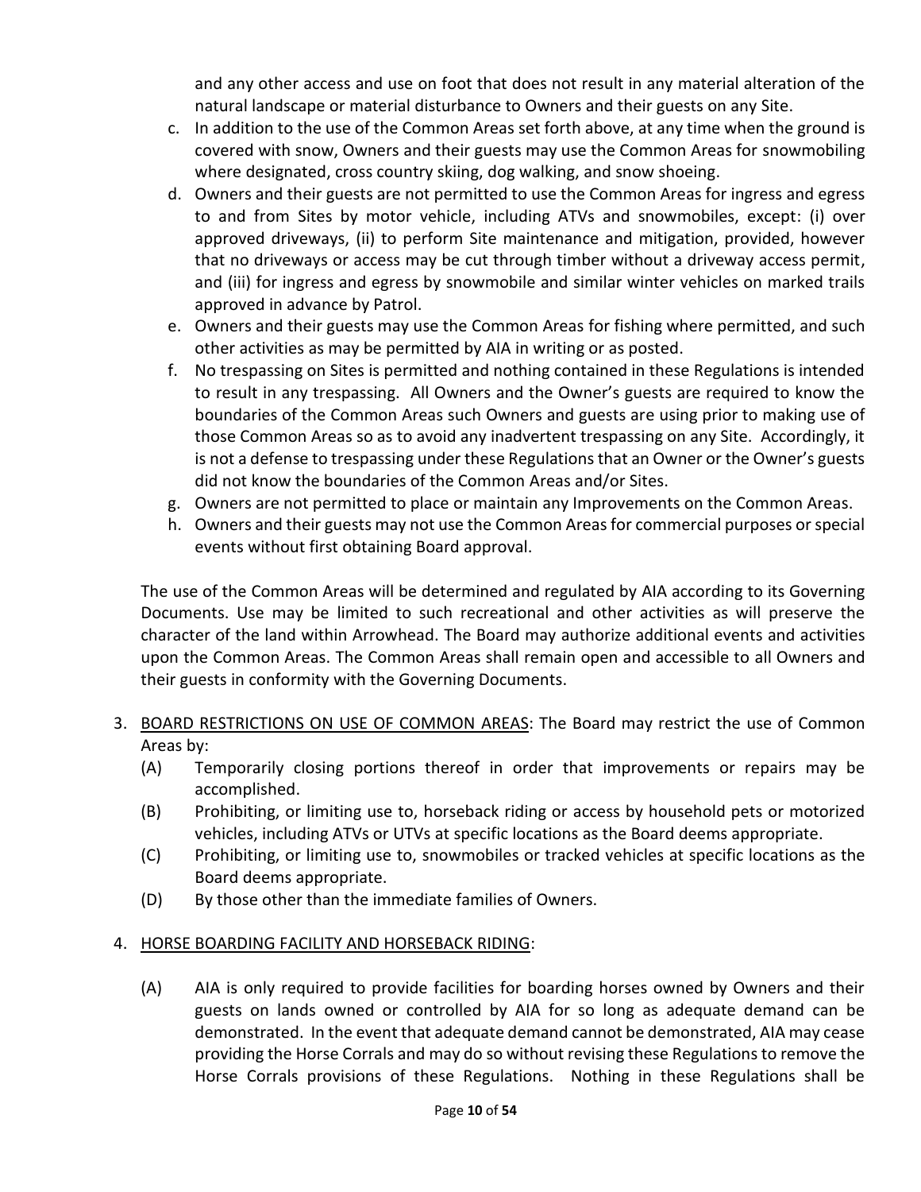and any other access and use on foot that does not result in any material alteration of the natural landscape or material disturbance to Owners and their guests on any Site.

c. In addition to the use of the Common Areas set forth above, at any time when the ground is covered with snow, Owners and their guests may use the Common Areas for snowmobiling where designated, cross country skiing, dog walking, and snow shoeing.

d. Owners and their guests are not permitted to use the Common Areas for ingress and egress to and from Sites by motor vehicle, including ATVs and snowmobiles, except: (i) over approved driveways, (ii) to perform Site maintenance and mitigation, provided, however that no driveways or access may be cut through timber without a driveway access permit, and (iii) for ingress and egress by snowmobile and similar winter vehicles on marked trails approved in advance by Patrol.

e. Owners and their guests may use the Common Areas for fishing where permitted, and such other activities as may be permitted by AIA in writing or as posted.

f. No trespassing on Sites is permitted and nothing contained in these Regulations is intended to result in any trespassing. All Owners and the Owner's guests are required to know the boundaries of the Common Areas such Owners and guests are using prior to making use of those Common Areas so as to avoid any inadvertent trespassing on any Site. Accordingly, it is not a defense to trespassing under these Regulations that an Owner or the Owner's guests did not know the boundaries of the Common Areas and/or Sites.

g. Owners are not permitted to place or maintain any Improvements on the Common Areas.

h. Owners and their guests may not use the Common Areas for commercial purposes or special events without first obtaining Board approval.

The use of the Common Areas will be determined and regulated by AIA according to its Governing Documents. Use may be limited to such recreational and other activities as will preserve the character of the land within Arrowhead. The Board may authorize additional events and activities upon the Common Areas. The Common Areas shall remain open and accessible to all Owners and their guests in conformity with the Governing Documents.

3. <u>BOARD RESTRICTIONS ON USE OF COMMON AREAS</u>: The Board may restrict the use of Common Areas by:

   (A) Temporarily closing portions thereof in order that improvements or repairs may be accomplished.

   (B) Prohibiting, or limiting use to, horseback riding or access by household pets or motorized vehicles, including ATVs or UTVs at specific locations as the Board deems appropriate.

   (C) Prohibiting, or limiting use to, snowmobiles or tracked vehicles at specific locations as the Board deems appropriate.

   (D) By those other than the immediate families of Owners.

4. <u>HORSE BOARDING FACILITY AND HORSEBACK RIDING</u>:

   (A) AIA is only required to provide facilities for boarding horses owned by Owners and their guests on lands owned or controlled by AIA for so long as adequate demand can be demonstrated. In the event that adequate demand cannot be demonstrated, AIA may cease providing the Horse Corrals and may do so without revising these Regulations to remove the Horse Corrals provisions of these Regulations. Nothing in these Regulations shall be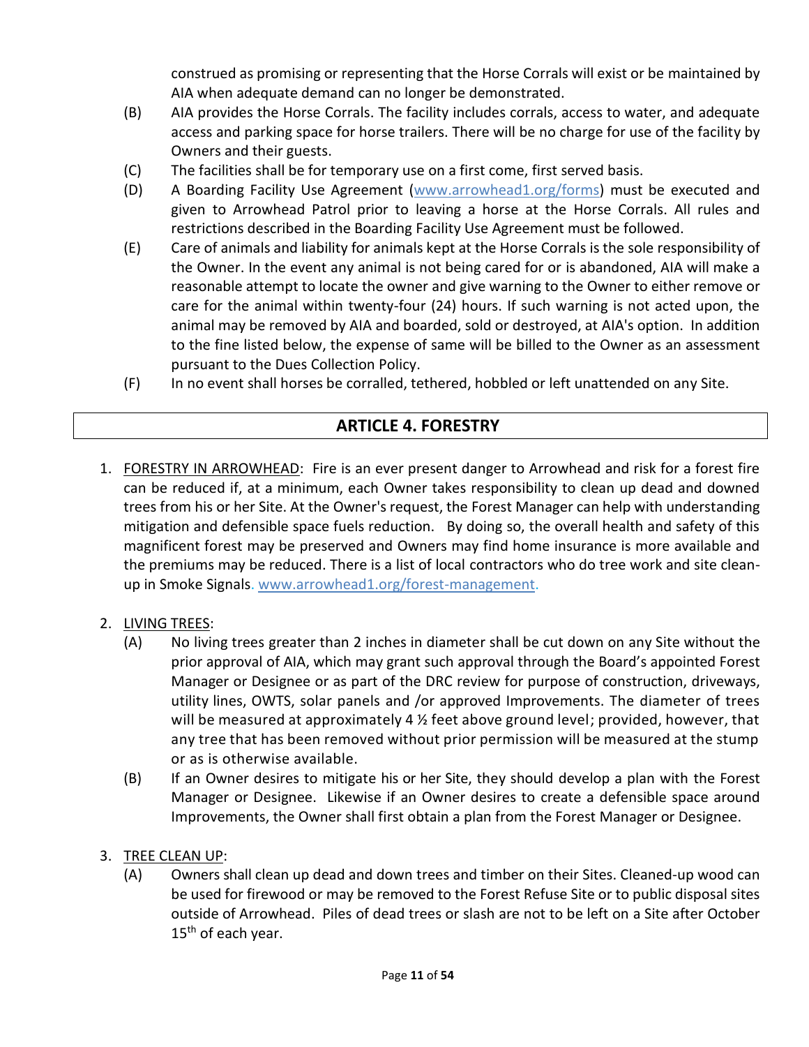construed as promising or representing that the Horse Corrals will exist or be maintained by AIA when adequate demand can no longer be demonstrated.

(B) AIA provides the Horse Corrals. The facility includes corrals, access to water, and adequate access and parking space for horse trailers. There will be no charge for use of the facility by Owners and their guests.

(C) The facilities shall be for temporary use on a first come, first served basis.

(D) A Boarding Facility Use Agreement (www.arrowhead1.org/forms) must be executed and given to Arrowhead Patrol prior to leaving a horse at the Horse Corrals. All rules and restrictions described in the Boarding Facility Use Agreement must be followed.

(E) Care of animals and liability for animals kept at the Horse Corrals is the sole responsibility of the Owner. In the event any animal is not being cared for or is abandoned, AIA will make a reasonable attempt to locate the owner and give warning to the Owner to either remove or care for the animal within twenty-four (24) hours. If such warning is not acted upon, the animal may be removed by AIA and boarded, sold or destroyed, at AIA's option. In addition to the fine listed below, the expense of same will be billed to the Owner as an assessment pursuant to the Dues Collection Policy.

(F) In no event shall horses be corralled, tethered, hobbled or left unattended on any Site.

## ARTICLE 4. FORESTRY

1. FORESTRY IN ARROWHEAD: Fire is an ever present danger to Arrowhead and risk for a forest fire can be reduced if, at a minimum, each Owner takes responsibility to clean up dead and downed trees from his or her Site. At the Owner's request, the Forest Manager can help with understanding mitigation and defensible space fuels reduction. By doing so, the overall health and safety of this magnificent forest may be preserved and Owners may find home insurance is more available and the premiums may be reduced. There is a list of local contractors who do tree work and site clean-up in Smoke Signals. www.arrowhead1.org/forest-management.

2. LIVING TREES:

   (A) No living trees greater than 2 inches in diameter shall be cut down on any Site without the prior approval of AIA, which may grant such approval through the Board's appointed Forest Manager or Designee or as part of the DRC review for purpose of construction, driveways, utility lines, OWTS, solar panels and /or approved Improvements. The diameter of trees will be measured at approximately 4 ½ feet above ground level; provided, however, that any tree that has been removed without prior permission will be measured at the stump or as is otherwise available.

   (B) If an Owner desires to mitigate his or her Site, they should develop a plan with the Forest Manager or Designee. Likewise if an Owner desires to create a defensible space around Improvements, the Owner shall first obtain a plan from the Forest Manager or Designee.

3. TREE CLEAN UP:

   (A) Owners shall clean up dead and down trees and timber on their Sites. Cleaned-up wood can be used for firewood or may be removed to the Forest Refuse Site or to public disposal sites outside of Arrowhead. Piles of dead trees or slash are not to be left on a Site after October 15th of each year.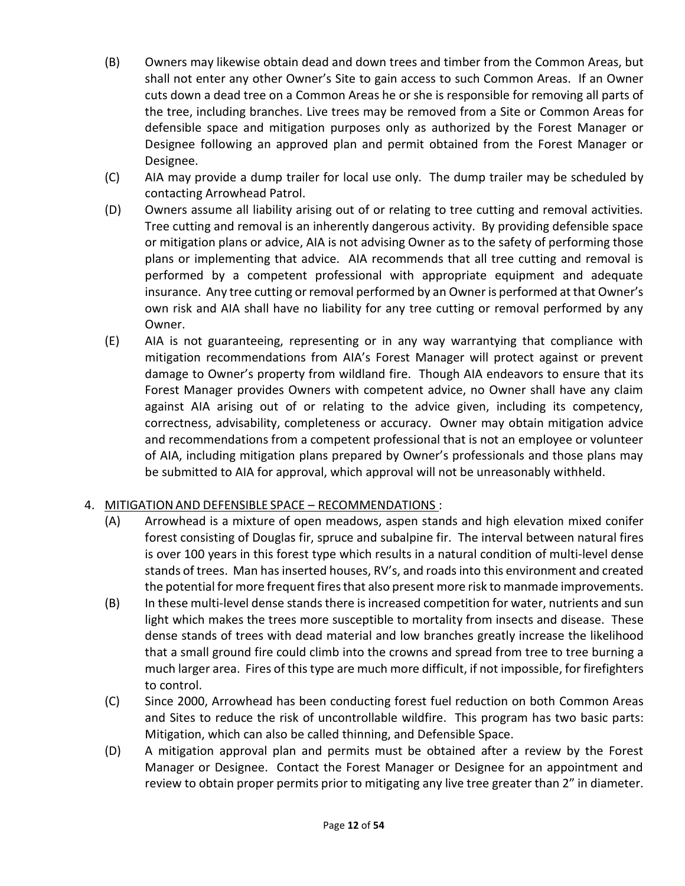(B) Owners may likewise obtain dead and down trees and timber from the Common Areas, but shall not enter any other Owner's Site to gain access to such Common Areas. If an Owner cuts down a dead tree on a Common Areas he or she is responsible for removing all parts of the tree, including branches. Live trees may be removed from a Site or Common Areas for defensible space and mitigation purposes only as authorized by the Forest Manager or Designee following an approved plan and permit obtained from the Forest Manager or Designee.

(C) AIA may provide a dump trailer for local use only. The dump trailer may be scheduled by contacting Arrowhead Patrol.

(D) Owners assume all liability arising out of or relating to tree cutting and removal activities. Tree cutting and removal is an inherently dangerous activity. By providing defensible space or mitigation plans or advice, AIA is not advising Owner as to the safety of performing those plans or implementing that advice. AIA recommends that all tree cutting and removal is performed by a competent professional with appropriate equipment and adequate insurance. Any tree cutting or removal performed by an Owner is performed at that Owner's own risk and AIA shall have no liability for any tree cutting or removal performed by any Owner.

(E) AIA is not guaranteeing, representing or in any way warrantying that compliance with mitigation recommendations from AIA's Forest Manager will protect against or prevent damage to Owner's property from wildland fire. Though AIA endeavors to ensure that its Forest Manager provides Owners with competent advice, no Owner shall have any claim against AIA arising out of or relating to the advice given, including its competency, correctness, advisability, completeness or accuracy. Owner may obtain mitigation advice and recommendations from a competent professional that is not an employee or volunteer of AIA, including mitigation plans prepared by Owner's professionals and those plans may be submitted to AIA for approval, which approval will not be unreasonably withheld.

4. <u>MITIGATION AND DEFENSIBLE SPACE – RECOMMENDATIONS</u> :

(A) Arrowhead is a mixture of open meadows, aspen stands and high elevation mixed conifer forest consisting of Douglas fir, spruce and subalpine fir. The interval between natural fires is over 100 years in this forest type which results in a natural condition of multi-level dense stands of trees. Man has inserted houses, RV's, and roads into this environment and created the potential for more frequent fires that also present more risk to manmade improvements.

(B) In these multi-level dense stands there is increased competition for water, nutrients and sun light which makes the trees more susceptible to mortality from insects and disease. These dense stands of trees with dead material and low branches greatly increase the likelihood that a small ground fire could climb into the crowns and spread from tree to tree burning a much larger area. Fires of this type are much more difficult, if not impossible, for firefighters to control.

(C) Since 2000, Arrowhead has been conducting forest fuel reduction on both Common Areas and Sites to reduce the risk of uncontrollable wildfire. This program has two basic parts: Mitigation, which can also be called thinning, and Defensible Space.

(D) A mitigation approval plan and permits must be obtained after a review by the Forest Manager or Designee. Contact the Forest Manager or Designee for an appointment and review to obtain proper permits prior to mitigating any live tree greater than 2" in diameter.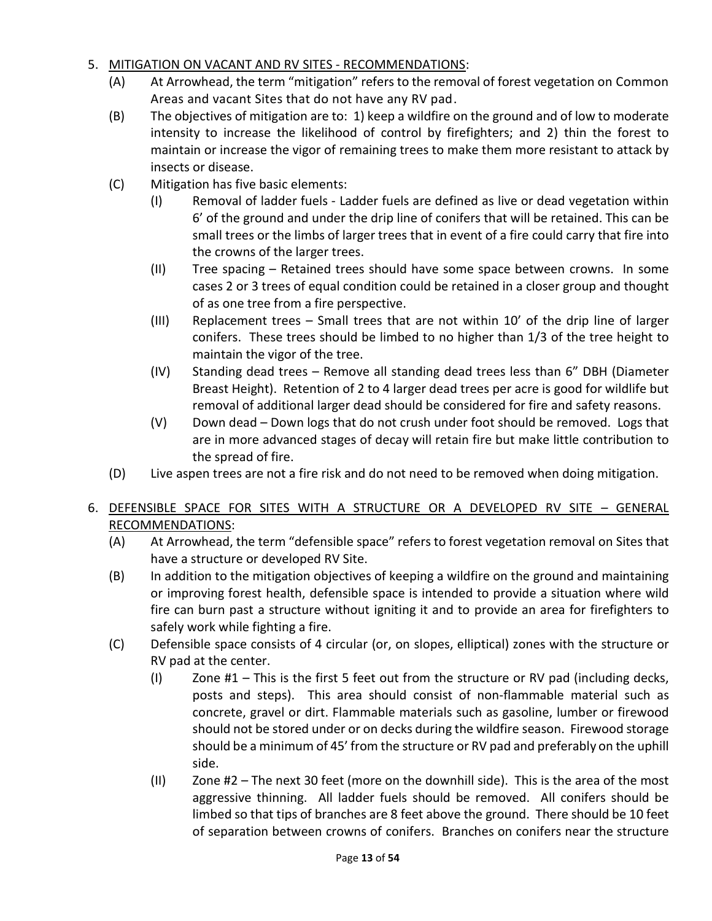5. <u>MITIGATION ON VACANT AND RV SITES - RECOMMENDATIONS</u>:
   - (A) At Arrowhead, the term "mitigation" refers to the removal of forest vegetation on Common Areas and vacant Sites that do not have any RV pad.
   - (B) The objectives of mitigation are to: 1) keep a wildfire on the ground and of low to moderate intensity to increase the likelihood of control by firefighters; and 2) thin the forest to maintain or increase the vigor of remaining trees to make them more resistant to attack by insects or disease.
   - (C) Mitigation has five basic elements:
     - (I) Removal of ladder fuels - Ladder fuels are defined as live or dead vegetation within 6' of the ground and under the drip line of conifers that will be retained. This can be small trees or the limbs of larger trees that in event of a fire could carry that fire into the crowns of the larger trees.
     - (II) Tree spacing – Retained trees should have some space between crowns. In some cases 2 or 3 trees of equal condition could be retained in a closer group and thought of as one tree from a fire perspective.
     - (III) Replacement trees – Small trees that are not within 10' of the drip line of larger conifers. These trees should be limbed to no higher than 1/3 of the tree height to maintain the vigor of the tree.
     - (IV) Standing dead trees – Remove all standing dead trees less than 6" DBH (Diameter Breast Height). Retention of 2 to 4 larger dead trees per acre is good for wildlife but removal of additional larger dead should be considered for fire and safety reasons.
     - (V) Down dead – Down logs that do not crush under foot should be removed. Logs that are in more advanced stages of decay will retain fire but make little contribution to the spread of fire.
   - (D) Live aspen trees are not a fire risk and do not need to be removed when doing mitigation.

6. <u>DEFENSIBLE SPACE FOR SITES WITH A STRUCTURE OR A DEVELOPED RV SITE – GENERAL RECOMMENDATIONS</u>:
   - (A) At Arrowhead, the term "defensible space" refers to forest vegetation removal on Sites that have a structure or developed RV Site.
   - (B) In addition to the mitigation objectives of keeping a wildfire on the ground and maintaining or improving forest health, defensible space is intended to provide a situation where wild fire can burn past a structure without igniting it and to provide an area for firefighters to safely work while fighting a fire.
   - (C) Defensible space consists of 4 circular (or, on slopes, elliptical) zones with the structure or RV pad at the center.
     - (I) Zone #1 – This is the first 5 feet out from the structure or RV pad (including decks, posts and steps). This area should consist of non-flammable material such as concrete, gravel or dirt. Flammable materials such as gasoline, lumber or firewood should not be stored under or on decks during the wildfire season. Firewood storage should be a minimum of 45' from the structure or RV pad and preferably on the uphill side.
     - (II) Zone #2 – The next 30 feet (more on the downhill side). This is the area of the most aggressive thinning. All ladder fuels should be removed. All conifers should be limbed so that tips of branches are 8 feet above the ground. There should be 10 feet of separation between crowns of conifers. Branches on conifers near the structure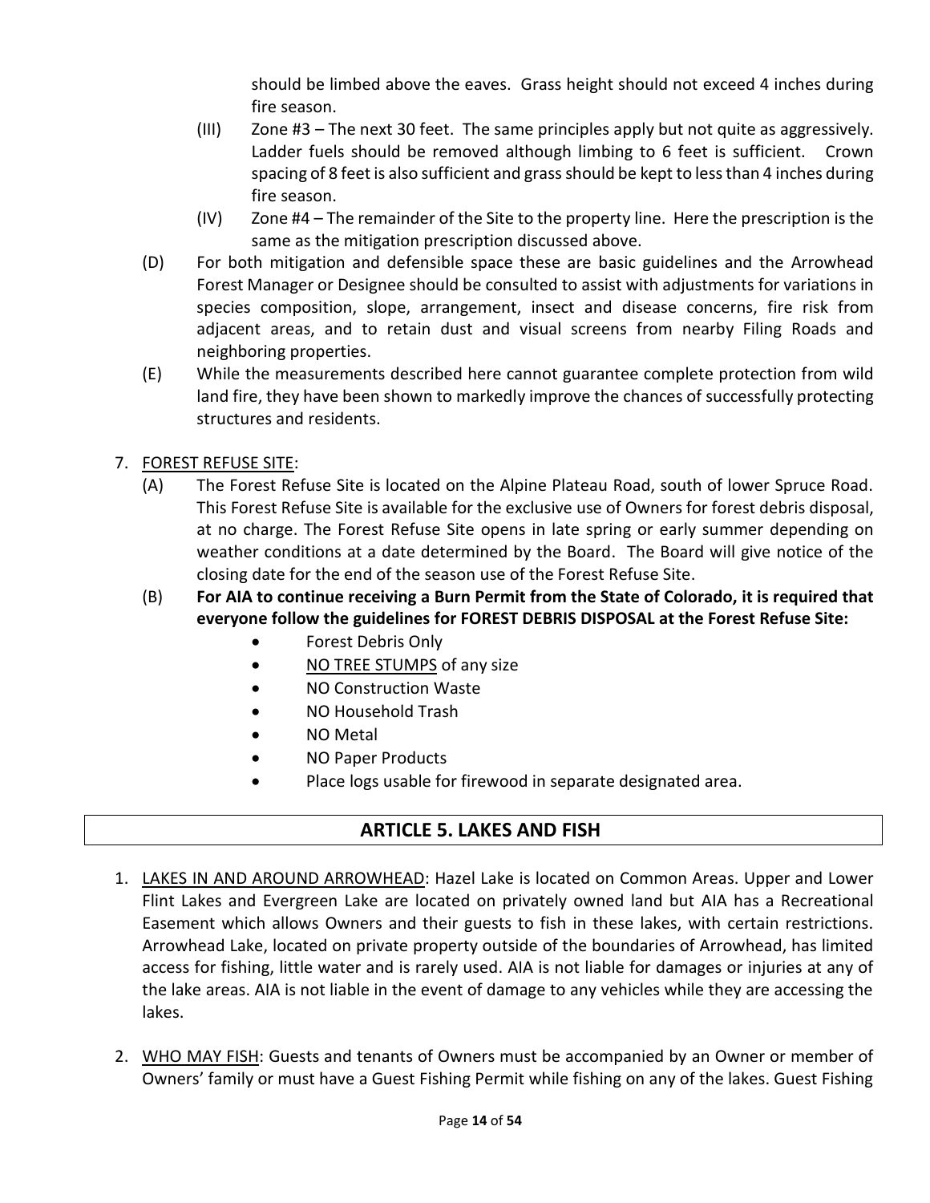should be limbed above the eaves. Grass height should not exceed 4 inches during fire season.

(III) Zone #3 – The next 30 feet. The same principles apply but not quite as aggressively. Ladder fuels should be removed although limbing to 6 feet is sufficient. Crown spacing of 8 feet is also sufficient and grass should be kept to less than 4 inches during fire season.

(IV) Zone #4 – The remainder of the Site to the property line. Here the prescription is the same as the mitigation prescription discussed above.

(D) For both mitigation and defensible space these are basic guidelines and the Arrowhead Forest Manager or Designee should be consulted to assist with adjustments for variations in species composition, slope, arrangement, insect and disease concerns, fire risk from adjacent areas, and to retain dust and visual screens from nearby Filing Roads and neighboring properties.

(E) While the measurements described here cannot guarantee complete protection from wild land fire, they have been shown to markedly improve the chances of successfully protecting structures and residents.

7. FOREST REFUSE SITE:

(A) The Forest Refuse Site is located on the Alpine Plateau Road, south of lower Spruce Road. This Forest Refuse Site is available for the exclusive use of Owners for forest debris disposal, at no charge. The Forest Refuse Site opens in late spring or early summer depending on weather conditions at a date determined by the Board. The Board will give notice of the closing date for the end of the season use of the Forest Refuse Site.

(B) **For AIA to continue receiving a Burn Permit from the State of Colorado, it is required that everyone follow the guidelines for FOREST DEBRIS DISPOSAL at the Forest Refuse Site:**

- Forest Debris Only
- NO TREE STUMPS of any size
- NO Construction Waste
- NO Household Trash
- NO Metal
- NO Paper Products
- Place logs usable for firewood in separate designated area.

## ARTICLE 5. LAKES AND FISH

1. LAKES IN AND AROUND ARROWHEAD: Hazel Lake is located on Common Areas. Upper and Lower Flint Lakes and Evergreen Lake are located on privately owned land but AIA has a Recreational Easement which allows Owners and their guests to fish in these lakes, with certain restrictions. Arrowhead Lake, located on private property outside of the boundaries of Arrowhead, has limited access for fishing, little water and is rarely used. AIA is not liable for damages or injuries at any of the lake areas. AIA is not liable in the event of damage to any vehicles while they are accessing the lakes.

2. WHO MAY FISH: Guests and tenants of Owners must be accompanied by an Owner or member of Owners' family or must have a Guest Fishing Permit while fishing on any of the lakes. Guest Fishing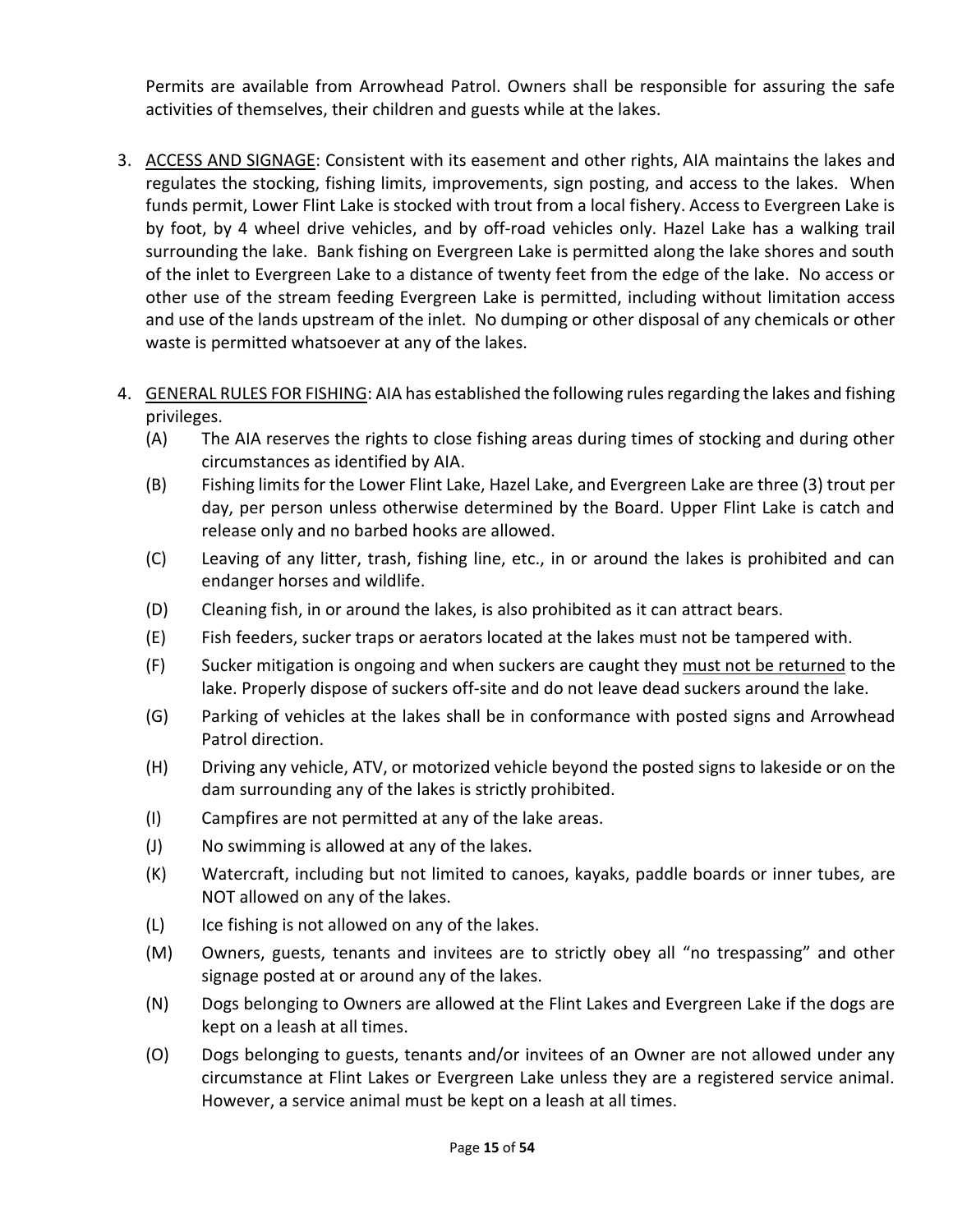Permits are available from Arrowhead Patrol. Owners shall be responsible for assuring the safe activities of themselves, their children and guests while at the lakes.

3. <u>ACCESS AND SIGNAGE</u>: Consistent with its easement and other rights, AIA maintains the lakes and regulates the stocking, fishing limits, improvements, sign posting, and access to the lakes. When funds permit, Lower Flint Lake is stocked with trout from a local fishery. Access to Evergreen Lake is by foot, by 4 wheel drive vehicles, and by off-road vehicles only. Hazel Lake has a walking trail surrounding the lake. Bank fishing on Evergreen Lake is permitted along the lake shores and south of the inlet to Evergreen Lake to a distance of twenty feet from the edge of the lake. No access or other use of the stream feeding Evergreen Lake is permitted, including without limitation access and use of the lands upstream of the inlet. No dumping or other disposal of any chemicals or other waste is permitted whatsoever at any of the lakes.

4. <u>GENERAL RULES FOR FISHING</u>: AIA has established the following rules regarding the lakes and fishing privileges.
   - (A) The AIA reserves the rights to close fishing areas during times of stocking and during other circumstances as identified by AIA.
   - (B) Fishing limits for the Lower Flint Lake, Hazel Lake, and Evergreen Lake are three (3) trout per day, per person unless otherwise determined by the Board. Upper Flint Lake is catch and release only and no barbed hooks are allowed.
   - (C) Leaving of any litter, trash, fishing line, etc., in or around the lakes is prohibited and can endanger horses and wildlife.
   - (D) Cleaning fish, in or around the lakes, is also prohibited as it can attract bears.
   - (E) Fish feeders, sucker traps or aerators located at the lakes must not be tampered with.
   - (F) Sucker mitigation is ongoing and when suckers are caught they <u>must not be returned</u> to the lake. Properly dispose of suckers off-site and do not leave dead suckers around the lake.
   - (G) Parking of vehicles at the lakes shall be in conformance with posted signs and Arrowhead Patrol direction.
   - (H) Driving any vehicle, ATV, or motorized vehicle beyond the posted signs to lakeside or on the dam surrounding any of the lakes is strictly prohibited.
   - (I) Campfires are not permitted at any of the lake areas.
   - (J) No swimming is allowed at any of the lakes.
   - (K) Watercraft, including but not limited to canoes, kayaks, paddle boards or inner tubes, are NOT allowed on any of the lakes.
   - (L) Ice fishing is not allowed on any of the lakes.
   - (M) Owners, guests, tenants and invitees are to strictly obey all "no trespassing" and other signage posted at or around any of the lakes.
   - (N) Dogs belonging to Owners are allowed at the Flint Lakes and Evergreen Lake if the dogs are kept on a leash at all times.
   - (O) Dogs belonging to guests, tenants and/or invitees of an Owner are not allowed under any circumstance at Flint Lakes or Evergreen Lake unless they are a registered service animal. However, a service animal must be kept on a leash at all times.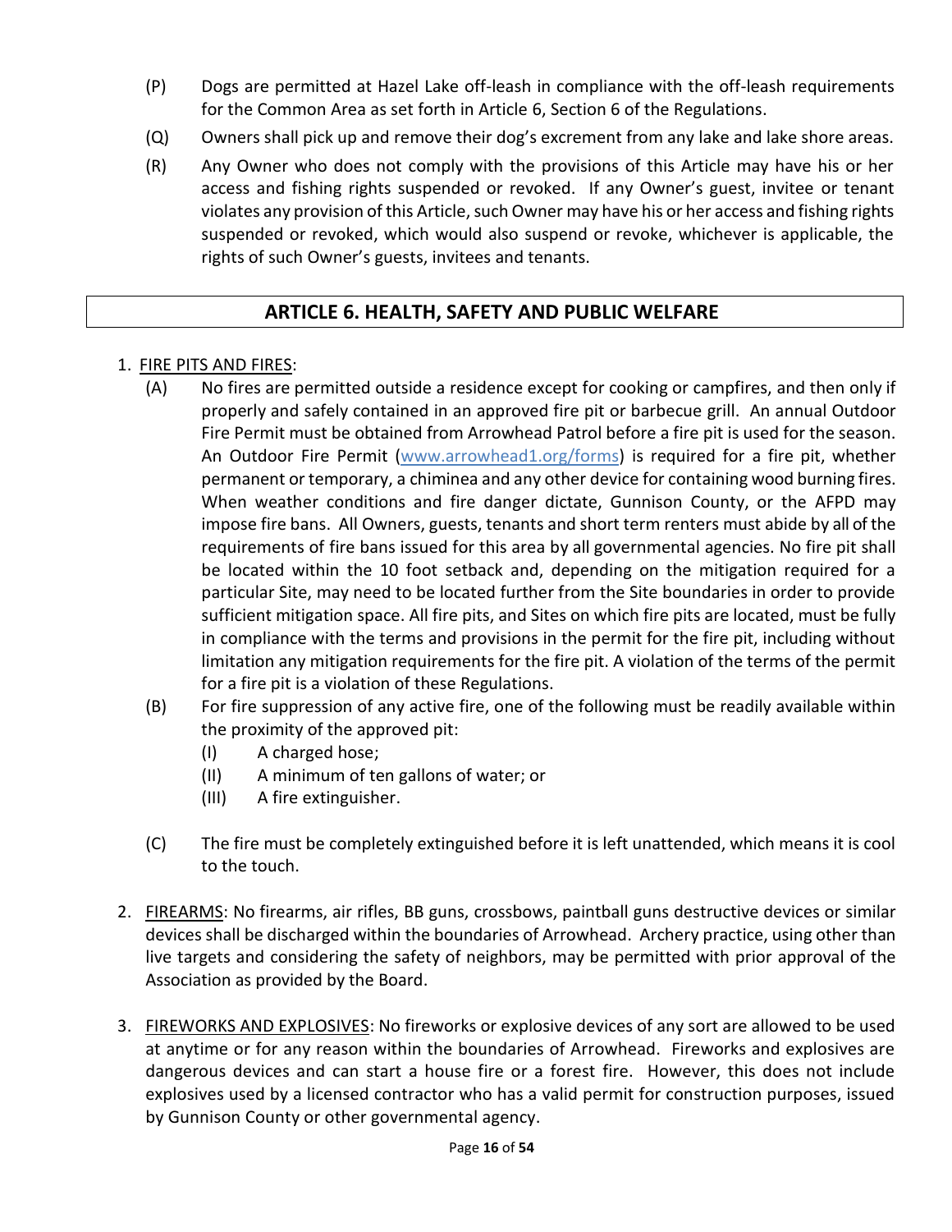(P) Dogs are permitted at Hazel Lake off-leash in compliance with the off-leash requirements for the Common Area as set forth in Article 6, Section 6 of the Regulations.

(Q) Owners shall pick up and remove their dog's excrement from any lake and lake shore areas.

(R) Any Owner who does not comply with the provisions of this Article may have his or her access and fishing rights suspended or revoked. If any Owner's guest, invitee or tenant violates any provision of this Article, such Owner may have his or her access and fishing rights suspended or revoked, which would also suspend or revoke, whichever is applicable, the rights of such Owner's guests, invitees and tenants.

## ARTICLE 6. HEALTH, SAFETY AND PUBLIC WELFARE

1. FIRE PITS AND FIRES:

   (A) No fires are permitted outside a residence except for cooking or campfires, and then only if properly and safely contained in an approved fire pit or barbecue grill. An annual Outdoor Fire Permit must be obtained from Arrowhead Patrol before a fire pit is used for the season. An Outdoor Fire Permit (www.arrowhead1.org/forms) is required for a fire pit, whether permanent or temporary, a chiminea and any other device for containing wood burning fires. When weather conditions and fire danger dictate, Gunnison County, or the AFPD may impose fire bans. All Owners, guests, tenants and short term renters must abide by all of the requirements of fire bans issued for this area by all governmental agencies. No fire pit shall be located within the 10 foot setback and, depending on the mitigation required for a particular Site, may need to be located further from the Site boundaries in order to provide sufficient mitigation space. All fire pits, and Sites on which fire pits are located, must be fully in compliance with the terms and provisions in the permit for the fire pit, including without limitation any mitigation requirements for the fire pit. A violation of the terms of the permit for a fire pit is a violation of these Regulations.

   (B) For fire suppression of any active fire, one of the following must be readily available within the proximity of the approved pit:

      (I) A charged hose;

      (II) A minimum of ten gallons of water; or

      (III) A fire extinguisher.

   (C) The fire must be completely extinguished before it is left unattended, which means it is cool to the touch.

2. FIREARMS: No firearms, air rifles, BB guns, crossbows, paintball guns destructive devices or similar devices shall be discharged within the boundaries of Arrowhead. Archery practice, using other than live targets and considering the safety of neighbors, may be permitted with prior approval of the Association as provided by the Board.

3. FIREWORKS AND EXPLOSIVES: No fireworks or explosive devices of any sort are allowed to be used at anytime or for any reason within the boundaries of Arrowhead. Fireworks and explosives are dangerous devices and can start a house fire or a forest fire. However, this does not include explosives used by a licensed contractor who has a valid permit for construction purposes, issued by Gunnison County or other governmental agency.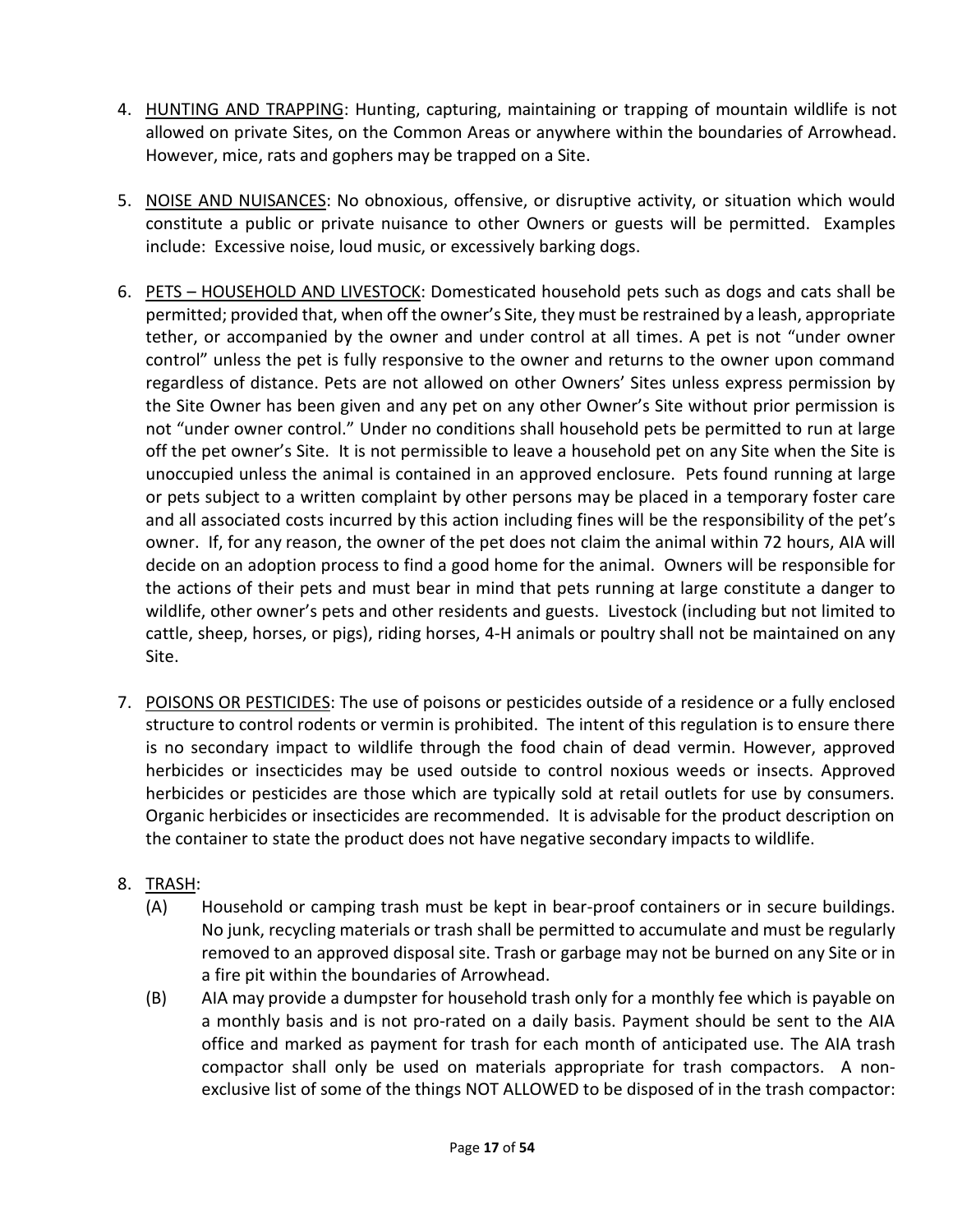4. <u>HUNTING AND TRAPPING</u>: Hunting, capturing, maintaining or trapping of mountain wildlife is not allowed on private Sites, on the Common Areas or anywhere within the boundaries of Arrowhead. However, mice, rats and gophers may be trapped on a Site.

5. <u>NOISE AND NUISANCES</u>: No obnoxious, offensive, or disruptive activity, or situation which would constitute a public or private nuisance to other Owners or guests will be permitted. Examples include: Excessive noise, loud music, or excessively barking dogs.

6. <u>PETS – HOUSEHOLD AND LIVESTOCK</u>: Domesticated household pets such as dogs and cats shall be permitted; provided that, when off the owner's Site, they must be restrained by a leash, appropriate tether, or accompanied by the owner and under control at all times. A pet is not "under owner control" unless the pet is fully responsive to the owner and returns to the owner upon command regardless of distance. Pets are not allowed on other Owners' Sites unless express permission by the Site Owner has been given and any pet on any other Owner's Site without prior permission is not "under owner control." Under no conditions shall household pets be permitted to run at large off the pet owner's Site. It is not permissible to leave a household pet on any Site when the Site is unoccupied unless the animal is contained in an approved enclosure. Pets found running at large or pets subject to a written complaint by other persons may be placed in a temporary foster care and all associated costs incurred by this action including fines will be the responsibility of the pet's owner. If, for any reason, the owner of the pet does not claim the animal within 72 hours, AIA will decide on an adoption process to find a good home for the animal. Owners will be responsible for the actions of their pets and must bear in mind that pets running at large constitute a danger to wildlife, other owner's pets and other residents and guests. Livestock (including but not limited to cattle, sheep, horses, or pigs), riding horses, 4-H animals or poultry shall not be maintained on any Site.

7. <u>POISONS OR PESTICIDES</u>: The use of poisons or pesticides outside of a residence or a fully enclosed structure to control rodents or vermin is prohibited. The intent of this regulation is to ensure there is no secondary impact to wildlife through the food chain of dead vermin. However, approved herbicides or insecticides may be used outside to control noxious weeds or insects. Approved herbicides or pesticides are those which are typically sold at retail outlets for use by consumers. Organic herbicides or insecticides are recommended. It is advisable for the product description on the container to state the product does not have negative secondary impacts to wildlife.

8. <u>TRASH</u>:
   (A) Household or camping trash must be kept in bear-proof containers or in secure buildings. No junk, recycling materials or trash shall be permitted to accumulate and must be regularly removed to an approved disposal site. Trash or garbage may not be burned on any Site or in a fire pit within the boundaries of Arrowhead.
   (B) AIA may provide a dumpster for household trash only for a monthly fee which is payable on a monthly basis and is not pro-rated on a daily basis. Payment should be sent to the AIA office and marked as payment for trash for each month of anticipated use. The AIA trash compactor shall only be used on materials appropriate for trash compactors. A non-exclusive list of some of the things NOT ALLOWED to be disposed of in the trash compactor: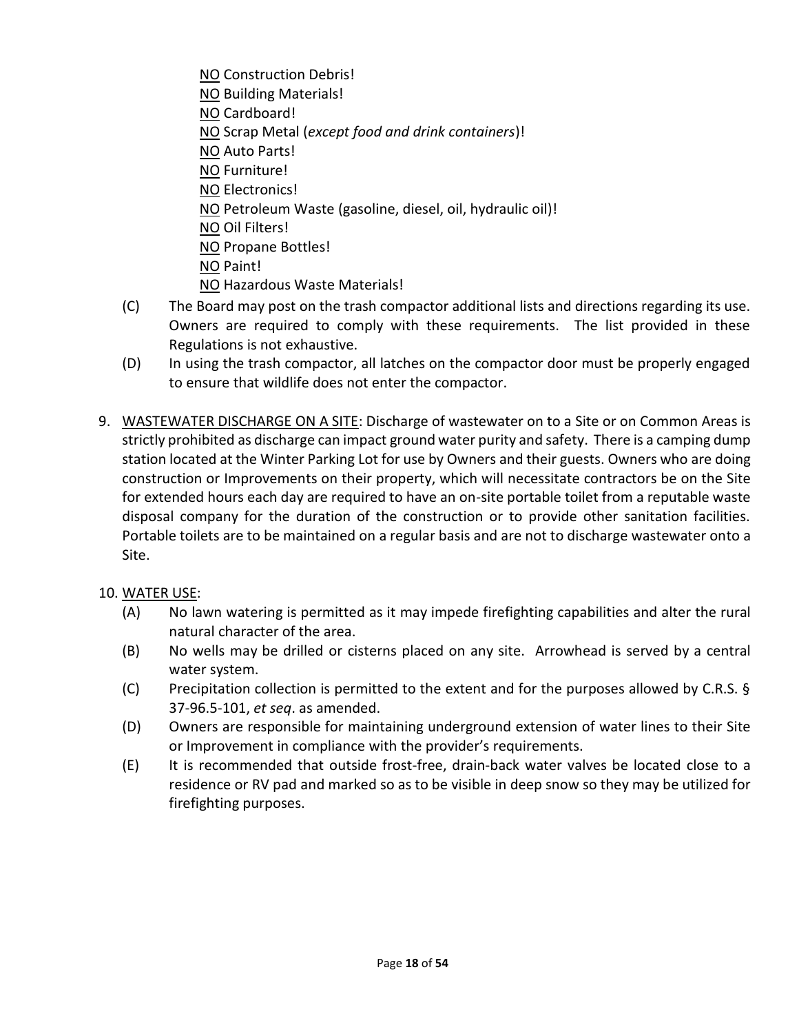<u>NO</u> Construction Debris!
<u>NO</u> Building Materials!
<u>NO</u> Cardboard!
<u>NO</u> Scrap Metal (*except food and drink containers*)!
<u>NO</u> Auto Parts!
<u>NO</u> Furniture!
<u>NO</u> Electronics!
<u>NO</u> Petroleum Waste (gasoline, diesel, oil, hydraulic oil)!
<u>NO</u> Oil Filters!
<u>NO</u> Propane Bottles!
<u>NO</u> Paint!
<u>NO</u> Hazardous Waste Materials!

(C) The Board may post on the trash compactor additional lists and directions regarding its use. Owners are required to comply with these requirements. The list provided in these Regulations is not exhaustive.

(D) In using the trash compactor, all latches on the compactor door must be properly engaged to ensure that wildlife does not enter the compactor.

9. <u>WASTEWATER DISCHARGE ON A SITE</u>: Discharge of wastewater on to a Site or on Common Areas is strictly prohibited as discharge can impact ground water purity and safety. There is a camping dump station located at the Winter Parking Lot for use by Owners and their guests. Owners who are doing construction or Improvements on their property, which will necessitate contractors be on the Site for extended hours each day are required to have an on-site portable toilet from a reputable waste disposal company for the duration of the construction or to provide other sanitation facilities. Portable toilets are to be maintained on a regular basis and are not to discharge wastewater onto a Site.

10. <u>WATER USE</u>:

(A) No lawn watering is permitted as it may impede firefighting capabilities and alter the rural natural character of the area.

(B) No wells may be drilled or cisterns placed on any site. Arrowhead is served by a central water system.

(C) Precipitation collection is permitted to the extent and for the purposes allowed by C.R.S. § 37-96.5-101, *et seq*. as amended.

(D) Owners are responsible for maintaining underground extension of water lines to their Site or Improvement in compliance with the provider's requirements.

(E) It is recommended that outside frost-free, drain-back water valves be located close to a residence or RV pad and marked so as to be visible in deep snow so they may be utilized for firefighting purposes.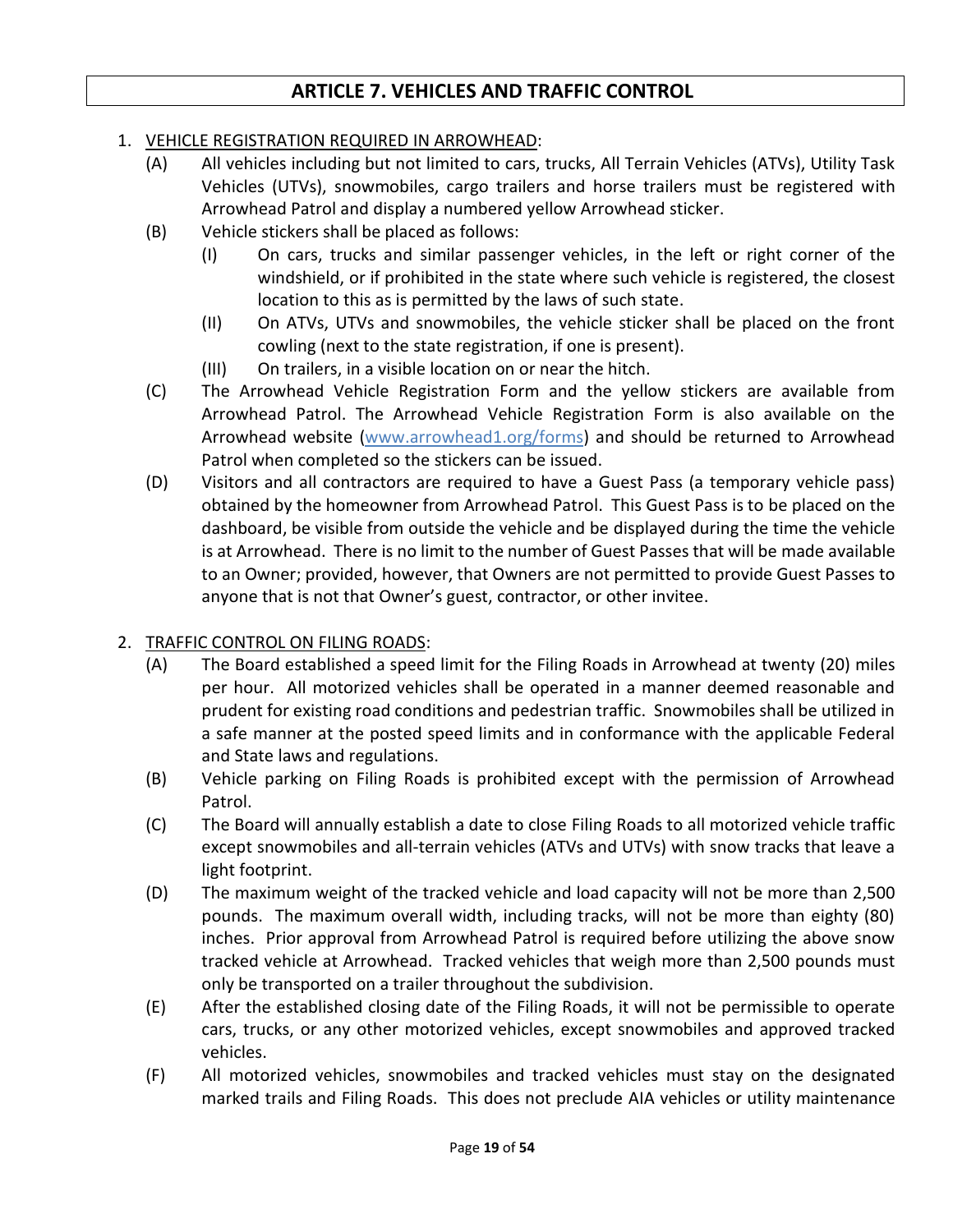# ARTICLE 7. VEHICLES AND TRAFFIC CONTROL

1. VEHICLE REGISTRATION REQUIRED IN ARROWHEAD:
   - (A) All vehicles including but not limited to cars, trucks, All Terrain Vehicles (ATVs), Utility Task Vehicles (UTVs), snowmobiles, cargo trailers and horse trailers must be registered with Arrowhead Patrol and display a numbered yellow Arrowhead sticker.
   - (B) Vehicle stickers shall be placed as follows:
     - (I) On cars, trucks and similar passenger vehicles, in the left or right corner of the windshield, or if prohibited in the state where such vehicle is registered, the closest location to this as is permitted by the laws of such state.
     - (II) On ATVs, UTVs and snowmobiles, the vehicle sticker shall be placed on the front cowling (next to the state registration, if one is present).
     - (III) On trailers, in a visible location on or near the hitch.
   - (C) The Arrowhead Vehicle Registration Form and the yellow stickers are available from Arrowhead Patrol. The Arrowhead Vehicle Registration Form is also available on the Arrowhead website (www.arrowhead1.org/forms) and should be returned to Arrowhead Patrol when completed so the stickers can be issued.
   - (D) Visitors and all contractors are required to have a Guest Pass (a temporary vehicle pass) obtained by the homeowner from Arrowhead Patrol. This Guest Pass is to be placed on the dashboard, be visible from outside the vehicle and be displayed during the time the vehicle is at Arrowhead. There is no limit to the number of Guest Passes that will be made available to an Owner; provided, however, that Owners are not permitted to provide Guest Passes to anyone that is not that Owner's guest, contractor, or other invitee.

2. TRAFFIC CONTROL ON FILING ROADS:
   - (A) The Board established a speed limit for the Filing Roads in Arrowhead at twenty (20) miles per hour. All motorized vehicles shall be operated in a manner deemed reasonable and prudent for existing road conditions and pedestrian traffic. Snowmobiles shall be utilized in a safe manner at the posted speed limits and in conformance with the applicable Federal and State laws and regulations.
   - (B) Vehicle parking on Filing Roads is prohibited except with the permission of Arrowhead Patrol.
   - (C) The Board will annually establish a date to close Filing Roads to all motorized vehicle traffic except snowmobiles and all-terrain vehicles (ATVs and UTVs) with snow tracks that leave a light footprint.
   - (D) The maximum weight of the tracked vehicle and load capacity will not be more than 2,500 pounds. The maximum overall width, including tracks, will not be more than eighty (80) inches. Prior approval from Arrowhead Patrol is required before utilizing the above snow tracked vehicle at Arrowhead. Tracked vehicles that weigh more than 2,500 pounds must only be transported on a trailer throughout the subdivision.
   - (E) After the established closing date of the Filing Roads, it will not be permissible to operate cars, trucks, or any other motorized vehicles, except snowmobiles and approved tracked vehicles.
   - (F) All motorized vehicles, snowmobiles and tracked vehicles must stay on the designated marked trails and Filing Roads. This does not preclude AIA vehicles or utility maintenance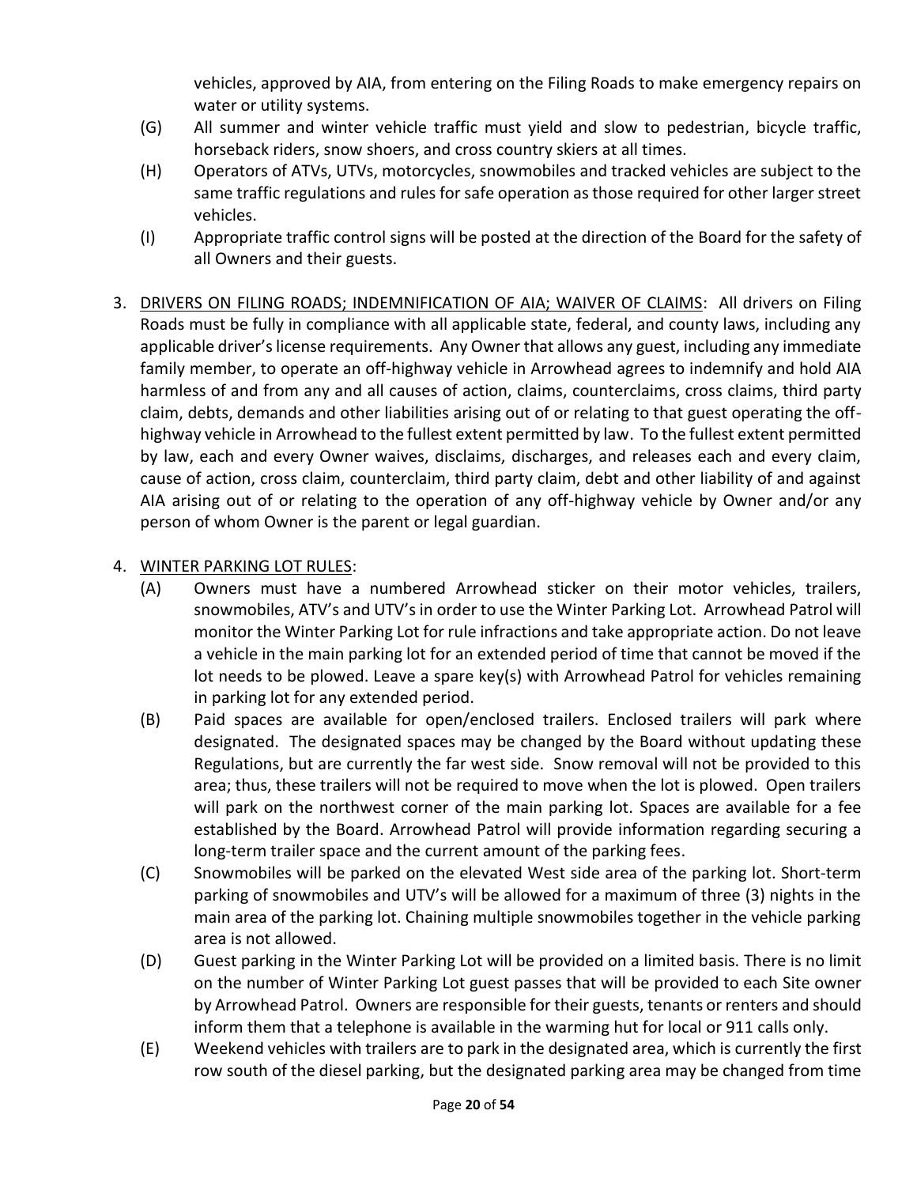vehicles, approved by AIA, from entering on the Filing Roads to make emergency repairs on water or utility systems.

(G) All summer and winter vehicle traffic must yield and slow to pedestrian, bicycle traffic, horseback riders, snow shoers, and cross country skiers at all times.

(H) Operators of ATVs, UTVs, motorcycles, snowmobiles and tracked vehicles are subject to the same traffic regulations and rules for safe operation as those required for other larger street vehicles.

(I) Appropriate traffic control signs will be posted at the direction of the Board for the safety of all Owners and their guests.

3. <u>DRIVERS ON FILING ROADS; INDEMNIFICATION OF AIA; WAIVER OF CLAIMS</u>: All drivers on Filing Roads must be fully in compliance with all applicable state, federal, and county laws, including any applicable driver's license requirements. Any Owner that allows any guest, including any immediate family member, to operate an off-highway vehicle in Arrowhead agrees to indemnify and hold AIA harmless of and from any and all causes of action, claims, counterclaims, cross claims, third party claim, debts, demands and other liabilities arising out of or relating to that guest operating the off-highway vehicle in Arrowhead to the fullest extent permitted by law. To the fullest extent permitted by law, each and every Owner waives, disclaims, discharges, and releases each and every claim, cause of action, cross claim, counterclaim, third party claim, debt and other liability of and against AIA arising out of or relating to the operation of any off-highway vehicle by Owner and/or any person of whom Owner is the parent or legal guardian.

4. <u>WINTER PARKING LOT RULES</u>:

(A) Owners must have a numbered Arrowhead sticker on their motor vehicles, trailers, snowmobiles, ATV's and UTV's in order to use the Winter Parking Lot. Arrowhead Patrol will monitor the Winter Parking Lot for rule infractions and take appropriate action. Do not leave a vehicle in the main parking lot for an extended period of time that cannot be moved if the lot needs to be plowed. Leave a spare key(s) with Arrowhead Patrol for vehicles remaining in parking lot for any extended period.

(B) Paid spaces are available for open/enclosed trailers. Enclosed trailers will park where designated. The designated spaces may be changed by the Board without updating these Regulations, but are currently the far west side. Snow removal will not be provided to this area; thus, these trailers will not be required to move when the lot is plowed. Open trailers will park on the northwest corner of the main parking lot. Spaces are available for a fee established by the Board. Arrowhead Patrol will provide information regarding securing a long-term trailer space and the current amount of the parking fees.

(C) Snowmobiles will be parked on the elevated West side area of the parking lot. Short-term parking of snowmobiles and UTV's will be allowed for a maximum of three (3) nights in the main area of the parking lot. Chaining multiple snowmobiles together in the vehicle parking area is not allowed.

(D) Guest parking in the Winter Parking Lot will be provided on a limited basis. There is no limit on the number of Winter Parking Lot guest passes that will be provided to each Site owner by Arrowhead Patrol. Owners are responsible for their guests, tenants or renters and should inform them that a telephone is available in the warming hut for local or 911 calls only.

(E) Weekend vehicles with trailers are to park in the designated area, which is currently the first row south of the diesel parking, but the designated parking area may be changed from time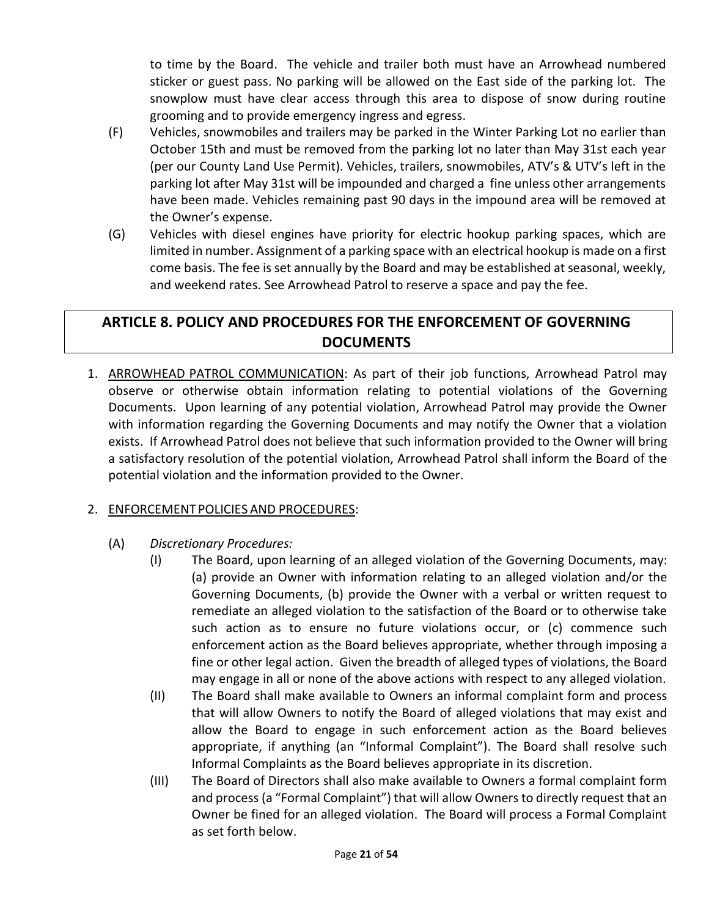to time by the Board. The vehicle and trailer both must have an Arrowhead numbered sticker or guest pass. No parking will be allowed on the East side of the parking lot. The snowplow must have clear access through this area to dispose of snow during routine grooming and to provide emergency ingress and egress.

(F) Vehicles, snowmobiles and trailers may be parked in the Winter Parking Lot no earlier than October 15th and must be removed from the parking lot no later than May 31st each year (per our County Land Use Permit). Vehicles, trailers, snowmobiles, ATV's & UTV's left in the parking lot after May 31st will be impounded and charged a fine unless other arrangements have been made. Vehicles remaining past 90 days in the impound area will be removed at the Owner's expense.

(G) Vehicles with diesel engines have priority for electric hookup parking spaces, which are limited in number. Assignment of a parking space with an electrical hookup is made on a first come basis. The fee is set annually by the Board and may be established at seasonal, weekly, and weekend rates. See Arrowhead Patrol to reserve a space and pay the fee.

## ARTICLE 8. POLICY AND PROCEDURES FOR THE ENFORCEMENT OF GOVERNING DOCUMENTS

1. ARROWHEAD PATROL COMMUNICATION: As part of their job functions, Arrowhead Patrol may observe or otherwise obtain information relating to potential violations of the Governing Documents. Upon learning of any potential violation, Arrowhead Patrol may provide the Owner with information regarding the Governing Documents and may notify the Owner that a violation exists. If Arrowhead Patrol does not believe that such information provided to the Owner will bring a satisfactory resolution of the potential violation, Arrowhead Patrol shall inform the Board of the potential violation and the information provided to the Owner.

2. ENFORCEMENT POLICIES AND PROCEDURES:

   (A) *Discretionary Procedures:*

   (I) The Board, upon learning of an alleged violation of the Governing Documents, may: (a) provide an Owner with information relating to an alleged violation and/or the Governing Documents, (b) provide the Owner with a verbal or written request to remediate an alleged violation to the satisfaction of the Board or to otherwise take such action as to ensure no future violations occur, or (c) commence such enforcement action as the Board believes appropriate, whether through imposing a fine or other legal action. Given the breadth of alleged types of violations, the Board may engage in all or none of the above actions with respect to any alleged violation.

   (II) The Board shall make available to Owners an informal complaint form and process that will allow Owners to notify the Board of alleged violations that may exist and allow the Board to engage in such enforcement action as the Board believes appropriate, if anything (an "Informal Complaint"). The Board shall resolve such Informal Complaints as the Board believes appropriate in its discretion.

   (III) The Board of Directors shall also make available to Owners a formal complaint form and process (a "Formal Complaint") that will allow Owners to directly request that an Owner be fined for an alleged violation. The Board will process a Formal Complaint as set forth below.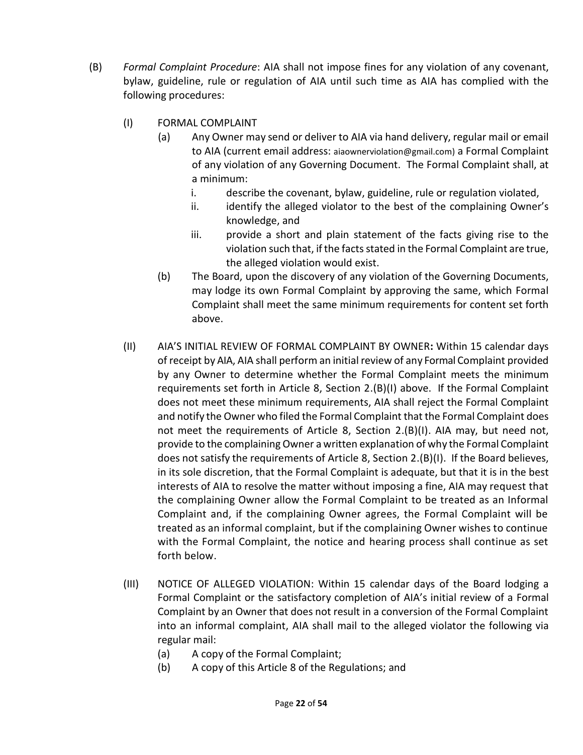(B) *Formal Complaint Procedure*: AIA shall not impose fines for any violation of any covenant, bylaw, guideline, rule or regulation of AIA until such time as AIA has complied with the following procedures:

(I) FORMAL COMPLAINT

(a) Any Owner may send or deliver to AIA via hand delivery, regular mail or email to AIA (current email address: aiaownerviolation@gmail.com) a Formal Complaint of any violation of any Governing Document. The Formal Complaint shall, at a minimum:

i. describe the covenant, bylaw, guideline, rule or regulation violated,

ii. identify the alleged violator to the best of the complaining Owner's knowledge, and

iii. provide a short and plain statement of the facts giving rise to the violation such that, if the facts stated in the Formal Complaint are true, the alleged violation would exist.

(b) The Board, upon the discovery of any violation of the Governing Documents, may lodge its own Formal Complaint by approving the same, which Formal Complaint shall meet the same minimum requirements for content set forth above.

(II) AIA'S INITIAL REVIEW OF FORMAL COMPLAINT BY OWNER**:** Within 15 calendar days of receipt by AIA, AIA shall perform an initial review of any Formal Complaint provided by any Owner to determine whether the Formal Complaint meets the minimum requirements set forth in Article 8, Section 2.(B)(I) above. If the Formal Complaint does not meet these minimum requirements, AIA shall reject the Formal Complaint and notify the Owner who filed the Formal Complaint that the Formal Complaint does not meet the requirements of Article 8, Section 2.(B)(I). AIA may, but need not, provide to the complaining Owner a written explanation of why the Formal Complaint does not satisfy the requirements of Article 8, Section 2.(B)(I). If the Board believes, in its sole discretion, that the Formal Complaint is adequate, but that it is in the best interests of AIA to resolve the matter without imposing a fine, AIA may request that the complaining Owner allow the Formal Complaint to be treated as an Informal Complaint and, if the complaining Owner agrees, the Formal Complaint will be treated as an informal complaint, but if the complaining Owner wishes to continue with the Formal Complaint, the notice and hearing process shall continue as set forth below.

(III) NOTICE OF ALLEGED VIOLATION: Within 15 calendar days of the Board lodging a Formal Complaint or the satisfactory completion of AIA's initial review of a Formal Complaint by an Owner that does not result in a conversion of the Formal Complaint into an informal complaint, AIA shall mail to the alleged violator the following via regular mail:

(a) A copy of the Formal Complaint;

(b) A copy of this Article 8 of the Regulations; and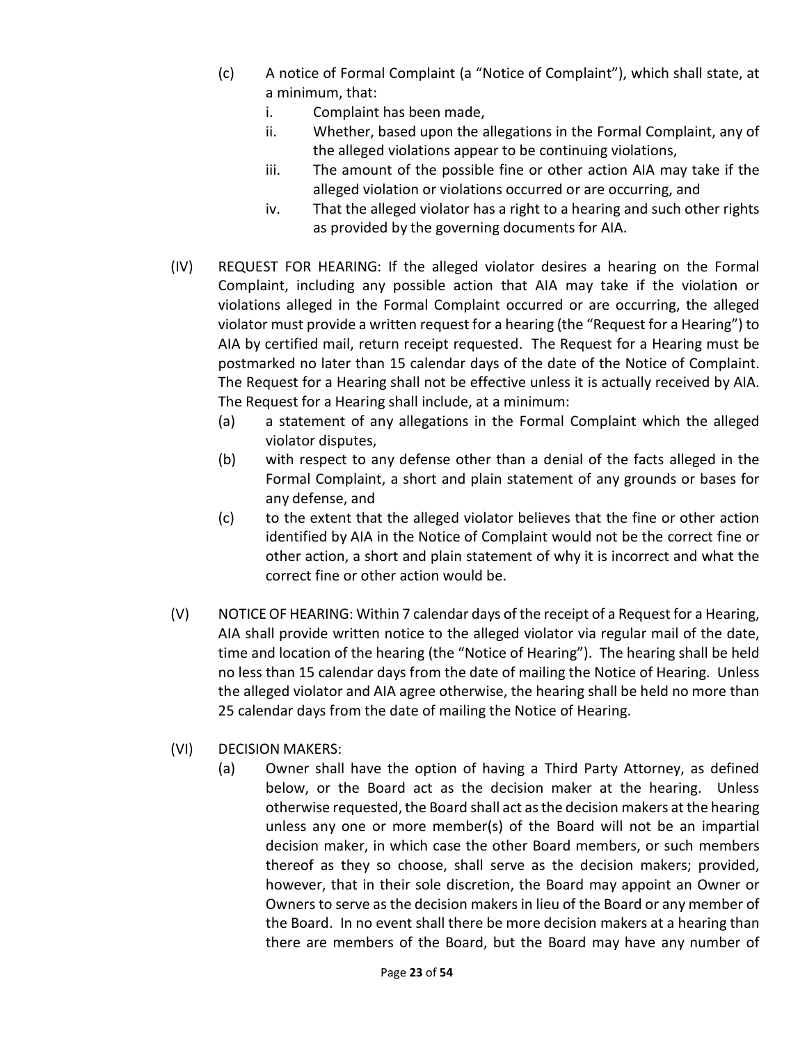(c) A notice of Formal Complaint (a "Notice of Complaint"), which shall state, at a minimum, that:

   i. Complaint has been made,

   ii. Whether, based upon the allegations in the Formal Complaint, any of the alleged violations appear to be continuing violations,

   iii. The amount of the possible fine or other action AIA may take if the alleged violation or violations occurred or are occurring, and

   iv. That the alleged violator has a right to a hearing and such other rights as provided by the governing documents for AIA.

(IV) REQUEST FOR HEARING: If the alleged violator desires a hearing on the Formal Complaint, including any possible action that AIA may take if the violation or violations alleged in the Formal Complaint occurred or are occurring, the alleged violator must provide a written request for a hearing (the "Request for a Hearing") to AIA by certified mail, return receipt requested. The Request for a Hearing must be postmarked no later than 15 calendar days of the date of the Notice of Complaint. The Request for a Hearing shall not be effective unless it is actually received by AIA. The Request for a Hearing shall include, at a minimum:

   (a) a statement of any allegations in the Formal Complaint which the alleged violator disputes,

   (b) with respect to any defense other than a denial of the facts alleged in the Formal Complaint, a short and plain statement of any grounds or bases for any defense, and

   (c) to the extent that the alleged violator believes that the fine or other action identified by AIA in the Notice of Complaint would not be the correct fine or other action, a short and plain statement of why it is incorrect and what the correct fine or other action would be.

(V) NOTICE OF HEARING: Within 7 calendar days of the receipt of a Request for a Hearing, AIA shall provide written notice to the alleged violator via regular mail of the date, time and location of the hearing (the "Notice of Hearing"). The hearing shall be held no less than 15 calendar days from the date of mailing the Notice of Hearing. Unless the alleged violator and AIA agree otherwise, the hearing shall be held no more than 25 calendar days from the date of mailing the Notice of Hearing.

(VI) DECISION MAKERS:

   (a) Owner shall have the option of having a Third Party Attorney, as defined below, or the Board act as the decision maker at the hearing. Unless otherwise requested, the Board shall act as the decision makers at the hearing unless any one or more member(s) of the Board will not be an impartial decision maker, in which case the other Board members, or such members thereof as they so choose, shall serve as the decision makers; provided, however, that in their sole discretion, the Board may appoint an Owner or Owners to serve as the decision makers in lieu of the Board or any member of the Board. In no event shall there be more decision makers at a hearing than there are members of the Board, but the Board may have any number of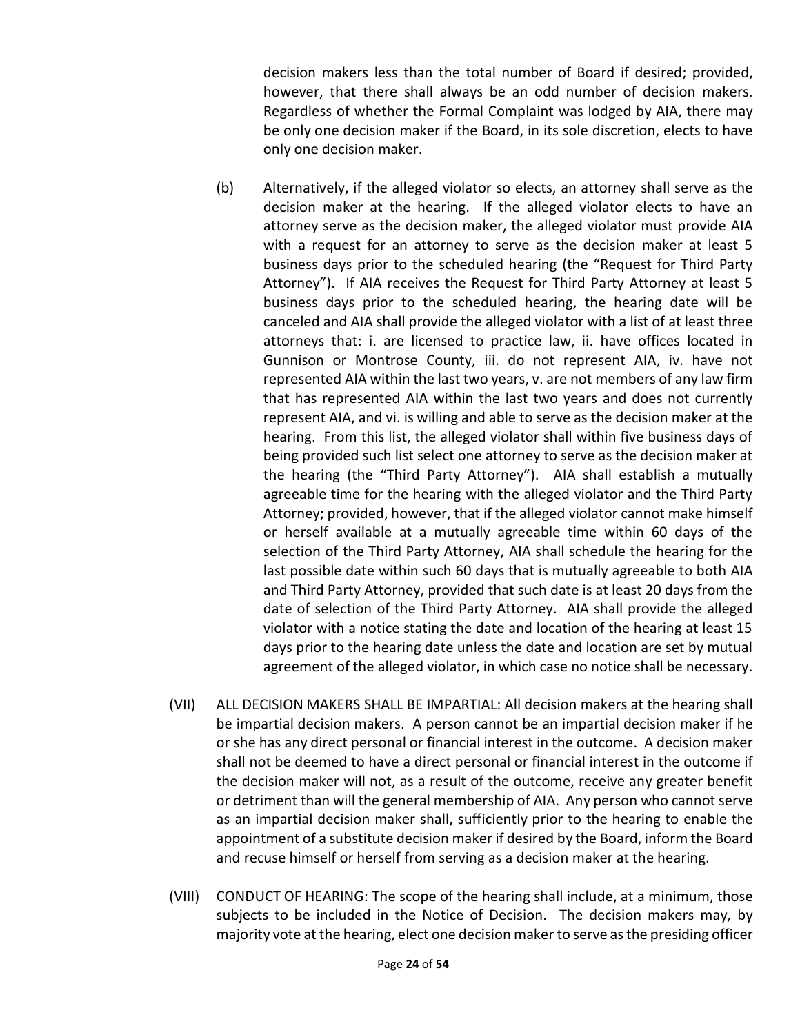decision makers less than the total number of Board if desired; provided, however, that there shall always be an odd number of decision makers. Regardless of whether the Formal Complaint was lodged by AIA, there may be only one decision maker if the Board, in its sole discretion, elects to have only one decision maker.

(b) Alternatively, if the alleged violator so elects, an attorney shall serve as the decision maker at the hearing. If the alleged violator elects to have an attorney serve as the decision maker, the alleged violator must provide AIA with a request for an attorney to serve as the decision maker at least 5 business days prior to the scheduled hearing (the "Request for Third Party Attorney"). If AIA receives the Request for Third Party Attorney at least 5 business days prior to the scheduled hearing, the hearing date will be canceled and AIA shall provide the alleged violator with a list of at least three attorneys that: i. are licensed to practice law, ii. have offices located in Gunnison or Montrose County, iii. do not represent AIA, iv. have not represented AIA within the last two years, v. are not members of any law firm that has represented AIA within the last two years and does not currently represent AIA, and vi. is willing and able to serve as the decision maker at the hearing. From this list, the alleged violator shall within five business days of being provided such list select one attorney to serve as the decision maker at the hearing (the "Third Party Attorney"). AIA shall establish a mutually agreeable time for the hearing with the alleged violator and the Third Party Attorney; provided, however, that if the alleged violator cannot make himself or herself available at a mutually agreeable time within 60 days of the selection of the Third Party Attorney, AIA shall schedule the hearing for the last possible date within such 60 days that is mutually agreeable to both AIA and Third Party Attorney, provided that such date is at least 20 days from the date of selection of the Third Party Attorney. AIA shall provide the alleged violator with a notice stating the date and location of the hearing at least 15 days prior to the hearing date unless the date and location are set by mutual agreement of the alleged violator, in which case no notice shall be necessary.

(VII) ALL DECISION MAKERS SHALL BE IMPARTIAL: All decision makers at the hearing shall be impartial decision makers. A person cannot be an impartial decision maker if he or she has any direct personal or financial interest in the outcome. A decision maker shall not be deemed to have a direct personal or financial interest in the outcome if the decision maker will not, as a result of the outcome, receive any greater benefit or detriment than will the general membership of AIA. Any person who cannot serve as an impartial decision maker shall, sufficiently prior to the hearing to enable the appointment of a substitute decision maker if desired by the Board, inform the Board and recuse himself or herself from serving as a decision maker at the hearing.

(VIII) CONDUCT OF HEARING: The scope of the hearing shall include, at a minimum, those subjects to be included in the Notice of Decision. The decision makers may, by majority vote at the hearing, elect one decision maker to serve as the presiding officer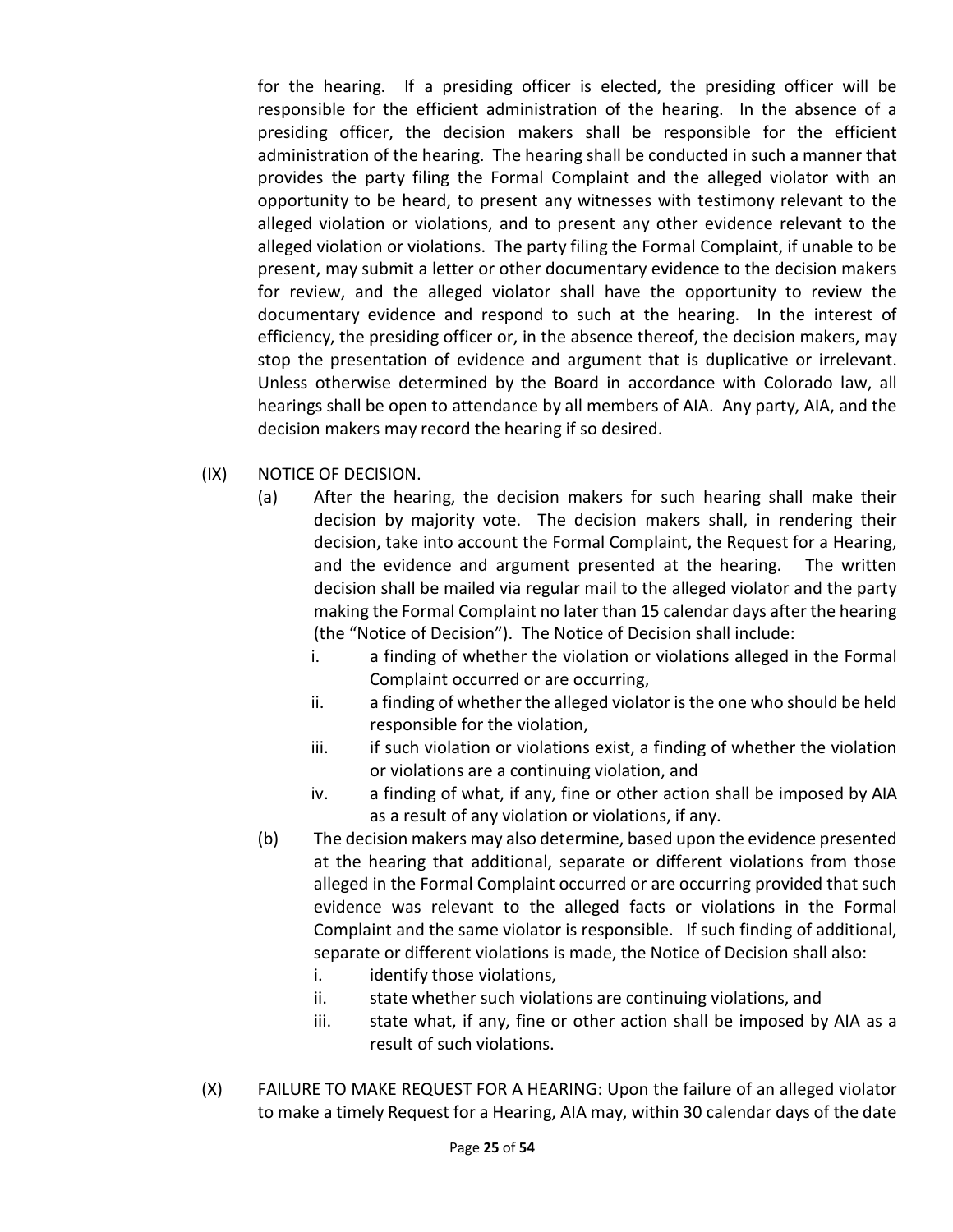for the hearing. If a presiding officer is elected, the presiding officer will be responsible for the efficient administration of the hearing. In the absence of a presiding officer, the decision makers shall be responsible for the efficient administration of the hearing. The hearing shall be conducted in such a manner that provides the party filing the Formal Complaint and the alleged violator with an opportunity to be heard, to present any witnesses with testimony relevant to the alleged violation or violations, and to present any other evidence relevant to the alleged violation or violations. The party filing the Formal Complaint, if unable to be present, may submit a letter or other documentary evidence to the decision makers for review, and the alleged violator shall have the opportunity to review the documentary evidence and respond to such at the hearing. In the interest of efficiency, the presiding officer or, in the absence thereof, the decision makers, may stop the presentation of evidence and argument that is duplicative or irrelevant. Unless otherwise determined by the Board in accordance with Colorado law, all hearings shall be open to attendance by all members of AIA. Any party, AIA, and the decision makers may record the hearing if so desired.

(IX) NOTICE OF DECISION.

(a) After the hearing, the decision makers for such hearing shall make their decision by majority vote. The decision makers shall, in rendering their decision, take into account the Formal Complaint, the Request for a Hearing, and the evidence and argument presented at the hearing. The written decision shall be mailed via regular mail to the alleged violator and the party making the Formal Complaint no later than 15 calendar days after the hearing (the "Notice of Decision"). The Notice of Decision shall include:

i. a finding of whether the violation or violations alleged in the Formal Complaint occurred or are occurring,

ii. a finding of whether the alleged violator is the one who should be held responsible for the violation,

iii. if such violation or violations exist, a finding of whether the violation or violations are a continuing violation, and

iv. a finding of what, if any, fine or other action shall be imposed by AIA as a result of any violation or violations, if any.

(b) The decision makers may also determine, based upon the evidence presented at the hearing that additional, separate or different violations from those alleged in the Formal Complaint occurred or are occurring provided that such evidence was relevant to the alleged facts or violations in the Formal Complaint and the same violator is responsible. If such finding of additional, separate or different violations is made, the Notice of Decision shall also:

i. identify those violations,

ii. state whether such violations are continuing violations, and

iii. state what, if any, fine or other action shall be imposed by AIA as a result of such violations.

(X) FAILURE TO MAKE REQUEST FOR A HEARING: Upon the failure of an alleged violator to make a timely Request for a Hearing, AIA may, within 30 calendar days of the date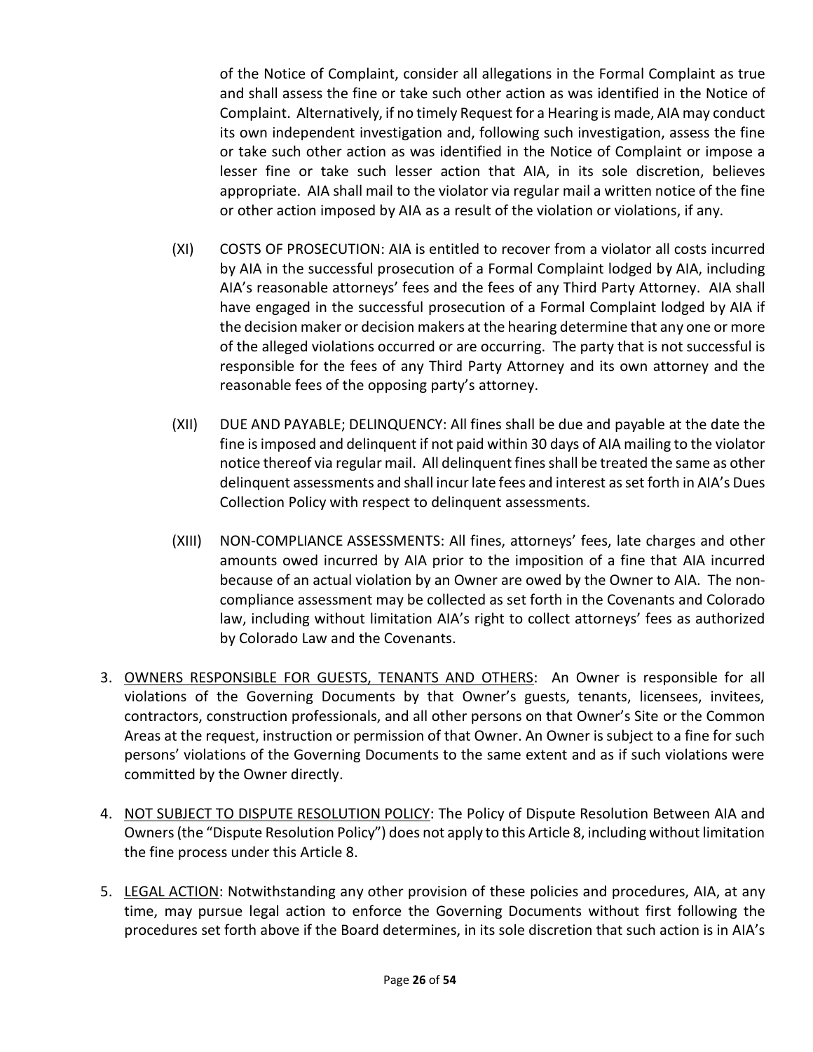of the Notice of Complaint, consider all allegations in the Formal Complaint as true and shall assess the fine or take such other action as was identified in the Notice of Complaint. Alternatively, if no timely Request for a Hearing is made, AIA may conduct its own independent investigation and, following such investigation, assess the fine or take such other action as was identified in the Notice of Complaint or impose a lesser fine or take such lesser action that AIA, in its sole discretion, believes appropriate. AIA shall mail to the violator via regular mail a written notice of the fine or other action imposed by AIA as a result of the violation or violations, if any.

(XI) COSTS OF PROSECUTION: AIA is entitled to recover from a violator all costs incurred by AIA in the successful prosecution of a Formal Complaint lodged by AIA, including AIA's reasonable attorneys' fees and the fees of any Third Party Attorney. AIA shall have engaged in the successful prosecution of a Formal Complaint lodged by AIA if the decision maker or decision makers at the hearing determine that any one or more of the alleged violations occurred or are occurring. The party that is not successful is responsible for the fees of any Third Party Attorney and its own attorney and the reasonable fees of the opposing party's attorney.

(XII) DUE AND PAYABLE; DELINQUENCY: All fines shall be due and payable at the date the fine is imposed and delinquent if not paid within 30 days of AIA mailing to the violator notice thereof via regular mail. All delinquent fines shall be treated the same as other delinquent assessments and shall incur late fees and interest as set forth in AIA's Dues Collection Policy with respect to delinquent assessments.

(XIII) NON-COMPLIANCE ASSESSMENTS: All fines, attorneys' fees, late charges and other amounts owed incurred by AIA prior to the imposition of a fine that AIA incurred because of an actual violation by an Owner are owed by the Owner to AIA. The non-compliance assessment may be collected as set forth in the Covenants and Colorado law, including without limitation AIA's right to collect attorneys' fees as authorized by Colorado Law and the Covenants.

3. <u>OWNERS RESPONSIBLE FOR GUESTS, TENANTS AND OTHERS</u>: An Owner is responsible for all violations of the Governing Documents by that Owner's guests, tenants, licensees, invitees, contractors, construction professionals, and all other persons on that Owner's Site or the Common Areas at the request, instruction or permission of that Owner. An Owner is subject to a fine for such persons' violations of the Governing Documents to the same extent and as if such violations were committed by the Owner directly.

4. <u>NOT SUBJECT TO DISPUTE RESOLUTION POLICY</u>: The Policy of Dispute Resolution Between AIA and Owners (the "Dispute Resolution Policy") does not apply to this Article 8, including without limitation the fine process under this Article 8.

5. <u>LEGAL ACTION</u>: Notwithstanding any other provision of these policies and procedures, AIA, at any time, may pursue legal action to enforce the Governing Documents without first following the procedures set forth above if the Board determines, in its sole discretion that such action is in AIA's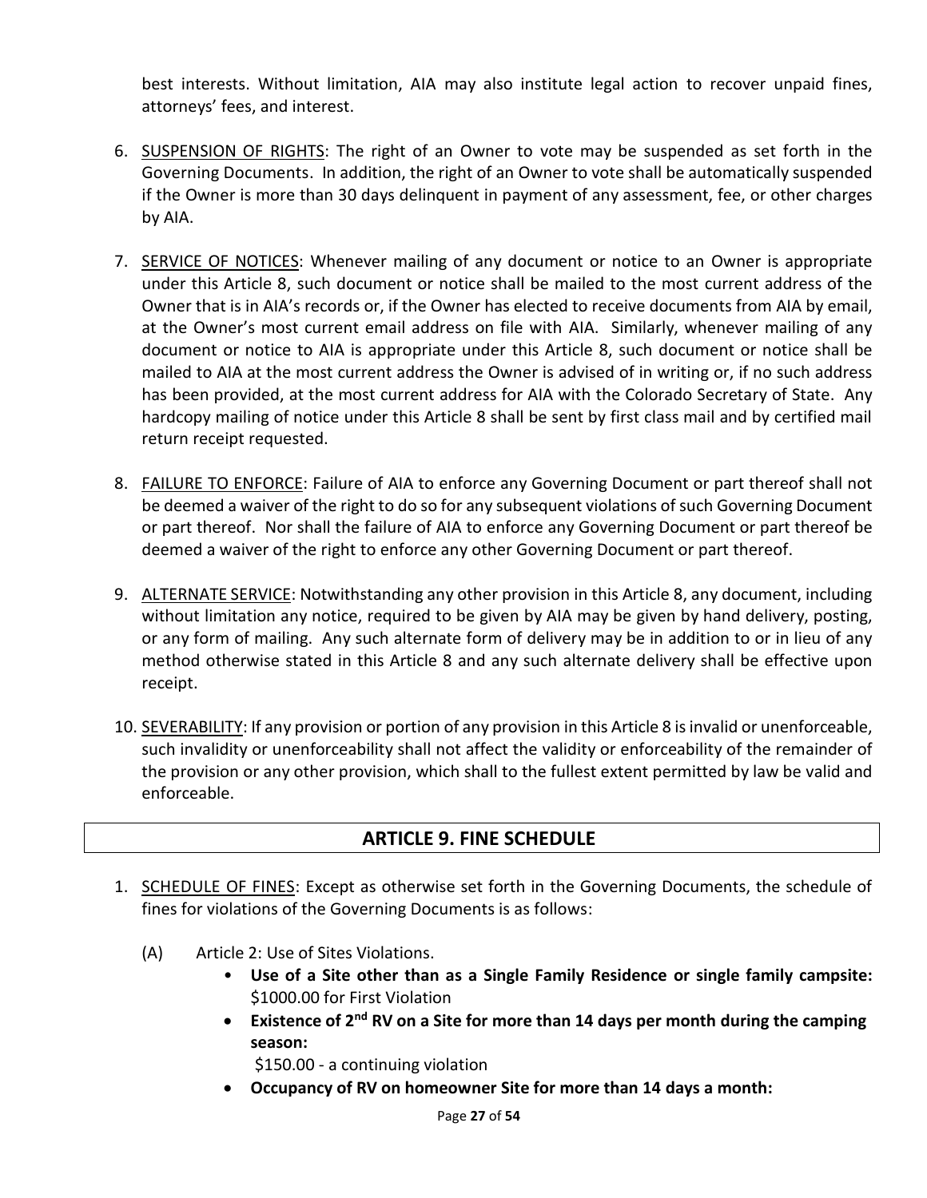best interests. Without limitation, AIA may also institute legal action to recover unpaid fines, attorneys' fees, and interest.

6. <u>SUSPENSION OF RIGHTS</u>: The right of an Owner to vote may be suspended as set forth in the Governing Documents. In addition, the right of an Owner to vote shall be automatically suspended if the Owner is more than 30 days delinquent in payment of any assessment, fee, or other charges by AIA.

7. <u>SERVICE OF NOTICES</u>: Whenever mailing of any document or notice to an Owner is appropriate under this Article 8, such document or notice shall be mailed to the most current address of the Owner that is in AIA's records or, if the Owner has elected to receive documents from AIA by email, at the Owner's most current email address on file with AIA. Similarly, whenever mailing of any document or notice to AIA is appropriate under this Article 8, such document or notice shall be mailed to AIA at the most current address the Owner is advised of in writing or, if no such address has been provided, at the most current address for AIA with the Colorado Secretary of State. Any hardcopy mailing of notice under this Article 8 shall be sent by first class mail and by certified mail return receipt requested.

8. <u>FAILURE TO ENFORCE</u>: Failure of AIA to enforce any Governing Document or part thereof shall not be deemed a waiver of the right to do so for any subsequent violations of such Governing Document or part thereof. Nor shall the failure of AIA to enforce any Governing Document or part thereof be deemed a waiver of the right to enforce any other Governing Document or part thereof.

9. <u>ALTERNATE SERVICE</u>: Notwithstanding any other provision in this Article 8, any document, including without limitation any notice, required to be given by AIA may be given by hand delivery, posting, or any form of mailing. Any such alternate form of delivery may be in addition to or in lieu of any method otherwise stated in this Article 8 and any such alternate delivery shall be effective upon receipt.

10. <u>SEVERABILITY</u>: If any provision or portion of any provision in this Article 8 is invalid or unenforceable, such invalidity or unenforceability shall not affect the validity or enforceability of the remainder of the provision or any other provision, which shall to the fullest extent permitted by law be valid and enforceable.

## ARTICLE 9. FINE SCHEDULE

1. <u>SCHEDULE OF FINES</u>: Except as otherwise set forth in the Governing Documents, the schedule of fines for violations of the Governing Documents is as follows:

   (A) Article 2: Use of Sites Violations.
   - **Use of a Site other than as a Single Family Residence or single family campsite:** $1000.00 for First Violation
   - **Existence of 2nd RV on a Site for more than 14 days per month during the camping season:**
     $150.00 - a continuing violation
   - **Occupancy of RV on homeowner Site for more than 14 days a month:**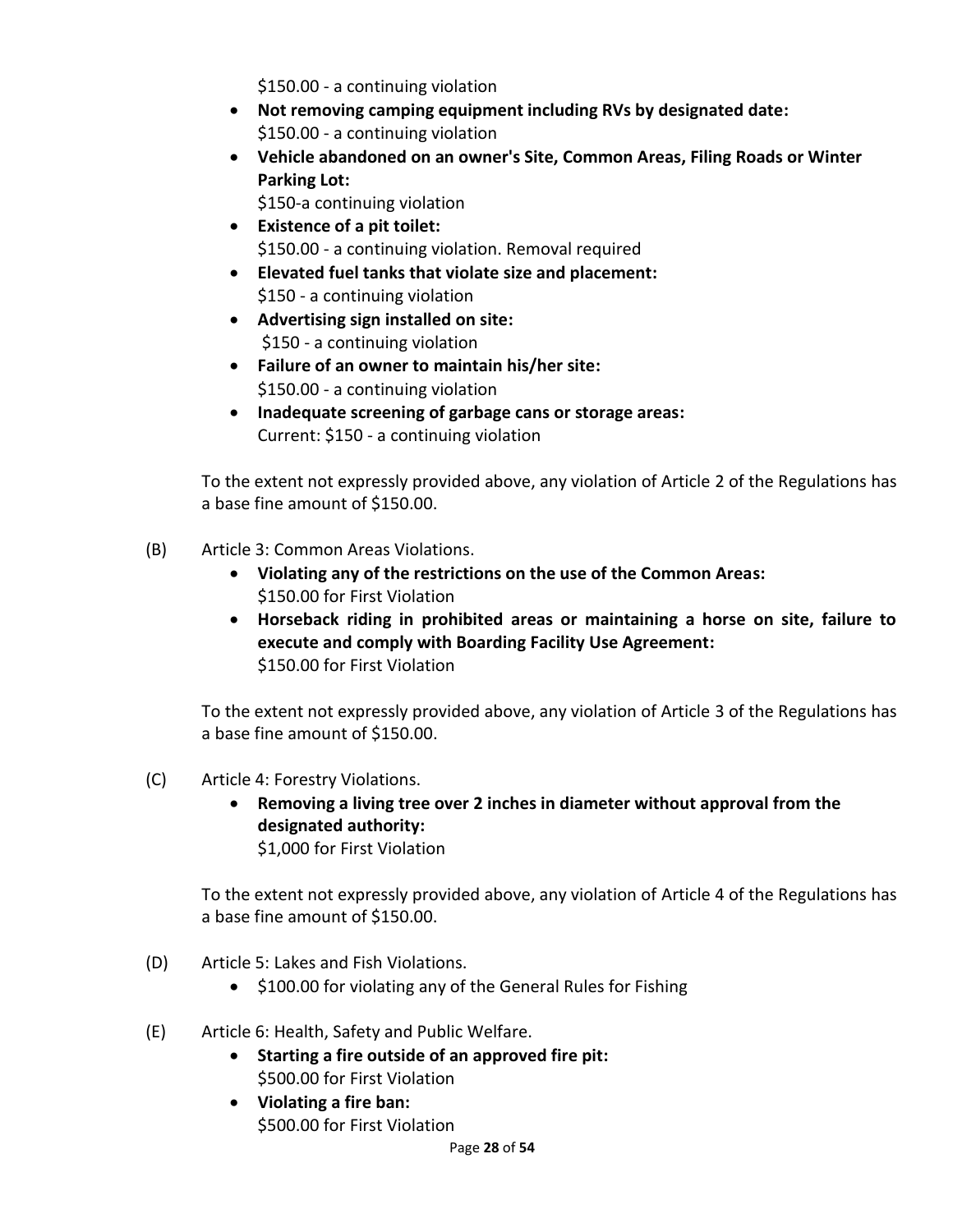$150.00 - a continuing violation

- **Not removing camping equipment including RVs by designated date:** $150.00 - a continuing violation
- **Vehicle abandoned on an owner's Site, Common Areas, Filing Roads or Winter Parking Lot:** $150-a continuing violation
- **Existence of a pit toilet:** $150.00 - a continuing violation. Removal required
- **Elevated fuel tanks that violate size and placement:** $150 - a continuing violation
- **Advertising sign installed on site:** $150 - a continuing violation
- **Failure of an owner to maintain his/her site:** $150.00 - a continuing violation
- **Inadequate screening of garbage cans or storage areas:** Current: $150 - a continuing violation

To the extent not expressly provided above, any violation of Article 2 of the Regulations has a base fine amount of $150.00.

(B) Article 3: Common Areas Violations.

- **Violating any of the restrictions on the use of the Common Areas:** $150.00 for First Violation
- **Horseback riding in prohibited areas or maintaining a horse on site, failure to execute and comply with Boarding Facility Use Agreement:** $150.00 for First Violation

To the extent not expressly provided above, any violation of Article 3 of the Regulations has a base fine amount of $150.00.

(C) Article 4: Forestry Violations.

- **Removing a living tree over 2 inches in diameter without approval from the designated authority:** $1,000 for First Violation

To the extent not expressly provided above, any violation of Article 4 of the Regulations has a base fine amount of $150.00.

(D) Article 5: Lakes and Fish Violations.

- $100.00 for violating any of the General Rules for Fishing

(E) Article 6: Health, Safety and Public Welfare.

- **Starting a fire outside of an approved fire pit:** $500.00 for First Violation
- **Violating a fire ban:** $500.00 for First Violation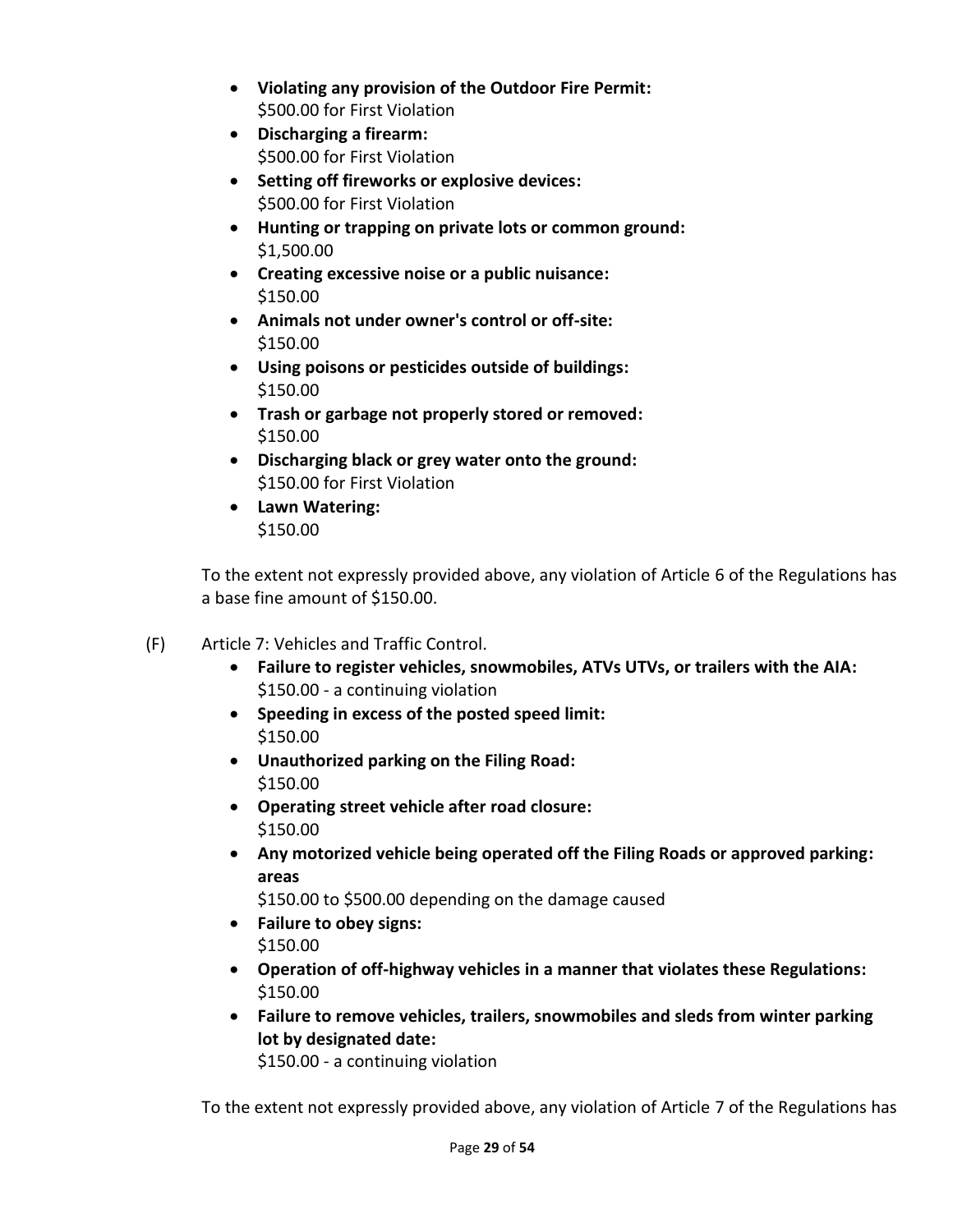- **Violating any provision of the Outdoor Fire Permit:**
  $500.00 for First Violation
- **Discharging a firearm:**
  $500.00 for First Violation
- **Setting off fireworks or explosive devices:**
  $500.00 for First Violation
- **Hunting or trapping on private lots or common ground:**
  $1,500.00
- **Creating excessive noise or a public nuisance:**
  $150.00
- **Animals not under owner's control or off-site:**
  $150.00
- **Using poisons or pesticides outside of buildings:**
  $150.00
- **Trash or garbage not properly stored or removed:**
  $150.00
- **Discharging black or grey water onto the ground:**
  $150.00 for First Violation
- **Lawn Watering:**
  $150.00

To the extent not expressly provided above, any violation of Article 6 of the Regulations has a base fine amount of $150.00.

(F) Article 7: Vehicles and Traffic Control.

- **Failure to register vehicles, snowmobiles, ATVs UTVs, or trailers with the AIA:**
  $150.00 - a continuing violation
- **Speeding in excess of the posted speed limit:**
  $150.00
- **Unauthorized parking on the Filing Road:**
  $150.00
- **Operating street vehicle after road closure:**
  $150.00
- **Any motorized vehicle being operated off the Filing Roads or approved parking: areas**
  $150.00 to $500.00 depending on the damage caused
- **Failure to obey signs:**
  $150.00
- **Operation of off-highway vehicles in a manner that violates these Regulations:**
  $150.00
- **Failure to remove vehicles, trailers, snowmobiles and sleds from winter parking lot by designated date:**
  $150.00 - a continuing violation

To the extent not expressly provided above, any violation of Article 7 of the Regulations has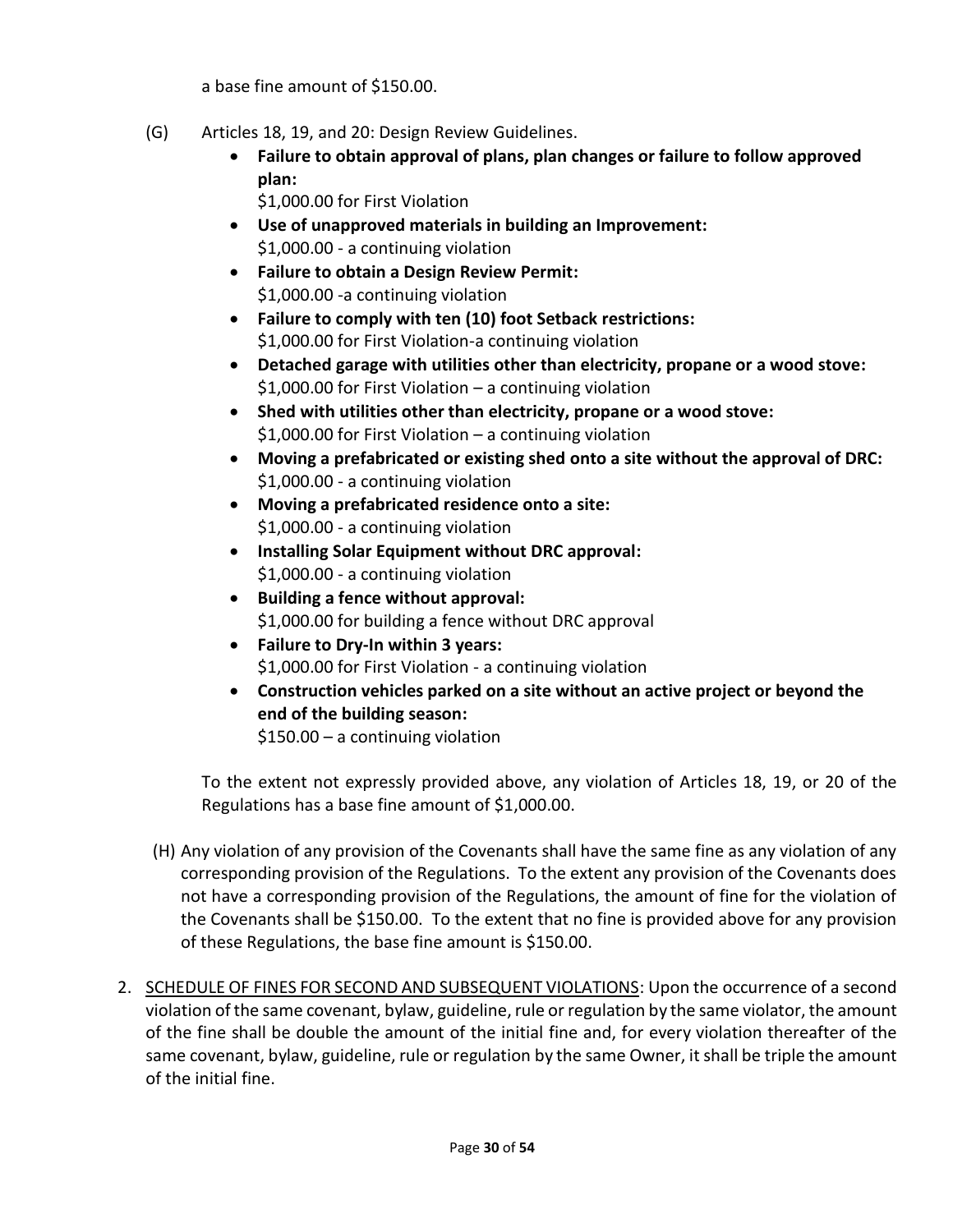a base fine amount of $150.00.

(G) Articles 18, 19, and 20: Design Review Guidelines.

- **Failure to obtain approval of plans, plan changes or failure to follow approved plan:**
  $1,000.00 for First Violation
- **Use of unapproved materials in building an Improvement:**
  $1,000.00 - a continuing violation
- **Failure to obtain a Design Review Permit:**
  $1,000.00 -a continuing violation
- **Failure to comply with ten (10) foot Setback restrictions:**
  $1,000.00 for First Violation-a continuing violation
- **Detached garage with utilities other than electricity, propane or a wood stove:**
  $1,000.00 for First Violation – a continuing violation
- **Shed with utilities other than electricity, propane or a wood stove:**
  $1,000.00 for First Violation – a continuing violation
- **Moving a prefabricated or existing shed onto a site without the approval of DRC:**
  $1,000.00 - a continuing violation
- **Moving a prefabricated residence onto a site:**
  $1,000.00 - a continuing violation
- **Installing Solar Equipment without DRC approval:**
  $1,000.00 - a continuing violation
- **Building a fence without approval:**
  $1,000.00 for building a fence without DRC approval
- **Failure to Dry-In within 3 years:**
  $1,000.00 for First Violation - a continuing violation
- **Construction vehicles parked on a site without an active project or beyond the end of the building season:**
  $150.00 – a continuing violation

To the extent not expressly provided above, any violation of Articles 18, 19, or 20 of the Regulations has a base fine amount of $1,000.00.

(H) Any violation of any provision of the Covenants shall have the same fine as any violation of any corresponding provision of the Regulations. To the extent any provision of the Covenants does not have a corresponding provision of the Regulations, the amount of fine for the violation of the Covenants shall be $150.00. To the extent that no fine is provided above for any provision of these Regulations, the base fine amount is $150.00.

2. <u>SCHEDULE OF FINES FOR SECOND AND SUBSEQUENT VIOLATIONS</u>: Upon the occurrence of a second violation of the same covenant, bylaw, guideline, rule or regulation by the same violator, the amount of the fine shall be double the amount of the initial fine and, for every violation thereafter of the same covenant, bylaw, guideline, rule or regulation by the same Owner, it shall be triple the amount of the initial fine.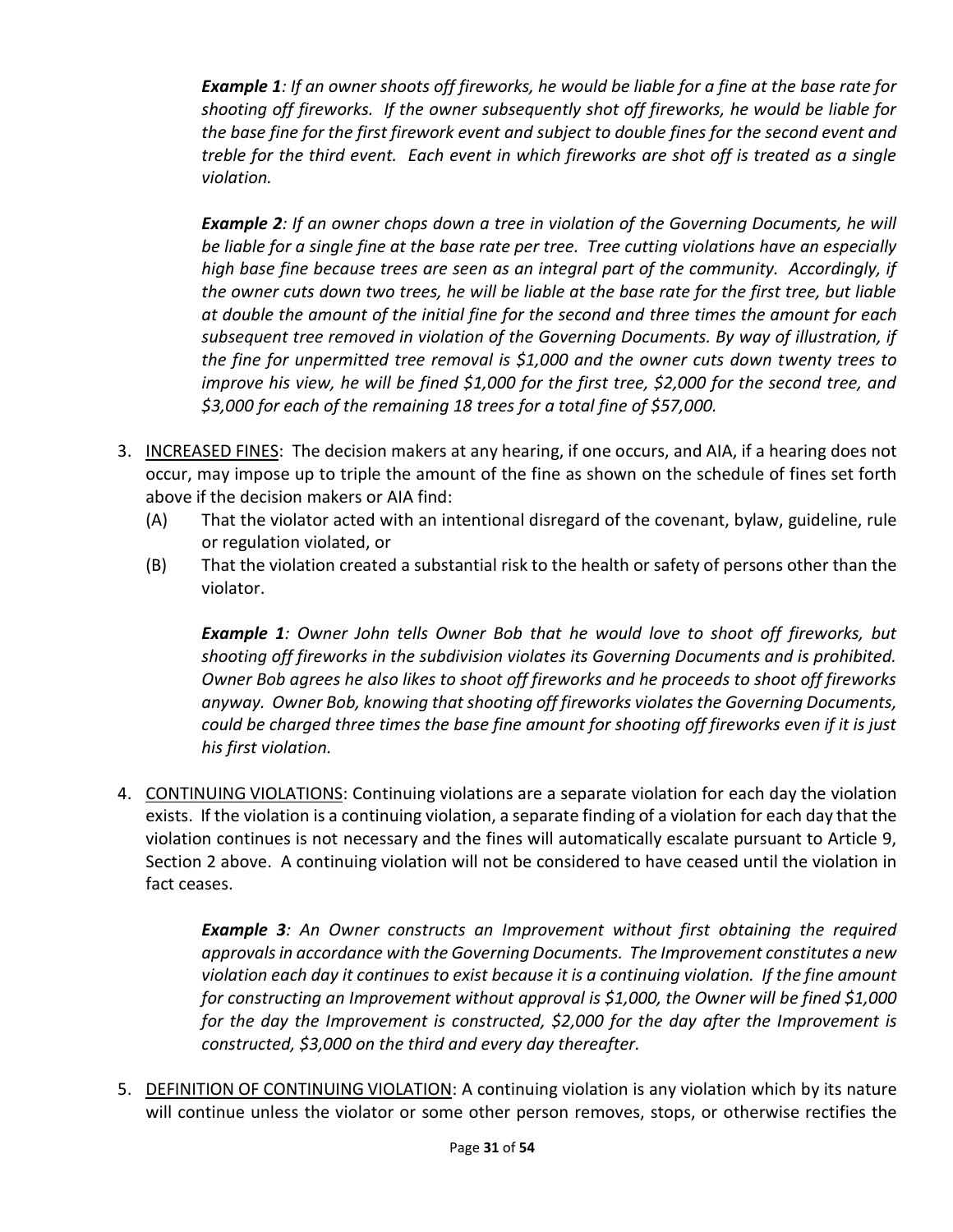*__Example 1__: If an owner shoots off fireworks, he would be liable for a fine at the base rate for shooting off fireworks. If the owner subsequently shot off fireworks, he would be liable for the base fine for the first firework event and subject to double fines for the second event and treble for the third event. Each event in which fireworks are shot off is treated as a single violation.*

*__Example 2__: If an owner chops down a tree in violation of the Governing Documents, he will be liable for a single fine at the base rate per tree. Tree cutting violations have an especially high base fine because trees are seen as an integral part of the community. Accordingly, if the owner cuts down two trees, he will be liable at the base rate for the first tree, but liable at double the amount of the initial fine for the second and three times the amount for each subsequent tree removed in violation of the Governing Documents. By way of illustration, if the fine for unpermitted tree removal is $1,000 and the owner cuts down twenty trees to improve his view, he will be fined $1,000 for the first tree, $2,000 for the second tree, and $3,000 for each of the remaining 18 trees for a total fine of $57,000.*

3. <u>INCREASED FINES</u>: The decision makers at any hearing, if one occurs, and AIA, if a hearing does not occur, may impose up to triple the amount of the fine as shown on the schedule of fines set forth above if the decision makers or AIA find:
   - (A) That the violator acted with an intentional disregard of the covenant, bylaw, guideline, rule or regulation violated, or
   - (B) That the violation created a substantial risk to the health or safety of persons other than the violator.

   *__Example 1__: Owner John tells Owner Bob that he would love to shoot off fireworks, but shooting off fireworks in the subdivision violates its Governing Documents and is prohibited. Owner Bob agrees he also likes to shoot off fireworks and he proceeds to shoot off fireworks anyway. Owner Bob, knowing that shooting off fireworks violates the Governing Documents, could be charged three times the base fine amount for shooting off fireworks even if it is just his first violation.*

4. <u>CONTINUING VIOLATIONS</u>: Continuing violations are a separate violation for each day the violation exists. If the violation is a continuing violation, a separate finding of a violation for each day that the violation continues is not necessary and the fines will automatically escalate pursuant to Article 9, Section 2 above. A continuing violation will not be considered to have ceased until the violation in fact ceases.

   *__Example 3__: An Owner constructs an Improvement without first obtaining the required approvals in accordance with the Governing Documents. The Improvement constitutes a new violation each day it continues to exist because it is a continuing violation. If the fine amount for constructing an Improvement without approval is $1,000, the Owner will be fined $1,000 for the day the Improvement is constructed, $2,000 for the day after the Improvement is constructed, $3,000 on the third and every day thereafter.*

5. <u>DEFINITION OF CONTINUING VIOLATION</u>: A continuing violation is any violation which by its nature will continue unless the violator or some other person removes, stops, or otherwise rectifies the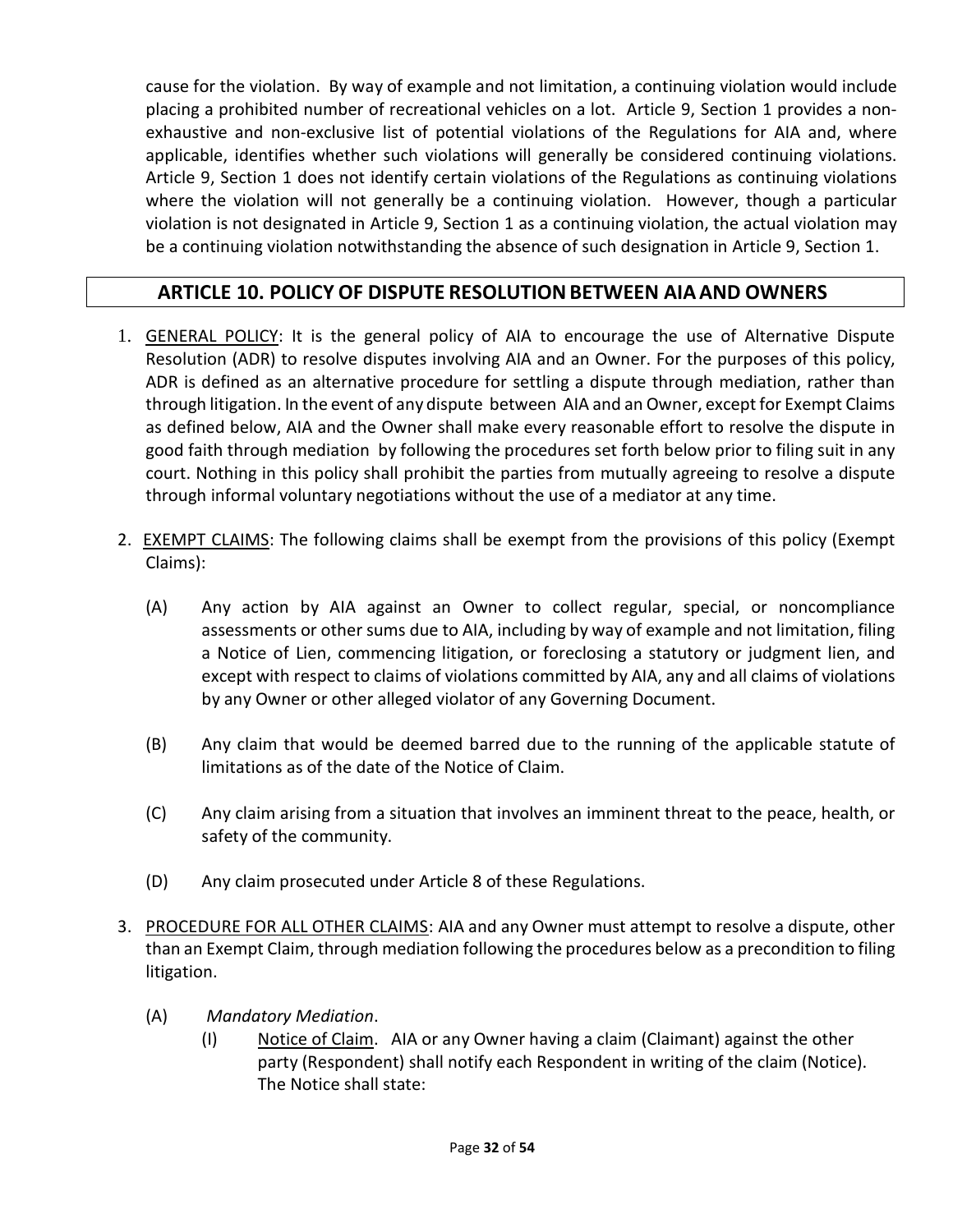cause for the violation. By way of example and not limitation, a continuing violation would include placing a prohibited number of recreational vehicles on a lot. Article 9, Section 1 provides a non-exhaustive and non-exclusive list of potential violations of the Regulations for AIA and, where applicable, identifies whether such violations will generally be considered continuing violations. Article 9, Section 1 does not identify certain violations of the Regulations as continuing violations where the violation will not generally be a continuing violation. However, though a particular violation is not designated in Article 9, Section 1 as a continuing violation, the actual violation may be a continuing violation notwithstanding the absence of such designation in Article 9, Section 1.

## ARTICLE 10. POLICY OF DISPUTE RESOLUTION BETWEEN AIA AND OWNERS

1. GENERAL POLICY: It is the general policy of AIA to encourage the use of Alternative Dispute Resolution (ADR) to resolve disputes involving AIA and an Owner. For the purposes of this policy, ADR is defined as an alternative procedure for settling a dispute through mediation, rather than through litigation. In the event of any dispute between AIA and an Owner, except for Exempt Claims as defined below, AIA and the Owner shall make every reasonable effort to resolve the dispute in good faith through mediation by following the procedures set forth below prior to filing suit in any court. Nothing in this policy shall prohibit the parties from mutually agreeing to resolve a dispute through informal voluntary negotiations without the use of a mediator at any time.

2. EXEMPT CLAIMS: The following claims shall be exempt from the provisions of this policy (Exempt Claims):

   (A) Any action by AIA against an Owner to collect regular, special, or noncompliance assessments or other sums due to AIA, including by way of example and not limitation, filing a Notice of Lien, commencing litigation, or foreclosing a statutory or judgment lien, and except with respect to claims of violations committed by AIA, any and all claims of violations by any Owner or other alleged violator of any Governing Document.

   (B) Any claim that would be deemed barred due to the running of the applicable statute of limitations as of the date of the Notice of Claim.

   (C) Any claim arising from a situation that involves an imminent threat to the peace, health, or safety of the community.

   (D) Any claim prosecuted under Article 8 of these Regulations.

3. PROCEDURE FOR ALL OTHER CLAIMS: AIA and any Owner must attempt to resolve a dispute, other than an Exempt Claim, through mediation following the procedures below as a precondition to filing litigation.

   (A) *Mandatory Mediation*.

      (I) Notice of Claim. AIA or any Owner having a claim (Claimant) against the other party (Respondent) shall notify each Respondent in writing of the claim (Notice). The Notice shall state: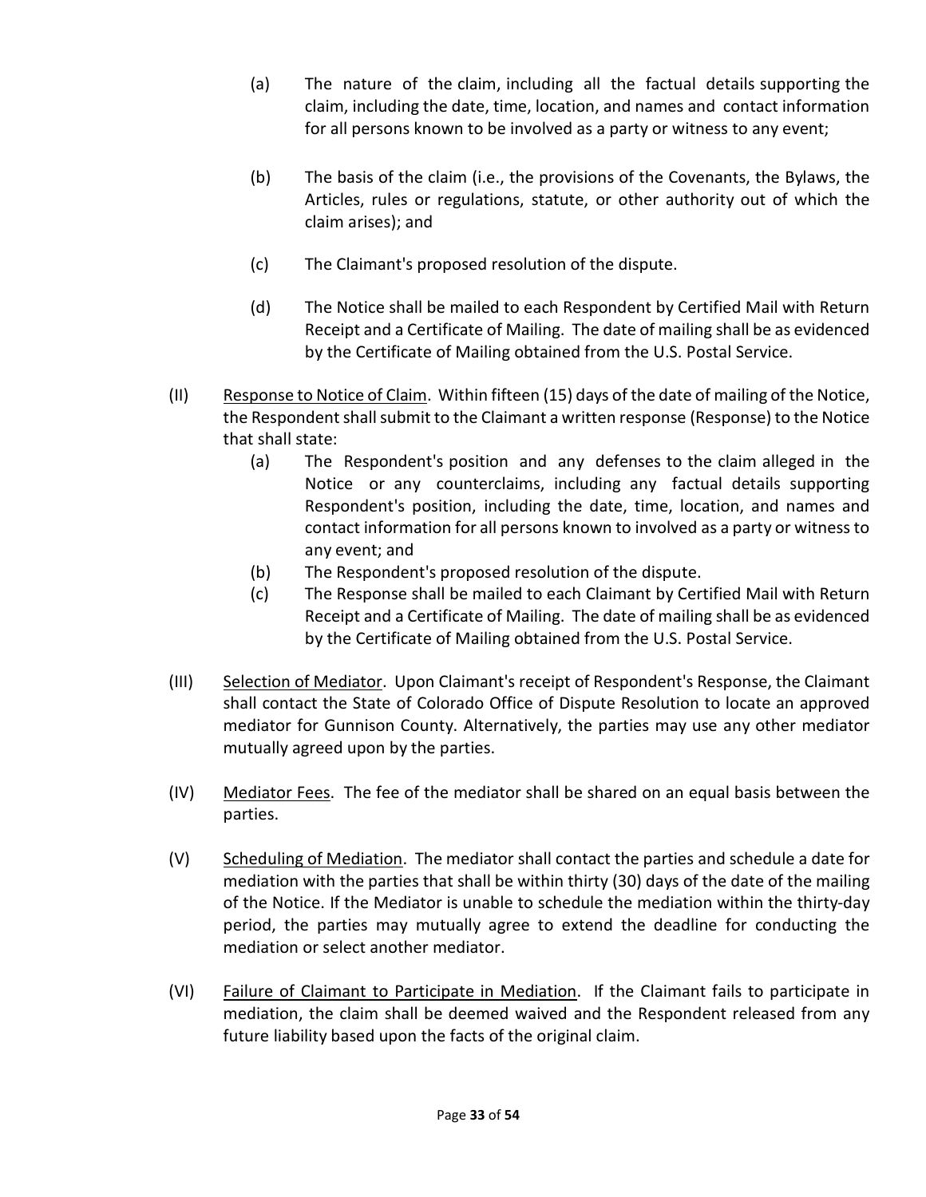(a) The nature of the claim, including all the factual details supporting the claim, including the date, time, location, and names and contact information for all persons known to be involved as a party or witness to any event;

(b) The basis of the claim (i.e., the provisions of the Covenants, the Bylaws, the Articles, rules or regulations, statute, or other authority out of which the claim arises); and

(c) The Claimant's proposed resolution of the dispute.

(d) The Notice shall be mailed to each Respondent by Certified Mail with Return Receipt and a Certificate of Mailing. The date of mailing shall be as evidenced by the Certificate of Mailing obtained from the U.S. Postal Service.

(II) <u>Response to Notice of Claim</u>. Within fifteen (15) days of the date of mailing of the Notice, the Respondent shall submit to the Claimant a written response (Response) to the Notice that shall state:

(a) The Respondent's position and any defenses to the claim alleged in the Notice or any counterclaims, including any factual details supporting Respondent's position, including the date, time, location, and names and contact information for all persons known to involved as a party or witness to any event; and

(b) The Respondent's proposed resolution of the dispute.

(c) The Response shall be mailed to each Claimant by Certified Mail with Return Receipt and a Certificate of Mailing. The date of mailing shall be as evidenced by the Certificate of Mailing obtained from the U.S. Postal Service.

(III) <u>Selection of Mediator</u>. Upon Claimant's receipt of Respondent's Response, the Claimant shall contact the State of Colorado Office of Dispute Resolution to locate an approved mediator for Gunnison County. Alternatively, the parties may use any other mediator mutually agreed upon by the parties.

(IV) <u>Mediator Fees</u>. The fee of the mediator shall be shared on an equal basis between the parties.

(V) <u>Scheduling of Mediation</u>. The mediator shall contact the parties and schedule a date for mediation with the parties that shall be within thirty (30) days of the date of the mailing of the Notice. If the Mediator is unable to schedule the mediation within the thirty-day period, the parties may mutually agree to extend the deadline for conducting the mediation or select another mediator.

(VI) <u>Failure of Claimant to Participate in Mediation</u>. If the Claimant fails to participate in mediation, the claim shall be deemed waived and the Respondent released from any future liability based upon the facts of the original claim.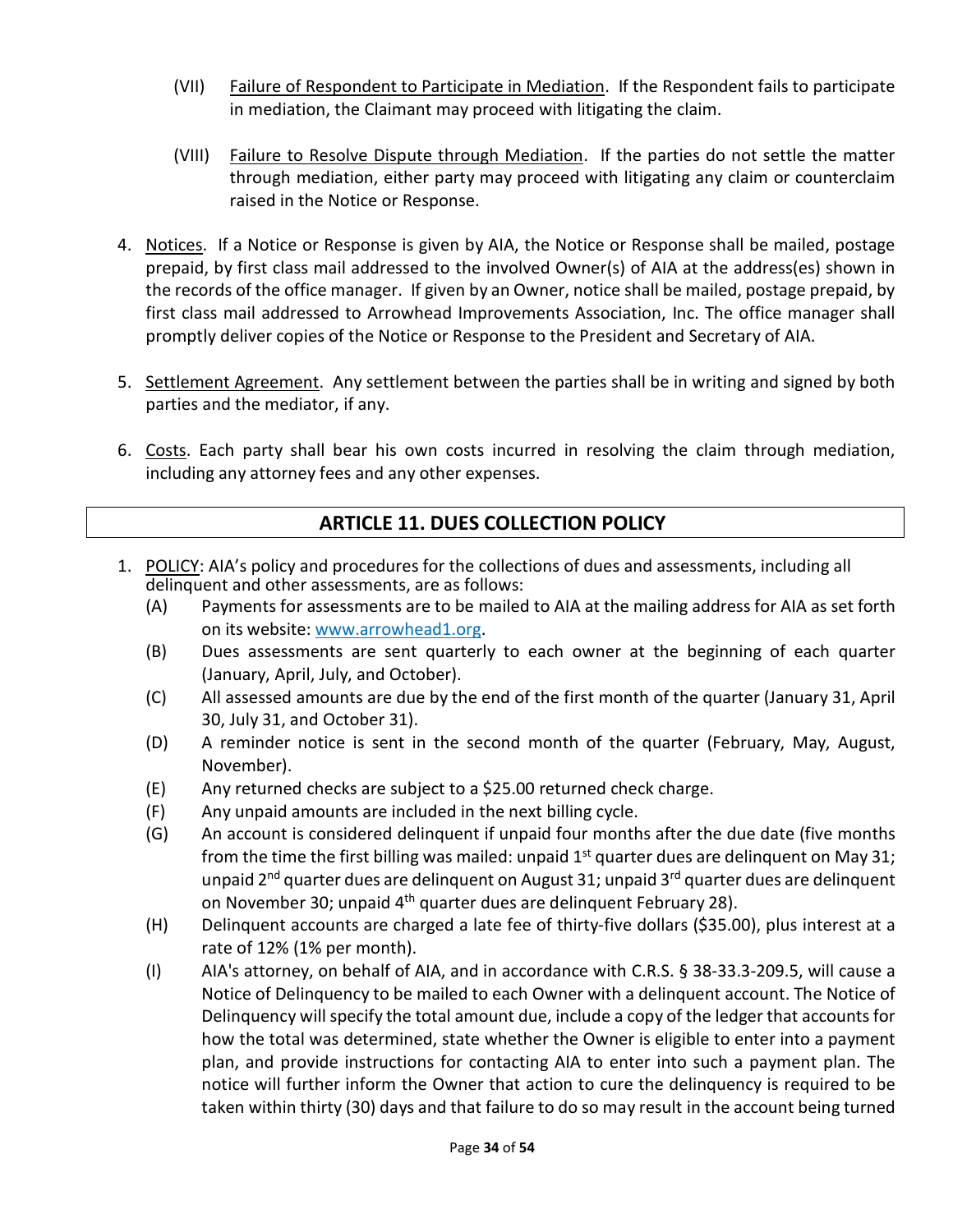(VII) Failure of Respondent to Participate in Mediation. If the Respondent fails to participate in mediation, the Claimant may proceed with litigating the claim.

(VIII) Failure to Resolve Dispute through Mediation. If the parties do not settle the matter through mediation, either party may proceed with litigating any claim or counterclaim raised in the Notice or Response.

4. Notices. If a Notice or Response is given by AIA, the Notice or Response shall be mailed, postage prepaid, by first class mail addressed to the involved Owner(s) of AIA at the address(es) shown in the records of the office manager. If given by an Owner, notice shall be mailed, postage prepaid, by first class mail addressed to Arrowhead Improvements Association, Inc. The office manager shall promptly deliver copies of the Notice or Response to the President and Secretary of AIA.

5. Settlement Agreement. Any settlement between the parties shall be in writing and signed by both parties and the mediator, if any.

6. Costs. Each party shall bear his own costs incurred in resolving the claim through mediation, including any attorney fees and any other expenses.

## ARTICLE 11. DUES COLLECTION POLICY

1. POLICY: AIA's policy and procedures for the collections of dues and assessments, including all delinquent and other assessments, are as follows:
   - (A) Payments for assessments are to be mailed to AIA at the mailing address for AIA as set forth on its website: www.arrowhead1.org.
   - (B) Dues assessments are sent quarterly to each owner at the beginning of each quarter (January, April, July, and October).
   - (C) All assessed amounts are due by the end of the first month of the quarter (January 31, April 30, July 31, and October 31).
   - (D) A reminder notice is sent in the second month of the quarter (February, May, August, November).
   - (E) Any returned checks are subject to a $25.00 returned check charge.
   - (F) Any unpaid amounts are included in the next billing cycle.
   - (G) An account is considered delinquent if unpaid four months after the due date (five months from the time the first billing was mailed: unpaid 1st quarter dues are delinquent on May 31; unpaid 2nd quarter dues are delinquent on August 31; unpaid 3rd quarter dues are delinquent on November 30; unpaid 4th quarter dues are delinquent February 28).
   - (H) Delinquent accounts are charged a late fee of thirty-five dollars ($35.00), plus interest at a rate of 12% (1% per month).
   - (I) AIA's attorney, on behalf of AIA, and in accordance with C.R.S. § 38-33.3-209.5, will cause a Notice of Delinquency to be mailed to each Owner with a delinquent account. The Notice of Delinquency will specify the total amount due, include a copy of the ledger that accounts for how the total was determined, state whether the Owner is eligible to enter into a payment plan, and provide instructions for contacting AIA to enter into such a payment plan. The notice will further inform the Owner that action to cure the delinquency is required to be taken within thirty (30) days and that failure to do so may result in the account being turned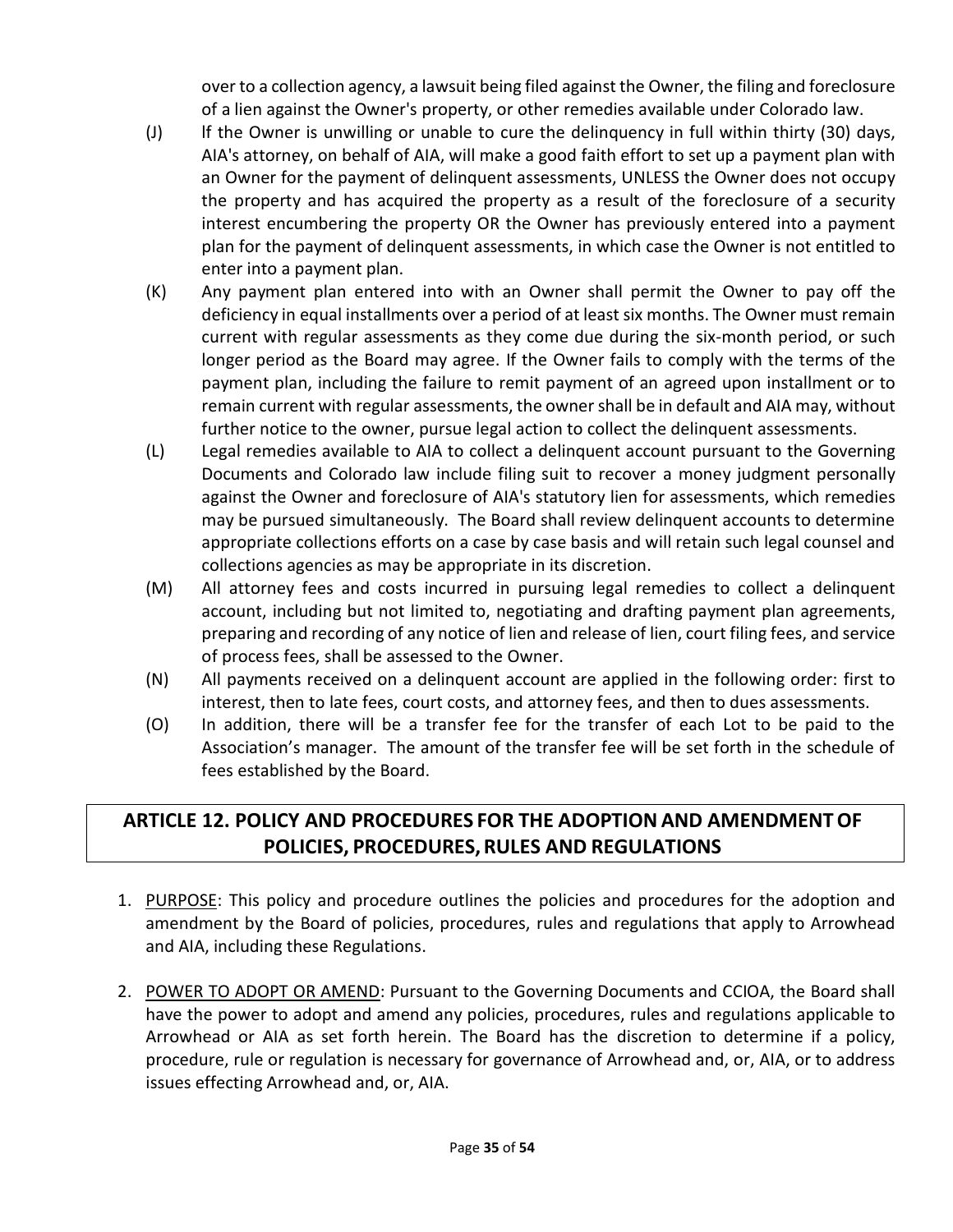over to a collection agency, a lawsuit being filed against the Owner, the filing and foreclosure of a lien against the Owner's property, or other remedies available under Colorado law.

(J) If the Owner is unwilling or unable to cure the delinquency in full within thirty (30) days, AIA's attorney, on behalf of AIA, will make a good faith effort to set up a payment plan with an Owner for the payment of delinquent assessments, UNLESS the Owner does not occupy the property and has acquired the property as a result of the foreclosure of a security interest encumbering the property OR the Owner has previously entered into a payment plan for the payment of delinquent assessments, in which case the Owner is not entitled to enter into a payment plan.

(K) Any payment plan entered into with an Owner shall permit the Owner to pay off the deficiency in equal installments over a period of at least six months. The Owner must remain current with regular assessments as they come due during the six-month period, or such longer period as the Board may agree. If the Owner fails to comply with the terms of the payment plan, including the failure to remit payment of an agreed upon installment or to remain current with regular assessments, the owner shall be in default and AIA may, without further notice to the owner, pursue legal action to collect the delinquent assessments.

(L) Legal remedies available to AIA to collect a delinquent account pursuant to the Governing Documents and Colorado law include filing suit to recover a money judgment personally against the Owner and foreclosure of AIA's statutory lien for assessments, which remedies may be pursued simultaneously. The Board shall review delinquent accounts to determine appropriate collections efforts on a case by case basis and will retain such legal counsel and collections agencies as may be appropriate in its discretion.

(M) All attorney fees and costs incurred in pursuing legal remedies to collect a delinquent account, including but not limited to, negotiating and drafting payment plan agreements, preparing and recording of any notice of lien and release of lien, court filing fees, and service of process fees, shall be assessed to the Owner.

(N) All payments received on a delinquent account are applied in the following order: first to interest, then to late fees, court costs, and attorney fees, and then to dues assessments.

(O) In addition, there will be a transfer fee for the transfer of each Lot to be paid to the Association's manager. The amount of the transfer fee will be set forth in the schedule of fees established by the Board.

## ARTICLE 12. POLICY AND PROCEDURES FOR THE ADOPTION AND AMENDMENT OF POLICIES, PROCEDURES, RULES AND REGULATIONS

1. <u>PURPOSE</u>: This policy and procedure outlines the policies and procedures for the adoption and amendment by the Board of policies, procedures, rules and regulations that apply to Arrowhead and AIA, including these Regulations.

2. <u>POWER TO ADOPT OR AMEND</u>: Pursuant to the Governing Documents and CCIOA, the Board shall have the power to adopt and amend any policies, procedures, rules and regulations applicable to Arrowhead or AIA as set forth herein. The Board has the discretion to determine if a policy, procedure, rule or regulation is necessary for governance of Arrowhead and, or, AIA, or to address issues effecting Arrowhead and, or, AIA.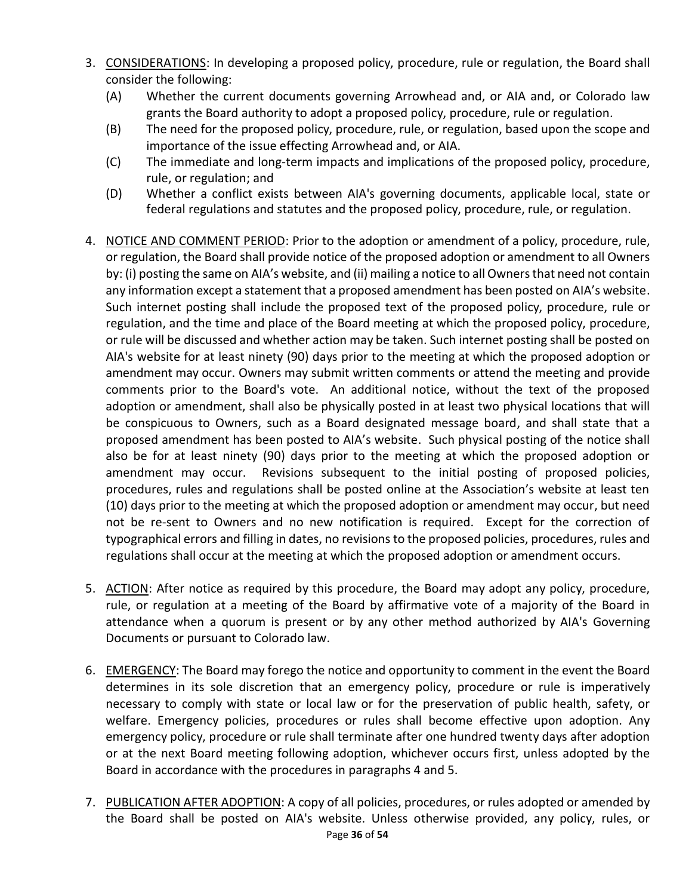3. <u>CONSIDERATIONS</u>: In developing a proposed policy, procedure, rule or regulation, the Board shall consider the following:
   - (A) Whether the current documents governing Arrowhead and, or AIA and, or Colorado law grants the Board authority to adopt a proposed policy, procedure, rule or regulation.
   - (B) The need for the proposed policy, procedure, rule, or regulation, based upon the scope and importance of the issue effecting Arrowhead and, or AIA.
   - (C) The immediate and long-term impacts and implications of the proposed policy, procedure, rule, or regulation; and
   - (D) Whether a conflict exists between AIA's governing documents, applicable local, state or federal regulations and statutes and the proposed policy, procedure, rule, or regulation.

4. <u>NOTICE AND COMMENT PERIOD</u>: Prior to the adoption or amendment of a policy, procedure, rule, or regulation, the Board shall provide notice of the proposed adoption or amendment to all Owners by: (i) posting the same on AIA's website, and (ii) mailing a notice to all Owners that need not contain any information except a statement that a proposed amendment has been posted on AIA's website. Such internet posting shall include the proposed text of the proposed policy, procedure, rule or regulation, and the time and place of the Board meeting at which the proposed policy, procedure, or rule will be discussed and whether action may be taken. Such internet posting shall be posted on AIA's website for at least ninety (90) days prior to the meeting at which the proposed adoption or amendment may occur. Owners may submit written comments or attend the meeting and provide comments prior to the Board's vote. An additional notice, without the text of the proposed adoption or amendment, shall also be physically posted in at least two physical locations that will be conspicuous to Owners, such as a Board designated message board, and shall state that a proposed amendment has been posted to AIA's website. Such physical posting of the notice shall also be for at least ninety (90) days prior to the meeting at which the proposed adoption or amendment may occur. Revisions subsequent to the initial posting of proposed policies, procedures, rules and regulations shall be posted online at the Association's website at least ten (10) days prior to the meeting at which the proposed adoption or amendment may occur, but need not be re-sent to Owners and no new notification is required. Except for the correction of typographical errors and filling in dates, no revisions to the proposed policies, procedures, rules and regulations shall occur at the meeting at which the proposed adoption or amendment occurs.

5. <u>ACTION</u>: After notice as required by this procedure, the Board may adopt any policy, procedure, rule, or regulation at a meeting of the Board by affirmative vote of a majority of the Board in attendance when a quorum is present or by any other method authorized by AIA's Governing Documents or pursuant to Colorado law.

6. <u>EMERGENCY</u>: The Board may forego the notice and opportunity to comment in the event the Board determines in its sole discretion that an emergency policy, procedure or rule is imperatively necessary to comply with state or local law or for the preservation of public health, safety, or welfare. Emergency policies, procedures or rules shall become effective upon adoption. Any emergency policy, procedure or rule shall terminate after one hundred twenty days after adoption or at the next Board meeting following adoption, whichever occurs first, unless adopted by the Board in accordance with the procedures in paragraphs 4 and 5.

7. <u>PUBLICATION AFTER ADOPTION</u>: A copy of all policies, procedures, or rules adopted or amended by the Board shall be posted on AIA's website. Unless otherwise provided, any policy, rules, or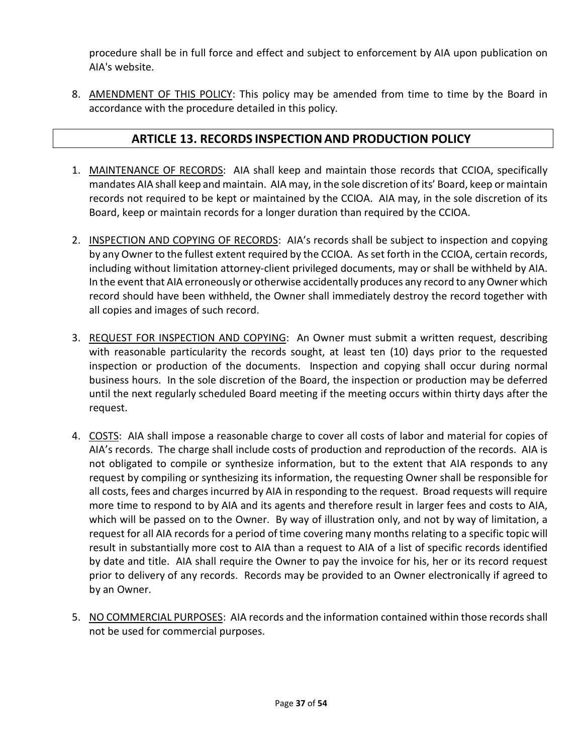procedure shall be in full force and effect and subject to enforcement by AIA upon publication on AIA's website.

8. AMENDMENT OF THIS POLICY: This policy may be amended from time to time by the Board in accordance with the procedure detailed in this policy.

## ARTICLE 13. RECORDS INSPECTION AND PRODUCTION POLICY

1. MAINTENANCE OF RECORDS: AIA shall keep and maintain those records that CCIOA, specifically mandates AIA shall keep and maintain. AIA may, in the sole discretion of its' Board, keep or maintain records not required to be kept or maintained by the CCIOA. AIA may, in the sole discretion of its Board, keep or maintain records for a longer duration than required by the CCIOA.

2. INSPECTION AND COPYING OF RECORDS: AIA's records shall be subject to inspection and copying by any Owner to the fullest extent required by the CCIOA. As set forth in the CCIOA, certain records, including without limitation attorney-client privileged documents, may or shall be withheld by AIA. In the event that AIA erroneously or otherwise accidentally produces any record to any Owner which record should have been withheld, the Owner shall immediately destroy the record together with all copies and images of such record.

3. REQUEST FOR INSPECTION AND COPYING: An Owner must submit a written request, describing with reasonable particularity the records sought, at least ten (10) days prior to the requested inspection or production of the documents. Inspection and copying shall occur during normal business hours. In the sole discretion of the Board, the inspection or production may be deferred until the next regularly scheduled Board meeting if the meeting occurs within thirty days after the request.

4. COSTS: AIA shall impose a reasonable charge to cover all costs of labor and material for copies of AIA's records. The charge shall include costs of production and reproduction of the records. AIA is not obligated to compile or synthesize information, but to the extent that AIA responds to any request by compiling or synthesizing its information, the requesting Owner shall be responsible for all costs, fees and charges incurred by AIA in responding to the request. Broad requests will require more time to respond to by AIA and its agents and therefore result in larger fees and costs to AIA, which will be passed on to the Owner. By way of illustration only, and not by way of limitation, a request for all AIA records for a period of time covering many months relating to a specific topic will result in substantially more cost to AIA than a request to AIA of a list of specific records identified by date and title. AIA shall require the Owner to pay the invoice for his, her or its record request prior to delivery of any records. Records may be provided to an Owner electronically if agreed to by an Owner.

5. NO COMMERCIAL PURPOSES: AIA records and the information contained within those records shall not be used for commercial purposes.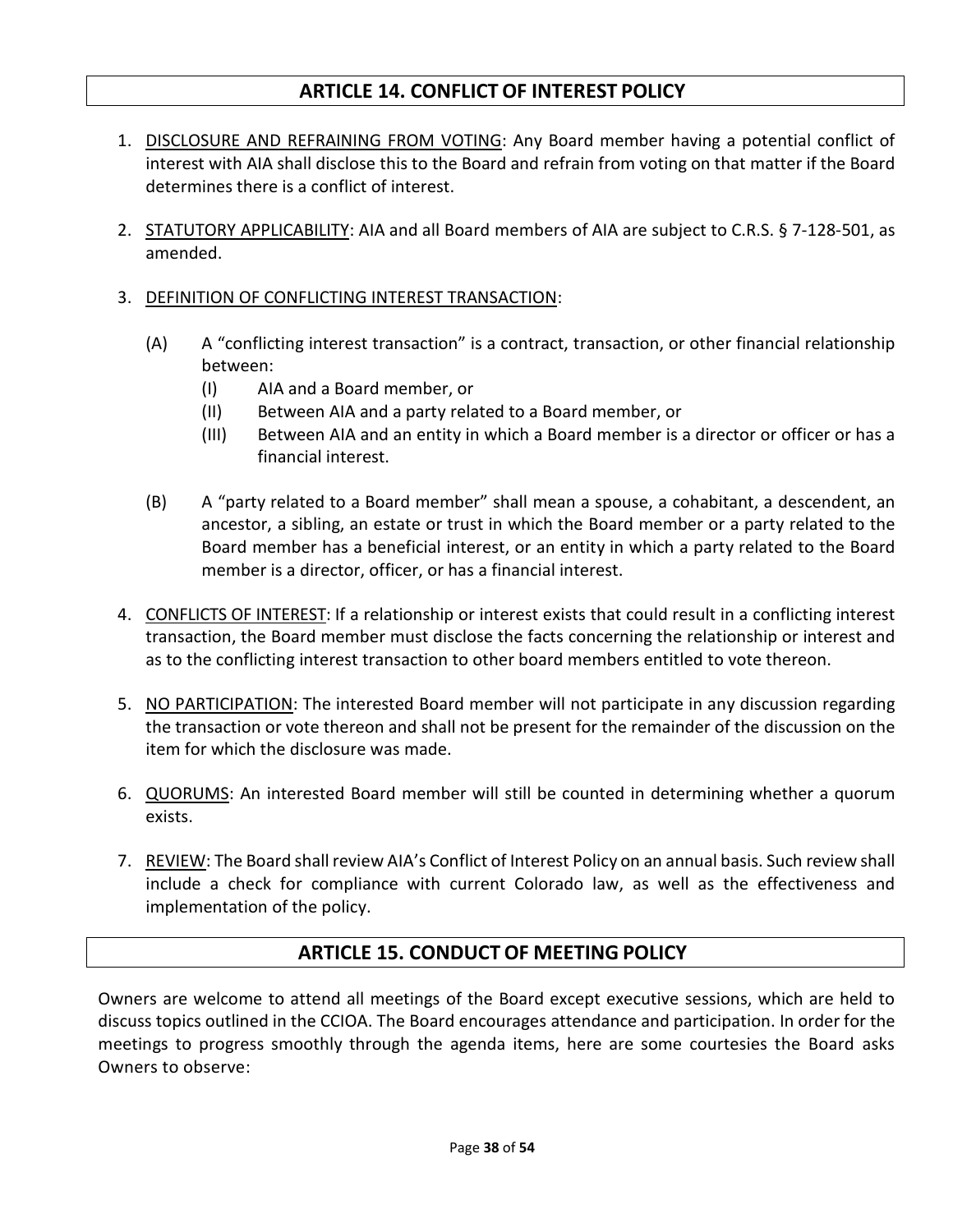## ARTICLE 14. CONFLICT OF INTEREST POLICY

1. <u>DISCLOSURE AND REFRAINING FROM VOTING</u>: Any Board member having a potential conflict of interest with AIA shall disclose this to the Board and refrain from voting on that matter if the Board determines there is a conflict of interest.

2. <u>STATUTORY APPLICABILITY</u>: AIA and all Board members of AIA are subject to C.R.S. § 7-128-501, as amended.

3. <u>DEFINITION OF CONFLICTING INTEREST TRANSACTION</u>:

   (A) A "conflicting interest transaction" is a contract, transaction, or other financial relationship between:

   - (I) AIA and a Board member, or
   - (II) Between AIA and a party related to a Board member, or
   - (III) Between AIA and an entity in which a Board member is a director or officer or has a financial interest.

   (B) A "party related to a Board member" shall mean a spouse, a cohabitant, a descendent, an ancestor, a sibling, an estate or trust in which the Board member or a party related to the Board member has a beneficial interest, or an entity in which a party related to the Board member is a director, officer, or has a financial interest.

4. <u>CONFLICTS OF INTEREST</u>: If a relationship or interest exists that could result in a conflicting interest transaction, the Board member must disclose the facts concerning the relationship or interest and as to the conflicting interest transaction to other board members entitled to vote thereon.

5. <u>NO PARTICIPATION</u>: The interested Board member will not participate in any discussion regarding the transaction or vote thereon and shall not be present for the remainder of the discussion on the item for which the disclosure was made.

6. <u>QUORUMS</u>: An interested Board member will still be counted in determining whether a quorum exists.

7. <u>REVIEW</u>: The Board shall review AIA's Conflict of Interest Policy on an annual basis. Such review shall include a check for compliance with current Colorado law, as well as the effectiveness and implementation of the policy.

## ARTICLE 15. CONDUCT OF MEETING POLICY

Owners are welcome to attend all meetings of the Board except executive sessions, which are held to discuss topics outlined in the CCIOA. The Board encourages attendance and participation. In order for the meetings to progress smoothly through the agenda items, here are some courtesies the Board asks Owners to observe: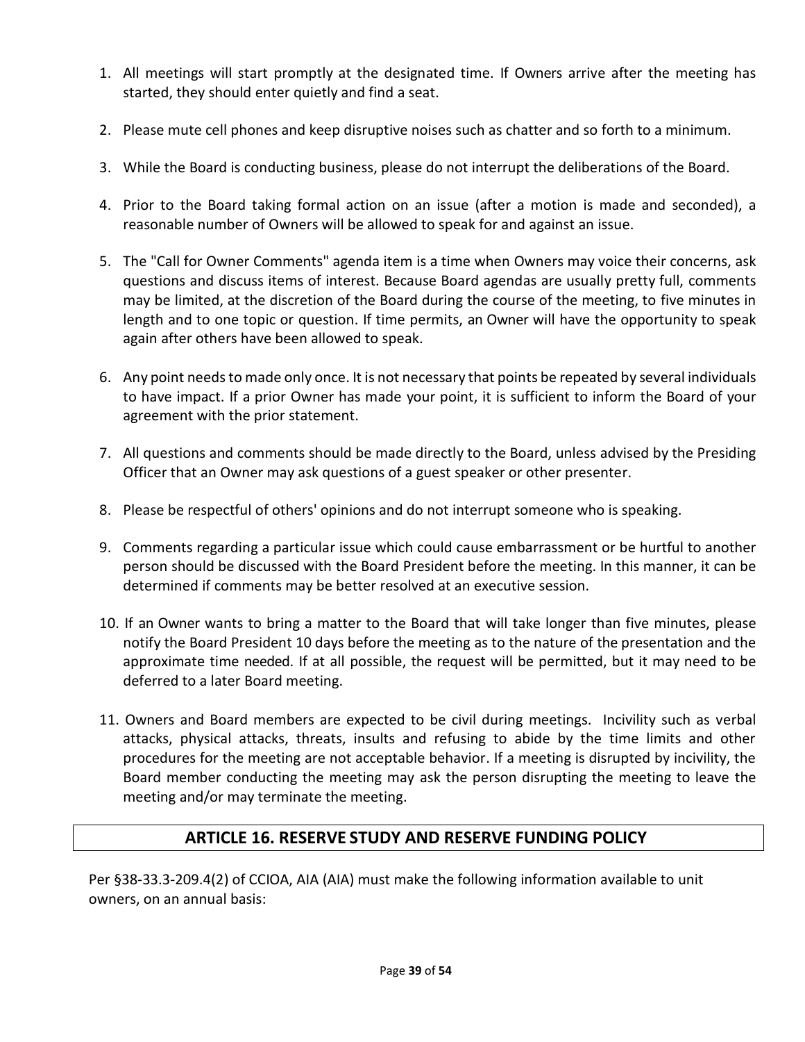1. All meetings will start promptly at the designated time. If Owners arrive after the meeting has started, they should enter quietly and find a seat.
2. Please mute cell phones and keep disruptive noises such as chatter and so forth to a minimum.
3. While the Board is conducting business, please do not interrupt the deliberations of the Board.
4. Prior to the Board taking formal action on an issue (after a motion is made and seconded), a reasonable number of Owners will be allowed to speak for and against an issue.
5. The "Call for Owner Comments" agenda item is a time when Owners may voice their concerns, ask questions and discuss items of interest. Because Board agendas are usually pretty full, comments may be limited, at the discretion of the Board during the course of the meeting, to five minutes in length and to one topic or question. If time permits, an Owner will have the opportunity to speak again after others have been allowed to speak.
6. Any point needs to made only once. It is not necessary that points be repeated by several individuals to have impact. If a prior Owner has made your point, it is sufficient to inform the Board of your agreement with the prior statement.
7. All questions and comments should be made directly to the Board, unless advised by the Presiding Officer that an Owner may ask questions of a guest speaker or other presenter.
8. Please be respectful of others' opinions and do not interrupt someone who is speaking.
9. Comments regarding a particular issue which could cause embarrassment or be hurtful to another person should be discussed with the Board President before the meeting. In this manner, it can be determined if comments may be better resolved at an executive session.
10. If an Owner wants to bring a matter to the Board that will take longer than five minutes, please notify the Board President 10 days before the meeting as to the nature of the presentation and the approximate time needed. If at all possible, the request will be permitted, but it may need to be deferred to a later Board meeting.
11. Owners and Board members are expected to be civil during meetings. Incivility such as verbal attacks, physical attacks, threats, insults and refusing to abide by the time limits and other procedures for the meeting are not acceptable behavior. If a meeting is disrupted by incivility, the Board member conducting the meeting may ask the person disrupting the meeting to leave the meeting and/or may terminate the meeting.

## ARTICLE 16. RESERVE STUDY AND RESERVE FUNDING POLICY

Per §38-33.3-209.4(2) of CCIOA, AIA (AIA) must make the following information available to unit owners, on an annual basis: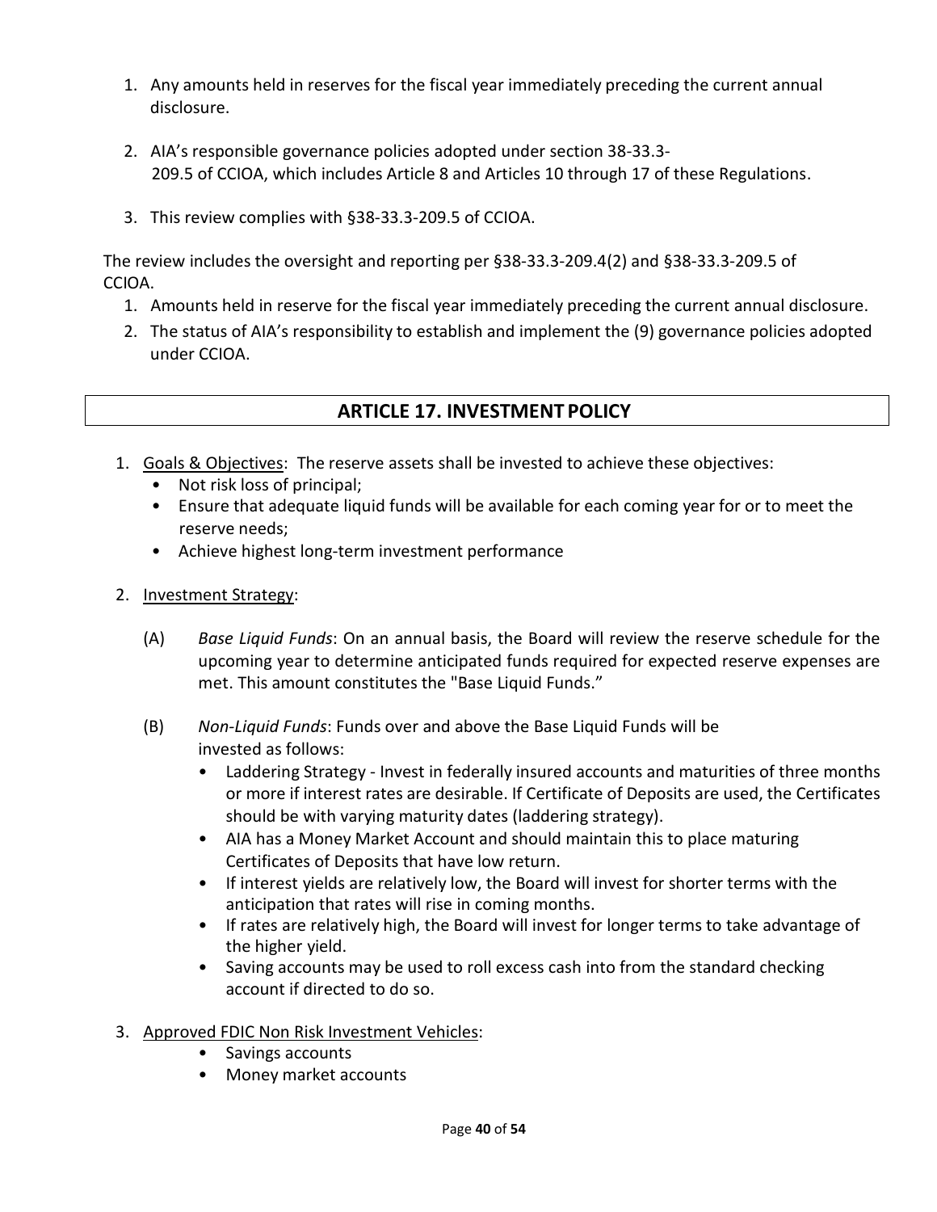1. Any amounts held in reserves for the fiscal year immediately preceding the current annual disclosure.

2. AIA's responsible governance policies adopted under section 38-33.3-209.5 of CCIOA, which includes Article 8 and Articles 10 through 17 of these Regulations.

3. This review complies with §38-33.3-209.5 of CCIOA.

The review includes the oversight and reporting per §38-33.3-209.4(2) and §38-33.3-209.5 of CCIOA.

1. Amounts held in reserve for the fiscal year immediately preceding the current annual disclosure.
2. The status of AIA's responsibility to establish and implement the (9) governance policies adopted under CCIOA.

## ARTICLE 17. INVESTMENT POLICY

1. Goals & Objectives: The reserve assets shall be invested to achieve these objectives:
   - Not risk loss of principal;
   - Ensure that adequate liquid funds will be available for each coming year for or to meet the reserve needs;
   - Achieve highest long-term investment performance

2. Investment Strategy:

   (A) *Base Liquid Funds*: On an annual basis, the Board will review the reserve schedule for the upcoming year to determine anticipated funds required for expected reserve expenses are met. This amount constitutes the "Base Liquid Funds."

   (B) *Non-Liquid Funds*: Funds over and above the Base Liquid Funds will be invested as follows:
   - Laddering Strategy - Invest in federally insured accounts and maturities of three months or more if interest rates are desirable. If Certificate of Deposits are used, the Certificates should be with varying maturity dates (laddering strategy).
   - AIA has a Money Market Account and should maintain this to place maturing Certificates of Deposits that have low return.
   - If interest yields are relatively low, the Board will invest for shorter terms with the anticipation that rates will rise in coming months.
   - If rates are relatively high, the Board will invest for longer terms to take advantage of the higher yield.
   - Saving accounts may be used to roll excess cash into from the standard checking account if directed to do so.

3. Approved FDIC Non Risk Investment Vehicles:
   - Savings accounts
   - Money market accounts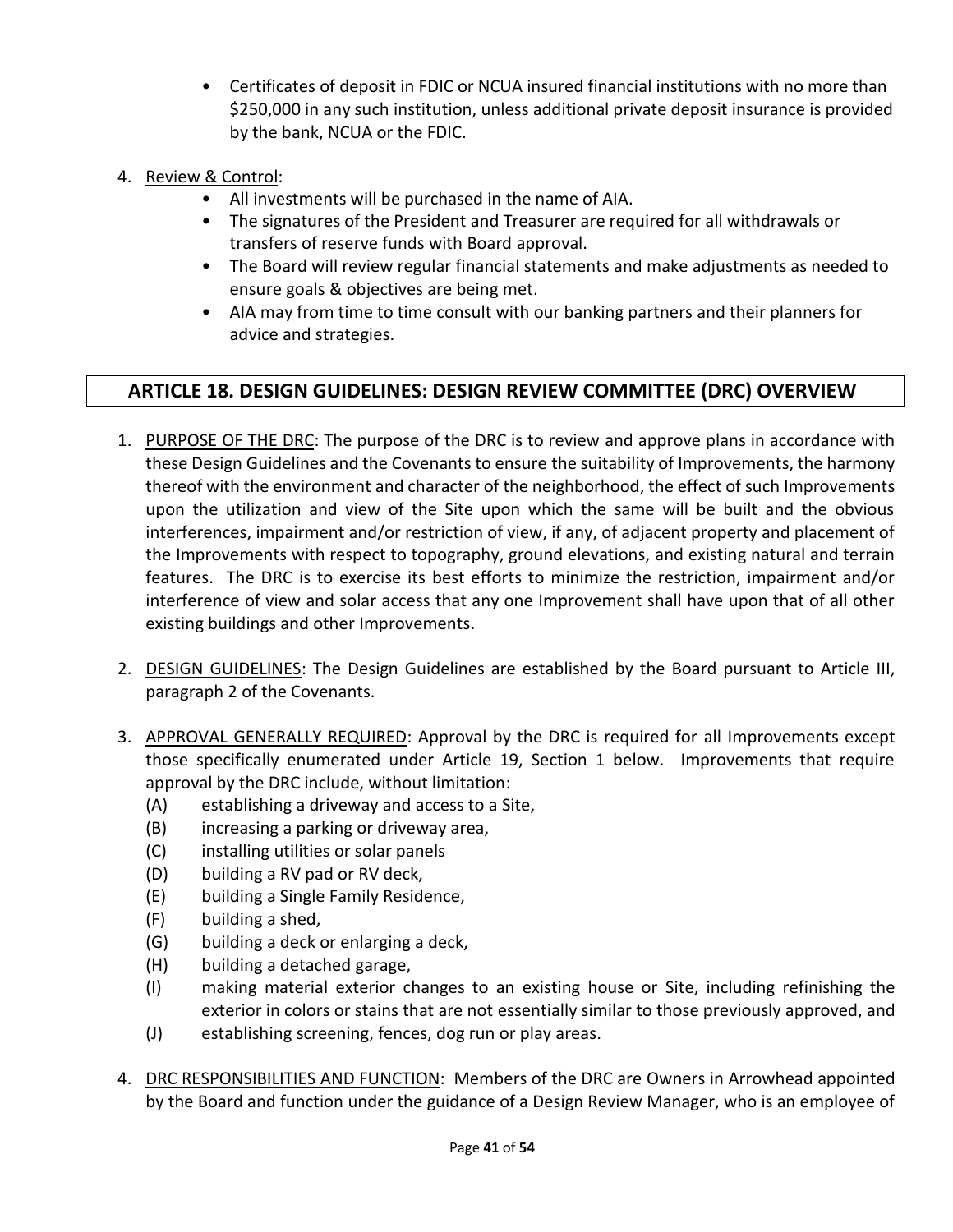- Certificates of deposit in FDIC or NCUA insured financial institutions with no more than $250,000 in any such institution, unless additional private deposit insurance is provided by the bank, NCUA or the FDIC.

4. Review & Control:
    - All investments will be purchased in the name of AIA.
    - The signatures of the President and Treasurer are required for all withdrawals or transfers of reserve funds with Board approval.
    - The Board will review regular financial statements and make adjustments as needed to ensure goals & objectives are being met.
    - AIA may from time to time consult with our banking partners and their planners for advice and strategies.

## ARTICLE 18. DESIGN GUIDELINES: DESIGN REVIEW COMMITTEE (DRC) OVERVIEW

1. PURPOSE OF THE DRC: The purpose of the DRC is to review and approve plans in accordance with these Design Guidelines and the Covenants to ensure the suitability of Improvements, the harmony thereof with the environment and character of the neighborhood, the effect of such Improvements upon the utilization and view of the Site upon which the same will be built and the obvious interferences, impairment and/or restriction of view, if any, of adjacent property and placement of the Improvements with respect to topography, ground elevations, and existing natural and terrain features. The DRC is to exercise its best efforts to minimize the restriction, impairment and/or interference of view and solar access that any one Improvement shall have upon that of all other existing buildings and other Improvements.

2. DESIGN GUIDELINES: The Design Guidelines are established by the Board pursuant to Article III, paragraph 2 of the Covenants.

3. APPROVAL GENERALLY REQUIRED: Approval by the DRC is required for all Improvements except those specifically enumerated under Article 19, Section 1 below. Improvements that require approval by the DRC include, without limitation:
    - (A) establishing a driveway and access to a Site,
    - (B) increasing a parking or driveway area,
    - (C) installing utilities or solar panels
    - (D) building a RV pad or RV deck,
    - (E) building a Single Family Residence,
    - (F) building a shed,
    - (G) building a deck or enlarging a deck,
    - (H) building a detached garage,
    - (I) making material exterior changes to an existing house or Site, including refinishing the exterior in colors or stains that are not essentially similar to those previously approved, and
    - (J) establishing screening, fences, dog run or play areas.

4. DRC RESPONSIBILITIES AND FUNCTION: Members of the DRC are Owners in Arrowhead appointed by the Board and function under the guidance of a Design Review Manager, who is an employee of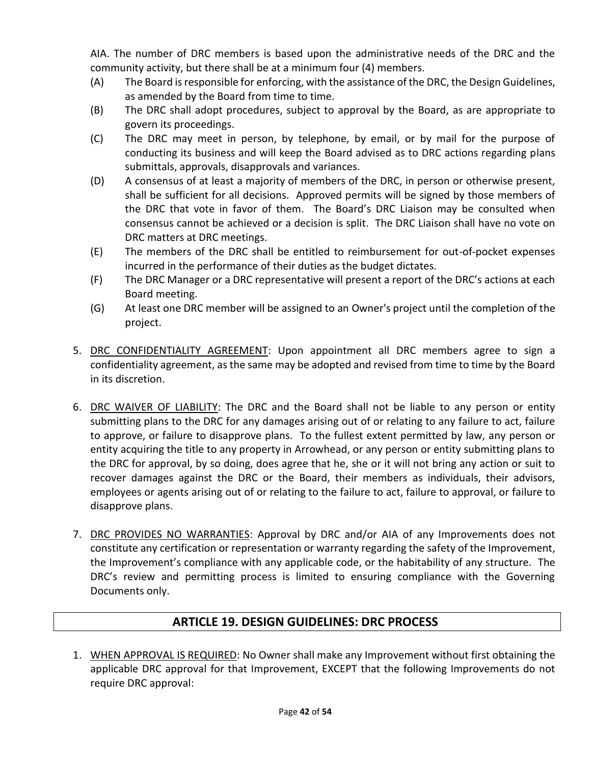AIA. The number of DRC members is based upon the administrative needs of the DRC and the community activity, but there shall be at a minimum four (4) members.

(A) The Board is responsible for enforcing, with the assistance of the DRC, the Design Guidelines, as amended by the Board from time to time.

(B) The DRC shall adopt procedures, subject to approval by the Board, as are appropriate to govern its proceedings.

(C) The DRC may meet in person, by telephone, by email, or by mail for the purpose of conducting its business and will keep the Board advised as to DRC actions regarding plans submittals, approvals, disapprovals and variances.

(D) A consensus of at least a majority of members of the DRC, in person or otherwise present, shall be sufficient for all decisions. Approved permits will be signed by those members of the DRC that vote in favor of them. The Board's DRC Liaison may be consulted when consensus cannot be achieved or a decision is split. The DRC Liaison shall have no vote on DRC matters at DRC meetings.

(E) The members of the DRC shall be entitled to reimbursement for out-of-pocket expenses incurred in the performance of their duties as the budget dictates.

(F) The DRC Manager or a DRC representative will present a report of the DRC's actions at each Board meeting.

(G) At least one DRC member will be assigned to an Owner's project until the completion of the project.

5. <u>DRC CONFIDENTIALITY AGREEMENT</u>: Upon appointment all DRC members agree to sign a confidentiality agreement, as the same may be adopted and revised from time to time by the Board in its discretion.

6. <u>DRC WAIVER OF LIABILITY</u>: The DRC and the Board shall not be liable to any person or entity submitting plans to the DRC for any damages arising out of or relating to any failure to act, failure to approve, or failure to disapprove plans. To the fullest extent permitted by law, any person or entity acquiring the title to any property in Arrowhead, or any person or entity submitting plans to the DRC for approval, by so doing, does agree that he, she or it will not bring any action or suit to recover damages against the DRC or the Board, their members as individuals, their advisors, employees or agents arising out of or relating to the failure to act, failure to approval, or failure to disapprove plans.

7. <u>DRC PROVIDES NO WARRANTIES</u>: Approval by DRC and/or AIA of any Improvements does not constitute any certification or representation or warranty regarding the safety of the Improvement, the Improvement's compliance with any applicable code, or the habitability of any structure. The DRC's review and permitting process is limited to ensuring compliance with the Governing Documents only.

## ARTICLE 19. DESIGN GUIDELINES: DRC PROCESS

1. <u>WHEN APPROVAL IS REQUIRED</u>: No Owner shall make any Improvement without first obtaining the applicable DRC approval for that Improvement, EXCEPT that the following Improvements do not require DRC approval: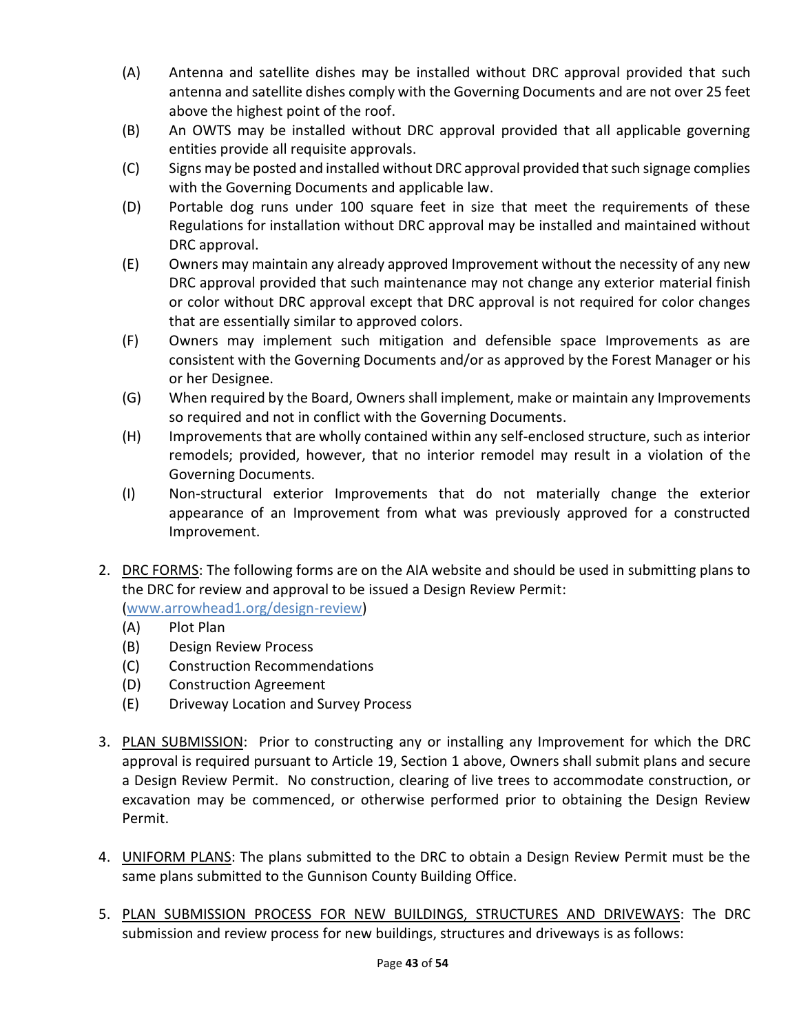(A) Antenna and satellite dishes may be installed without DRC approval provided that such antenna and satellite dishes comply with the Governing Documents and are not over 25 feet above the highest point of the roof.

(B) An OWTS may be installed without DRC approval provided that all applicable governing entities provide all requisite approvals.

(C) Signs may be posted and installed without DRC approval provided that such signage complies with the Governing Documents and applicable law.

(D) Portable dog runs under 100 square feet in size that meet the requirements of these Regulations for installation without DRC approval may be installed and maintained without DRC approval.

(E) Owners may maintain any already approved Improvement without the necessity of any new DRC approval provided that such maintenance may not change any exterior material finish or color without DRC approval except that DRC approval is not required for color changes that are essentially similar to approved colors.

(F) Owners may implement such mitigation and defensible space Improvements as are consistent with the Governing Documents and/or as approved by the Forest Manager or his or her Designee.

(G) When required by the Board, Owners shall implement, make or maintain any Improvements so required and not in conflict with the Governing Documents.

(H) Improvements that are wholly contained within any self-enclosed structure, such as interior remodels; provided, however, that no interior remodel may result in a violation of the Governing Documents.

(I) Non-structural exterior Improvements that do not materially change the exterior appearance of an Improvement from what was previously approved for a constructed Improvement.

2. <u>DRC FORMS</u>: The following forms are on the AIA website and should be used in submitting plans to the DRC for review and approval to be issued a Design Review Permit: ([www.arrowhead1.org/design-review](www.arrowhead1.org/design-review))
   (A) Plot Plan
   (B) Design Review Process
   (C) Construction Recommendations
   (D) Construction Agreement
   (E) Driveway Location and Survey Process

3. <u>PLAN SUBMISSION</u>: Prior to constructing any or installing any Improvement for which the DRC approval is required pursuant to Article 19, Section 1 above, Owners shall submit plans and secure a Design Review Permit. No construction, clearing of live trees to accommodate construction, or excavation may be commenced, or otherwise performed prior to obtaining the Design Review Permit.

4. <u>UNIFORM PLANS</u>: The plans submitted to the DRC to obtain a Design Review Permit must be the same plans submitted to the Gunnison County Building Office.

5. <u>PLAN SUBMISSION PROCESS FOR NEW BUILDINGS, STRUCTURES AND DRIVEWAYS</u>: The DRC submission and review process for new buildings, structures and driveways is as follows: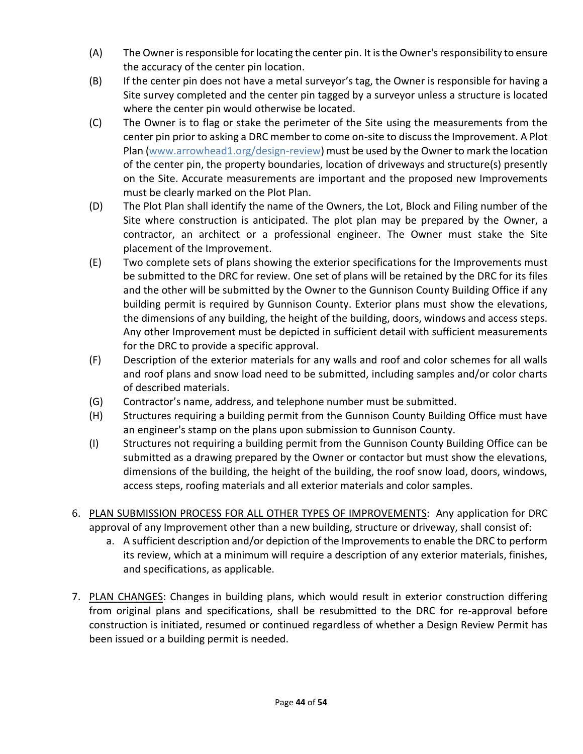(A) The Owner is responsible for locating the center pin. It is the Owner's responsibility to ensure the accuracy of the center pin location.

(B) If the center pin does not have a metal surveyor's tag, the Owner is responsible for having a Site survey completed and the center pin tagged by a surveyor unless a structure is located where the center pin would otherwise be located.

(C) The Owner is to flag or stake the perimeter of the Site using the measurements from the center pin prior to asking a DRC member to come on-site to discuss the Improvement. A Plot Plan (www.arrowhead1.org/design-review) must be used by the Owner to mark the location of the center pin, the property boundaries, location of driveways and structure(s) presently on the Site. Accurate measurements are important and the proposed new Improvements must be clearly marked on the Plot Plan.

(D) The Plot Plan shall identify the name of the Owners, the Lot, Block and Filing number of the Site where construction is anticipated. The plot plan may be prepared by the Owner, a contractor, an architect or a professional engineer. The Owner must stake the Site placement of the Improvement.

(E) Two complete sets of plans showing the exterior specifications for the Improvements must be submitted to the DRC for review. One set of plans will be retained by the DRC for its files and the other will be submitted by the Owner to the Gunnison County Building Office if any building permit is required by Gunnison County. Exterior plans must show the elevations, the dimensions of any building, the height of the building, doors, windows and access steps. Any other Improvement must be depicted in sufficient detail with sufficient measurements for the DRC to provide a specific approval.

(F) Description of the exterior materials for any walls and roof and color schemes for all walls and roof plans and snow load need to be submitted, including samples and/or color charts of described materials.

(G) Contractor's name, address, and telephone number must be submitted.

(H) Structures requiring a building permit from the Gunnison County Building Office must have an engineer's stamp on the plans upon submission to Gunnison County.

(I) Structures not requiring a building permit from the Gunnison County Building Office can be submitted as a drawing prepared by the Owner or contactor but must show the elevations, dimensions of the building, the height of the building, the roof snow load, doors, windows, access steps, roofing materials and all exterior materials and color samples.

6. <u>PLAN SUBMISSION PROCESS FOR ALL OTHER TYPES OF IMPROVEMENTS</u>: Any application for DRC approval of any Improvement other than a new building, structure or driveway, shall consist of:
   a. A sufficient description and/or depiction of the Improvements to enable the DRC to perform its review, which at a minimum will require a description of any exterior materials, finishes, and specifications, as applicable.

7. <u>PLAN CHANGES</u>: Changes in building plans, which would result in exterior construction differing from original plans and specifications, shall be resubmitted to the DRC for re-approval before construction is initiated, resumed or continued regardless of whether a Design Review Permit has been issued or a building permit is needed.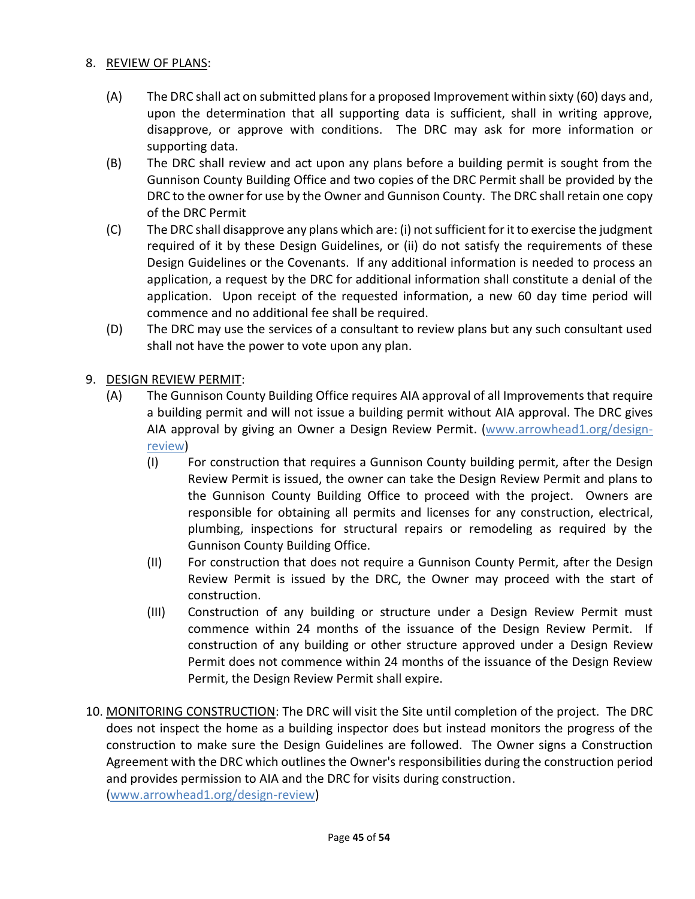8. <u>REVIEW OF PLANS</u>:

    (A) The DRC shall act on submitted plans for a proposed Improvement within sixty (60) days and, upon the determination that all supporting data is sufficient, shall in writing approve, disapprove, or approve with conditions. The DRC may ask for more information or supporting data.

    (B) The DRC shall review and act upon any plans before a building permit is sought from the Gunnison County Building Office and two copies of the DRC Permit shall be provided by the DRC to the owner for use by the Owner and Gunnison County. The DRC shall retain one copy of the DRC Permit

    (C) The DRC shall disapprove any plans which are: (i) not sufficient for it to exercise the judgment required of it by these Design Guidelines, or (ii) do not satisfy the requirements of these Design Guidelines or the Covenants. If any additional information is needed to process an application, a request by the DRC for additional information shall constitute a denial of the application. Upon receipt of the requested information, a new 60 day time period will commence and no additional fee shall be required.

    (D) The DRC may use the services of a consultant to review plans but any such consultant used shall not have the power to vote upon any plan.

9. <u>DESIGN REVIEW PERMIT</u>:

    (A) The Gunnison County Building Office requires AIA approval of all Improvements that require a building permit and will not issue a building permit without AIA approval. The DRC gives AIA approval by giving an Owner a Design Review Permit. (www.arrowhead1.org/design-review)

        (I) For construction that requires a Gunnison County building permit, after the Design Review Permit is issued, the owner can take the Design Review Permit and plans to the Gunnison County Building Office to proceed with the project. Owners are responsible for obtaining all permits and licenses for any construction, electrical, plumbing, inspections for structural repairs or remodeling as required by the Gunnison County Building Office.

        (II) For construction that does not require a Gunnison County Permit, after the Design Review Permit is issued by the DRC, the Owner may proceed with the start of construction.

        (III) Construction of any building or structure under a Design Review Permit must commence within 24 months of the issuance of the Design Review Permit. If construction of any building or other structure approved under a Design Review Permit does not commence within 24 months of the issuance of the Design Review Permit, the Design Review Permit shall expire.

10. <u>MONITORING CONSTRUCTION</u>: The DRC will visit the Site until completion of the project. The DRC does not inspect the home as a building inspector does but instead monitors the progress of the construction to make sure the Design Guidelines are followed. The Owner signs a Construction Agreement with the DRC which outlines the Owner's responsibilities during the construction period and provides permission to AIA and the DRC for visits during construction. (www.arrowhead1.org/design-review)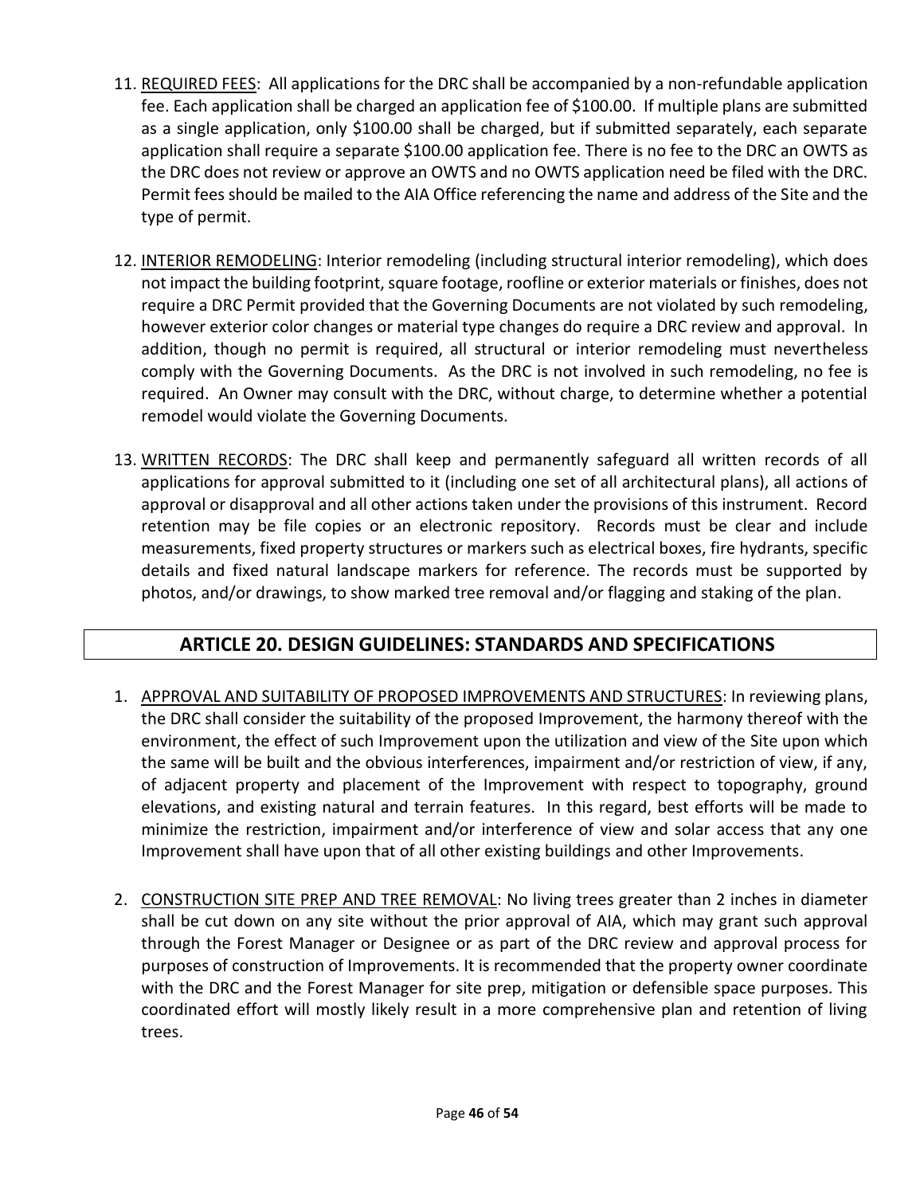11. <u>REQUIRED FEES</u>: All applications for the DRC shall be accompanied by a non-refundable application fee. Each application shall be charged an application fee of $100.00. If multiple plans are submitted as a single application, only $100.00 shall be charged, but if submitted separately, each separate application shall require a separate $100.00 application fee. There is no fee to the DRC an OWTS as the DRC does not review or approve an OWTS and no OWTS application need be filed with the DRC. Permit fees should be mailed to the AIA Office referencing the name and address of the Site and the type of permit.

12. <u>INTERIOR REMODELING</u>: Interior remodeling (including structural interior remodeling), which does not impact the building footprint, square footage, roofline or exterior materials or finishes, does not require a DRC Permit provided that the Governing Documents are not violated by such remodeling, however exterior color changes or material type changes do require a DRC review and approval. In addition, though no permit is required, all structural or interior remodeling must nevertheless comply with the Governing Documents. As the DRC is not involved in such remodeling, no fee is required. An Owner may consult with the DRC, without charge, to determine whether a potential remodel would violate the Governing Documents.

13. <u>WRITTEN RECORDS</u>: The DRC shall keep and permanently safeguard all written records of all applications for approval submitted to it (including one set of all architectural plans), all actions of approval or disapproval and all other actions taken under the provisions of this instrument. Record retention may be file copies or an electronic repository. Records must be clear and include measurements, fixed property structures or markers such as electrical boxes, fire hydrants, specific details and fixed natural landscape markers for reference. The records must be supported by photos, and/or drawings, to show marked tree removal and/or flagging and staking of the plan.

## ARTICLE 20. DESIGN GUIDELINES: STANDARDS AND SPECIFICATIONS

1. <u>APPROVAL AND SUITABILITY OF PROPOSED IMPROVEMENTS AND STRUCTURES</u>: In reviewing plans, the DRC shall consider the suitability of the proposed Improvement, the harmony thereof with the environment, the effect of such Improvement upon the utilization and view of the Site upon which the same will be built and the obvious interferences, impairment and/or restriction of view, if any, of adjacent property and placement of the Improvement with respect to topography, ground elevations, and existing natural and terrain features. In this regard, best efforts will be made to minimize the restriction, impairment and/or interference of view and solar access that any one Improvement shall have upon that of all other existing buildings and other Improvements.

2. <u>CONSTRUCTION SITE PREP AND TREE REMOVAL</u>: No living trees greater than 2 inches in diameter shall be cut down on any site without the prior approval of AIA, which may grant such approval through the Forest Manager or Designee or as part of the DRC review and approval process for purposes of construction of Improvements. It is recommended that the property owner coordinate with the DRC and the Forest Manager for site prep, mitigation or defensible space purposes. This coordinated effort will mostly likely result in a more comprehensive plan and retention of living trees.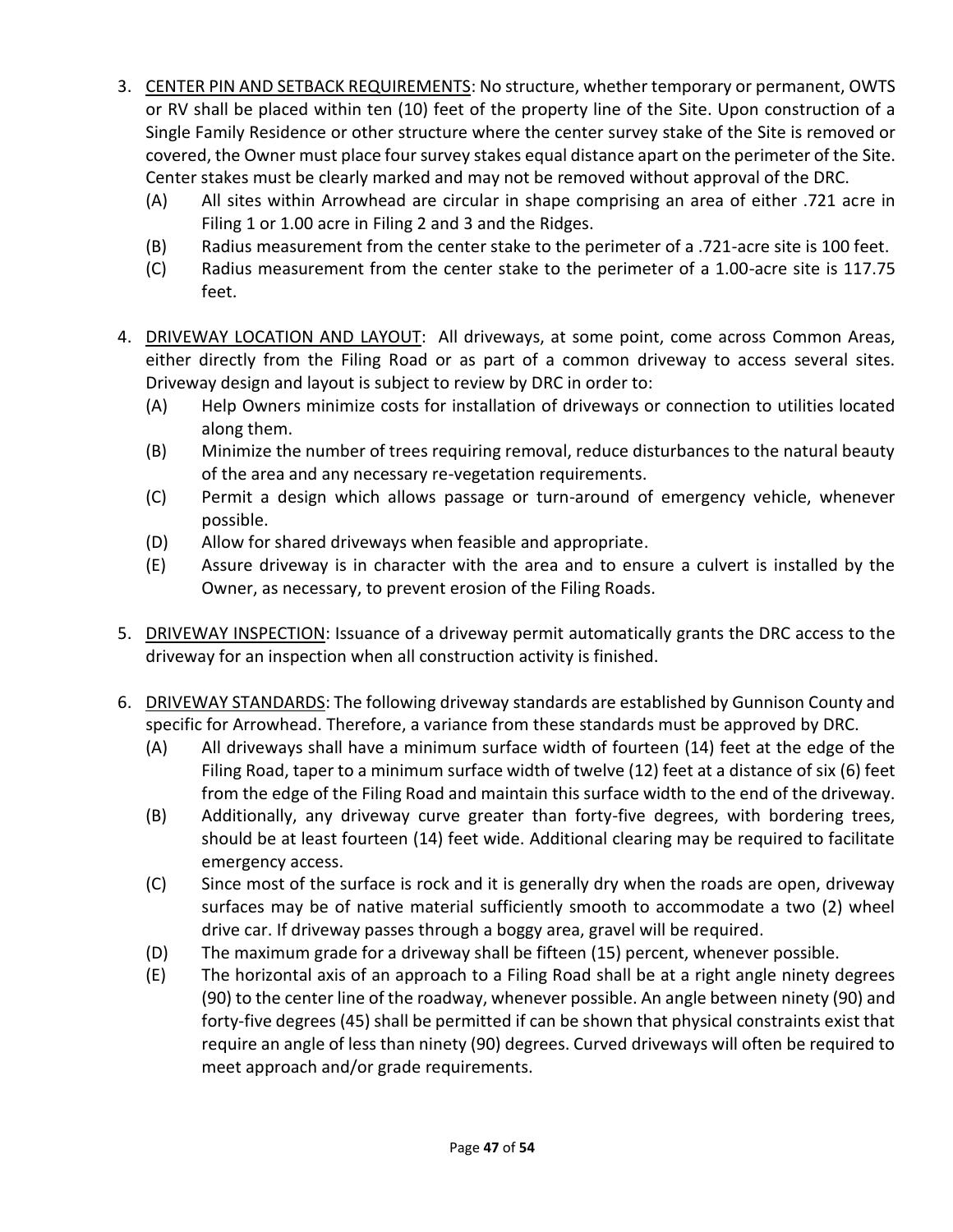3. <u>CENTER PIN AND SETBACK REQUIREMENTS</u>: No structure, whether temporary or permanent, OWTS or RV shall be placed within ten (10) feet of the property line of the Site. Upon construction of a Single Family Residence or other structure where the center survey stake of the Site is removed or covered, the Owner must place four survey stakes equal distance apart on the perimeter of the Site. Center stakes must be clearly marked and may not be removed without approval of the DRC.
   - (A) All sites within Arrowhead are circular in shape comprising an area of either .721 acre in Filing 1 or 1.00 acre in Filing 2 and 3 and the Ridges.
   - (B) Radius measurement from the center stake to the perimeter of a .721-acre site is 100 feet.
   - (C) Radius measurement from the center stake to the perimeter of a 1.00-acre site is 117.75 feet.

4. <u>DRIVEWAY LOCATION AND LAYOUT</u>: All driveways, at some point, come across Common Areas, either directly from the Filing Road or as part of a common driveway to access several sites. Driveway design and layout is subject to review by DRC in order to:
   - (A) Help Owners minimize costs for installation of driveways or connection to utilities located along them.
   - (B) Minimize the number of trees requiring removal, reduce disturbances to the natural beauty of the area and any necessary re-vegetation requirements.
   - (C) Permit a design which allows passage or turn-around of emergency vehicle, whenever possible.
   - (D) Allow for shared driveways when feasible and appropriate.
   - (E) Assure driveway is in character with the area and to ensure a culvert is installed by the Owner, as necessary, to prevent erosion of the Filing Roads.

5. <u>DRIVEWAY INSPECTION</u>: Issuance of a driveway permit automatically grants the DRC access to the driveway for an inspection when all construction activity is finished.

6. <u>DRIVEWAY STANDARDS</u>: The following driveway standards are established by Gunnison County and specific for Arrowhead. Therefore, a variance from these standards must be approved by DRC.
   - (A) All driveways shall have a minimum surface width of fourteen (14) feet at the edge of the Filing Road, taper to a minimum surface width of twelve (12) feet at a distance of six (6) feet from the edge of the Filing Road and maintain this surface width to the end of the driveway.
   - (B) Additionally, any driveway curve greater than forty-five degrees, with bordering trees, should be at least fourteen (14) feet wide. Additional clearing may be required to facilitate emergency access.
   - (C) Since most of the surface is rock and it is generally dry when the roads are open, driveway surfaces may be of native material sufficiently smooth to accommodate a two (2) wheel drive car. If driveway passes through a boggy area, gravel will be required.
   - (D) The maximum grade for a driveway shall be fifteen (15) percent, whenever possible.
   - (E) The horizontal axis of an approach to a Filing Road shall be at a right angle ninety degrees (90) to the center line of the roadway, whenever possible. An angle between ninety (90) and forty-five degrees (45) shall be permitted if can be shown that physical constraints exist that require an angle of less than ninety (90) degrees. Curved driveways will often be required to meet approach and/or grade requirements.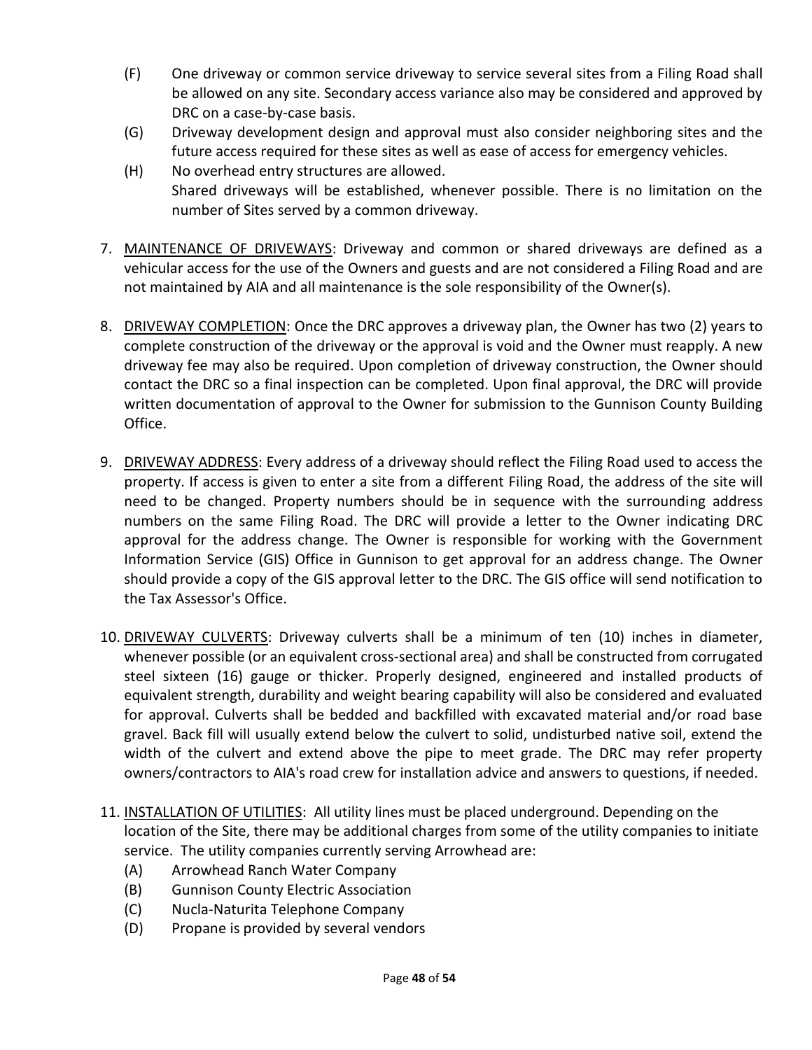(F) One driveway or common service driveway to service several sites from a Filing Road shall be allowed on any site. Secondary access variance also may be considered and approved by DRC on a case-by-case basis.

(G) Driveway development design and approval must also consider neighboring sites and the future access required for these sites as well as ease of access for emergency vehicles.

(H) No overhead entry structures are allowed.
Shared driveways will be established, whenever possible. There is no limitation on the number of Sites served by a common driveway.

7. <u>MAINTENANCE OF DRIVEWAYS</u>: Driveway and common or shared driveways are defined as a vehicular access for the use of the Owners and guests and are not considered a Filing Road and are not maintained by AIA and all maintenance is the sole responsibility of the Owner(s).

8. <u>DRIVEWAY COMPLETION</u>: Once the DRC approves a driveway plan, the Owner has two (2) years to complete construction of the driveway or the approval is void and the Owner must reapply. A new driveway fee may also be required. Upon completion of driveway construction, the Owner should contact the DRC so a final inspection can be completed. Upon final approval, the DRC will provide written documentation of approval to the Owner for submission to the Gunnison County Building Office.

9. <u>DRIVEWAY ADDRESS</u>: Every address of a driveway should reflect the Filing Road used to access the property. If access is given to enter a site from a different Filing Road, the address of the site will need to be changed. Property numbers should be in sequence with the surrounding address numbers on the same Filing Road. The DRC will provide a letter to the Owner indicating DRC approval for the address change. The Owner is responsible for working with the Government Information Service (GIS) Office in Gunnison to get approval for an address change. The Owner should provide a copy of the GIS approval letter to the DRC. The GIS office will send notification to the Tax Assessor's Office.

10. <u>DRIVEWAY CULVERTS</u>: Driveway culverts shall be a minimum of ten (10) inches in diameter, whenever possible (or an equivalent cross-sectional area) and shall be constructed from corrugated steel sixteen (16) gauge or thicker. Properly designed, engineered and installed products of equivalent strength, durability and weight bearing capability will also be considered and evaluated for approval. Culverts shall be bedded and backfilled with excavated material and/or road base gravel. Back fill will usually extend below the culvert to solid, undisturbed native soil, extend the width of the culvert and extend above the pipe to meet grade. The DRC may refer property owners/contractors to AIA's road crew for installation advice and answers to questions, if needed.

11. <u>INSTALLATION OF UTILITIES</u>: All utility lines must be placed underground. Depending on the location of the Site, there may be additional charges from some of the utility companies to initiate service. The utility companies currently serving Arrowhead are:
    (A) Arrowhead Ranch Water Company
    (B) Gunnison County Electric Association
    (C) Nucla-Naturita Telephone Company
    (D) Propane is provided by several vendors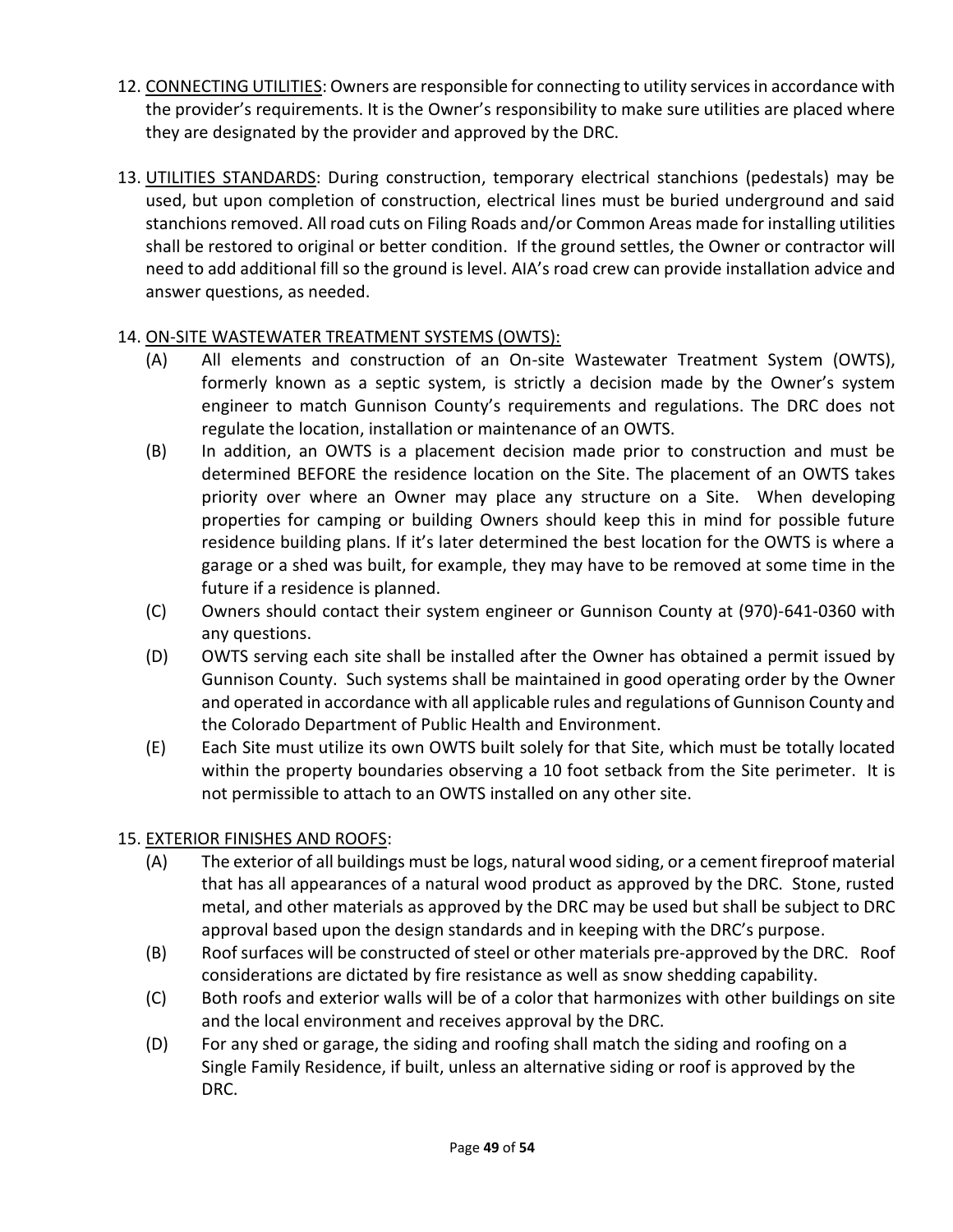12. <u>CONNECTING UTILITIES</u>: Owners are responsible for connecting to utility services in accordance with the provider's requirements. It is the Owner's responsibility to make sure utilities are placed where they are designated by the provider and approved by the DRC.

13. <u>UTILITIES STANDARDS</u>: During construction, temporary electrical stanchions (pedestals) may be used, but upon completion of construction, electrical lines must be buried underground and said stanchions removed. All road cuts on Filing Roads and/or Common Areas made for installing utilities shall be restored to original or better condition. If the ground settles, the Owner or contractor will need to add additional fill so the ground is level. AIA's road crew can provide installation advice and answer questions, as needed.

14. <u>ON-SITE WASTEWATER TREATMENT SYSTEMS (OWTS):</u>
    - (A) All elements and construction of an On-site Wastewater Treatment System (OWTS), formerly known as a septic system, is strictly a decision made by the Owner's system engineer to match Gunnison County's requirements and regulations. The DRC does not regulate the location, installation or maintenance of an OWTS.
    - (B) In addition, an OWTS is a placement decision made prior to construction and must be determined BEFORE the residence location on the Site. The placement of an OWTS takes priority over where an Owner may place any structure on a Site. When developing properties for camping or building Owners should keep this in mind for possible future residence building plans. If it's later determined the best location for the OWTS is where a garage or a shed was built, for example, they may have to be removed at some time in the future if a residence is planned.
    - (C) Owners should contact their system engineer or Gunnison County at (970)-641-0360 with any questions.
    - (D) OWTS serving each site shall be installed after the Owner has obtained a permit issued by Gunnison County. Such systems shall be maintained in good operating order by the Owner and operated in accordance with all applicable rules and regulations of Gunnison County and the Colorado Department of Public Health and Environment.
    - (E) Each Site must utilize its own OWTS built solely for that Site, which must be totally located within the property boundaries observing a 10 foot setback from the Site perimeter. It is not permissible to attach to an OWTS installed on any other site.

15. <u>EXTERIOR FINISHES AND ROOFS</u>:
    - (A) The exterior of all buildings must be logs, natural wood siding, or a cement fireproof material that has all appearances of a natural wood product as approved by the DRC. Stone, rusted metal, and other materials as approved by the DRC may be used but shall be subject to DRC approval based upon the design standards and in keeping with the DRC's purpose.
    - (B) Roof surfaces will be constructed of steel or other materials pre-approved by the DRC. Roof considerations are dictated by fire resistance as well as snow shedding capability.
    - (C) Both roofs and exterior walls will be of a color that harmonizes with other buildings on site and the local environment and receives approval by the DRC.
    - (D) For any shed or garage, the siding and roofing shall match the siding and roofing on a Single Family Residence, if built, unless an alternative siding or roof is approved by the DRC.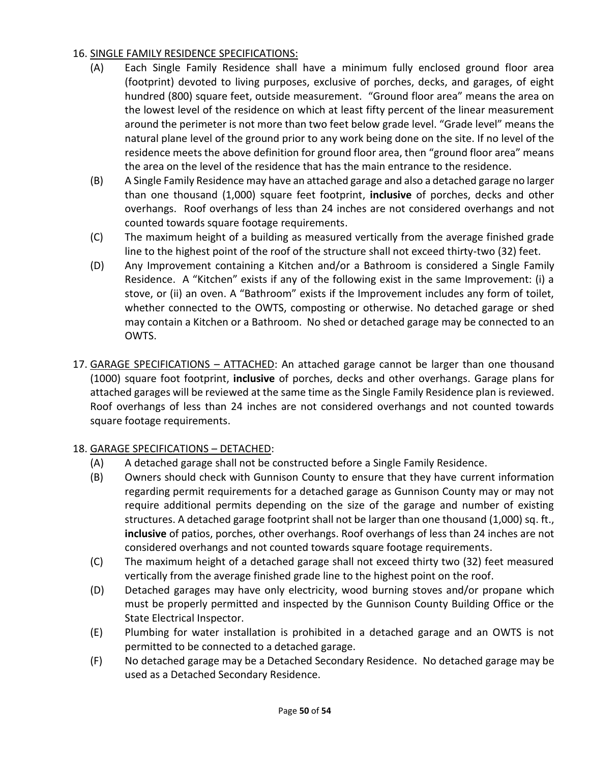16. <u>SINGLE FAMILY RESIDENCE SPECIFICATIONS:</u>

   (A) Each Single Family Residence shall have a minimum fully enclosed ground floor area (footprint) devoted to living purposes, exclusive of porches, decks, and garages, of eight hundred (800) square feet, outside measurement. "Ground floor area" means the area on the lowest level of the residence on which at least fifty percent of the linear measurement around the perimeter is not more than two feet below grade level. "Grade level" means the natural plane level of the ground prior to any work being done on the site. If no level of the residence meets the above definition for ground floor area, then "ground floor area" means the area on the level of the residence that has the main entrance to the residence.

   (B) A Single Family Residence may have an attached garage and also a detached garage no larger than one thousand (1,000) square feet footprint, **inclusive** of porches, decks and other overhangs. Roof overhangs of less than 24 inches are not considered overhangs and not counted towards square footage requirements.

   (C) The maximum height of a building as measured vertically from the average finished grade line to the highest point of the roof of the structure shall not exceed thirty-two (32) feet.

   (D) Any Improvement containing a Kitchen and/or a Bathroom is considered a Single Family Residence. A "Kitchen" exists if any of the following exist in the same Improvement: (i) a stove, or (ii) an oven. A "Bathroom" exists if the Improvement includes any form of toilet, whether connected to the OWTS, composting or otherwise. No detached garage or shed may contain a Kitchen or a Bathroom. No shed or detached garage may be connected to an OWTS.

17. <u>GARAGE SPECIFICATIONS – ATTACHED</u>: An attached garage cannot be larger than one thousand (1000) square foot footprint, **inclusive** of porches, decks and other overhangs. Garage plans for attached garages will be reviewed at the same time as the Single Family Residence plan is reviewed. Roof overhangs of less than 24 inches are not considered overhangs and not counted towards square footage requirements.

18. <u>GARAGE SPECIFICATIONS – DETACHED</u>:

   (A) A detached garage shall not be constructed before a Single Family Residence.

   (B) Owners should check with Gunnison County to ensure that they have current information regarding permit requirements for a detached garage as Gunnison County may or may not require additional permits depending on the size of the garage and number of existing structures. A detached garage footprint shall not be larger than one thousand (1,000) sq. ft., **inclusive** of patios, porches, other overhangs. Roof overhangs of less than 24 inches are not considered overhangs and not counted towards square footage requirements.

   (C) The maximum height of a detached garage shall not exceed thirty two (32) feet measured vertically from the average finished grade line to the highest point on the roof.

   (D) Detached garages may have only electricity, wood burning stoves and/or propane which must be properly permitted and inspected by the Gunnison County Building Office or the State Electrical Inspector.

   (E) Plumbing for water installation is prohibited in a detached garage and an OWTS is not permitted to be connected to a detached garage.

   (F) No detached garage may be a Detached Secondary Residence. No detached garage may be used as a Detached Secondary Residence.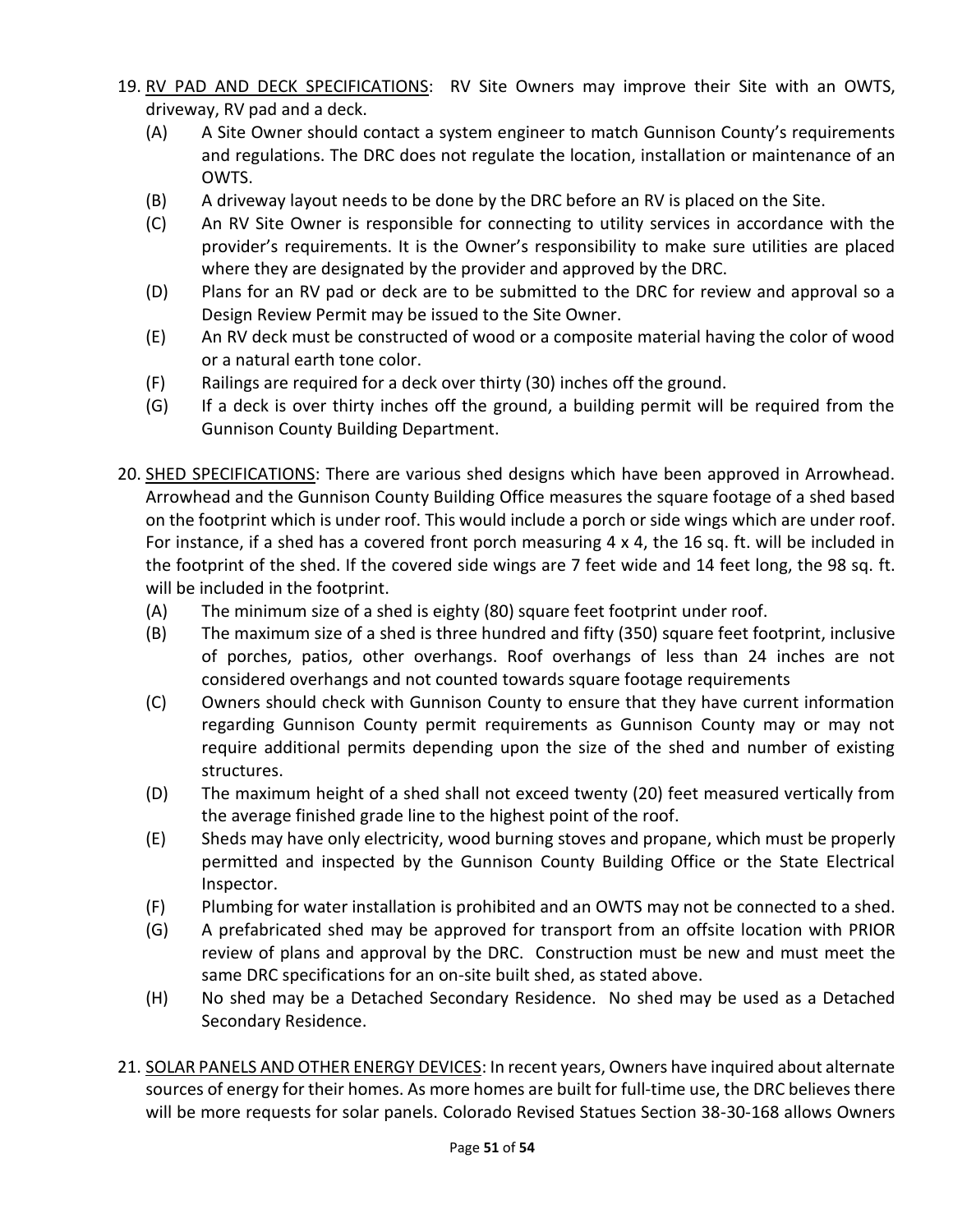19. <u>RV PAD AND DECK SPECIFICATIONS</u>: RV Site Owners may improve their Site with an OWTS, driveway, RV pad and a deck.
    - (A) A Site Owner should contact a system engineer to match Gunnison County's requirements and regulations. The DRC does not regulate the location, installation or maintenance of an OWTS.
    - (B) A driveway layout needs to be done by the DRC before an RV is placed on the Site.
    - (C) An RV Site Owner is responsible for connecting to utility services in accordance with the provider's requirements. It is the Owner's responsibility to make sure utilities are placed where they are designated by the provider and approved by the DRC.
    - (D) Plans for an RV pad or deck are to be submitted to the DRC for review and approval so a Design Review Permit may be issued to the Site Owner.
    - (E) An RV deck must be constructed of wood or a composite material having the color of wood or a natural earth tone color.
    - (F) Railings are required for a deck over thirty (30) inches off the ground.
    - (G) If a deck is over thirty inches off the ground, a building permit will be required from the Gunnison County Building Department.

20. <u>SHED SPECIFICATIONS</u>: There are various shed designs which have been approved in Arrowhead. Arrowhead and the Gunnison County Building Office measures the square footage of a shed based on the footprint which is under roof. This would include a porch or side wings which are under roof. For instance, if a shed has a covered front porch measuring 4 x 4, the 16 sq. ft. will be included in the footprint of the shed. If the covered side wings are 7 feet wide and 14 feet long, the 98 sq. ft. will be included in the footprint.
    - (A) The minimum size of a shed is eighty (80) square feet footprint under roof.
    - (B) The maximum size of a shed is three hundred and fifty (350) square feet footprint, inclusive of porches, patios, other overhangs. Roof overhangs of less than 24 inches are not considered overhangs and not counted towards square footage requirements
    - (C) Owners should check with Gunnison County to ensure that they have current information regarding Gunnison County permit requirements as Gunnison County may or may not require additional permits depending upon the size of the shed and number of existing structures.
    - (D) The maximum height of a shed shall not exceed twenty (20) feet measured vertically from the average finished grade line to the highest point of the roof.
    - (E) Sheds may have only electricity, wood burning stoves and propane, which must be properly permitted and inspected by the Gunnison County Building Office or the State Electrical Inspector.
    - (F) Plumbing for water installation is prohibited and an OWTS may not be connected to a shed.
    - (G) A prefabricated shed may be approved for transport from an offsite location with PRIOR review of plans and approval by the DRC. Construction must be new and must meet the same DRC specifications for an on-site built shed, as stated above.
    - (H) No shed may be a Detached Secondary Residence. No shed may be used as a Detached Secondary Residence.

21. <u>SOLAR PANELS AND OTHER ENERGY DEVICES</u>: In recent years, Owners have inquired about alternate sources of energy for their homes. As more homes are built for full-time use, the DRC believes there will be more requests for solar panels. Colorado Revised Statues Section 38-30-168 allows Owners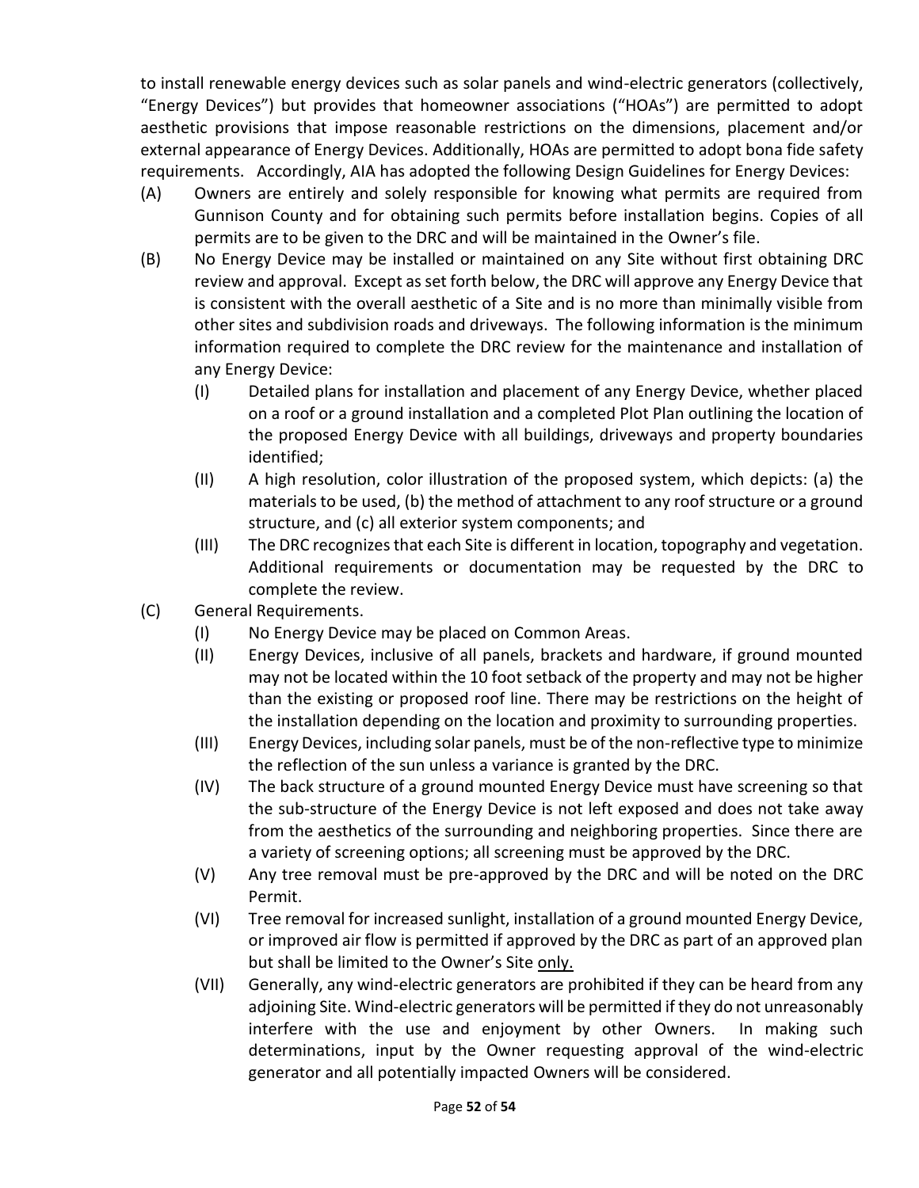to install renewable energy devices such as solar panels and wind-electric generators (collectively, "Energy Devices") but provides that homeowner associations ("HOAs") are permitted to adopt aesthetic provisions that impose reasonable restrictions on the dimensions, placement and/or external appearance of Energy Devices. Additionally, HOAs are permitted to adopt bona fide safety requirements. Accordingly, AIA has adopted the following Design Guidelines for Energy Devices:

(A) Owners are entirely and solely responsible for knowing what permits are required from Gunnison County and for obtaining such permits before installation begins. Copies of all permits are to be given to the DRC and will be maintained in the Owner's file.

(B) No Energy Device may be installed or maintained on any Site without first obtaining DRC review and approval. Except as set forth below, the DRC will approve any Energy Device that is consistent with the overall aesthetic of a Site and is no more than minimally visible from other sites and subdivision roads and driveways. The following information is the minimum information required to complete the DRC review for the maintenance and installation of any Energy Device:

   (I) Detailed plans for installation and placement of any Energy Device, whether placed on a roof or a ground installation and a completed Plot Plan outlining the location of the proposed Energy Device with all buildings, driveways and property boundaries identified;

   (II) A high resolution, color illustration of the proposed system, which depicts: (a) the materials to be used, (b) the method of attachment to any roof structure or a ground structure, and (c) all exterior system components; and

   (III) The DRC recognizes that each Site is different in location, topography and vegetation. Additional requirements or documentation may be requested by the DRC to complete the review.

(C) General Requirements.

   (I) No Energy Device may be placed on Common Areas.

   (II) Energy Devices, inclusive of all panels, brackets and hardware, if ground mounted may not be located within the 10 foot setback of the property and may not be higher than the existing or proposed roof line. There may be restrictions on the height of the installation depending on the location and proximity to surrounding properties.

   (III) Energy Devices, including solar panels, must be of the non-reflective type to minimize the reflection of the sun unless a variance is granted by the DRC.

   (IV) The back structure of a ground mounted Energy Device must have screening so that the sub-structure of the Energy Device is not left exposed and does not take away from the aesthetics of the surrounding and neighboring properties. Since there are a variety of screening options; all screening must be approved by the DRC.

   (V) Any tree removal must be pre-approved by the DRC and will be noted on the DRC Permit.

   (VI) Tree removal for increased sunlight, installation of a ground mounted Energy Device, or improved air flow is permitted if approved by the DRC as part of an approved plan but shall be limited to the Owner's Site <u>only.</u>

   (VII) Generally, any wind-electric generators are prohibited if they can be heard from any adjoining Site. Wind-electric generators will be permitted if they do not unreasonably interfere with the use and enjoyment by other Owners. In making such determinations, input by the Owner requesting approval of the wind-electric generator and all potentially impacted Owners will be considered.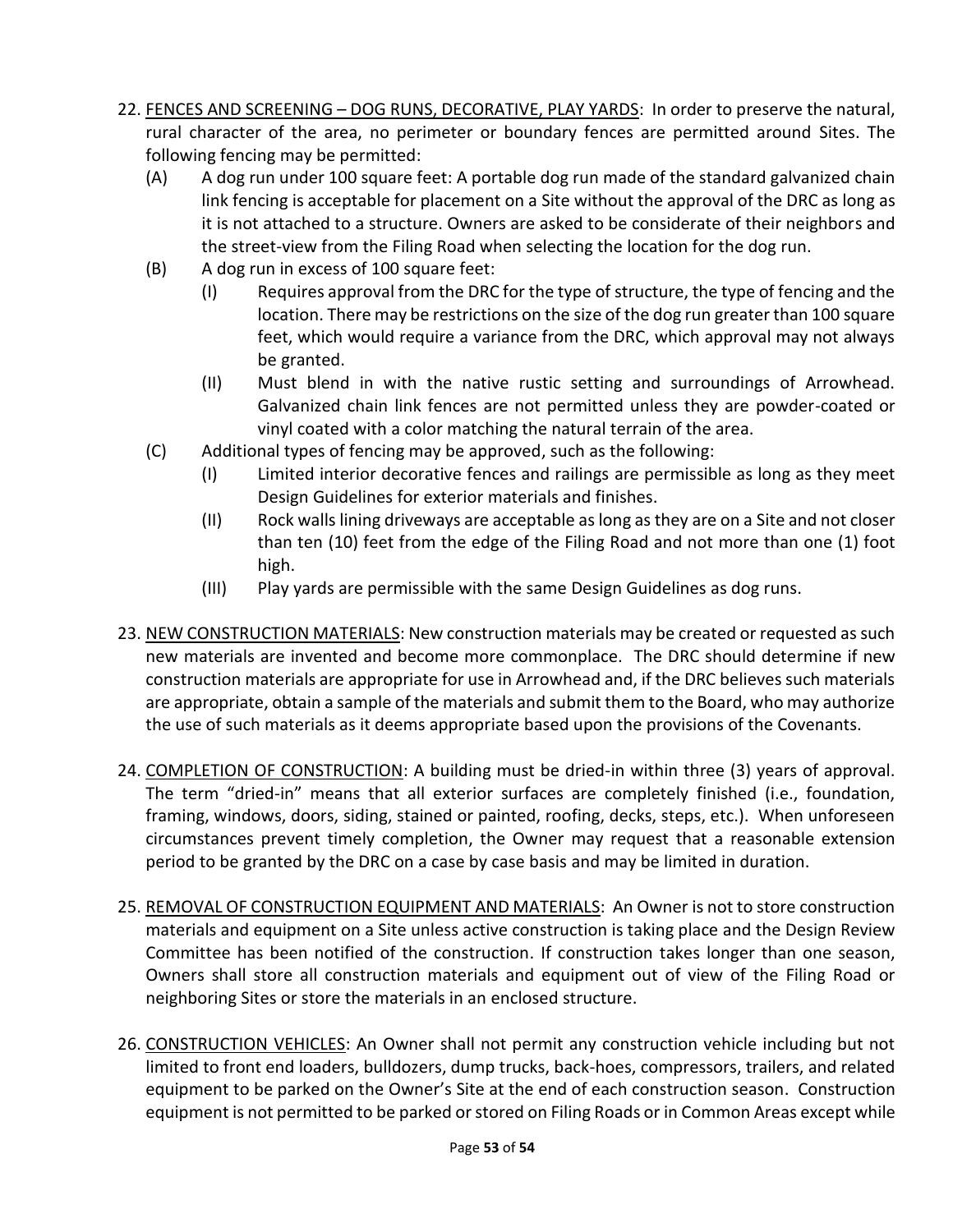22. <u>FENCES AND SCREENING – DOG RUNS, DECORATIVE, PLAY YARDS</u>: In order to preserve the natural, rural character of the area, no perimeter or boundary fences are permitted around Sites. The following fencing may be permitted:
    - (A) A dog run under 100 square feet: A portable dog run made of the standard galvanized chain link fencing is acceptable for placement on a Site without the approval of the DRC as long as it is not attached to a structure. Owners are asked to be considerate of their neighbors and the street-view from the Filing Road when selecting the location for the dog run.
    - (B) A dog run in excess of 100 square feet:
        - (I) Requires approval from the DRC for the type of structure, the type of fencing and the location. There may be restrictions on the size of the dog run greater than 100 square feet, which would require a variance from the DRC, which approval may not always be granted.
        - (II) Must blend in with the native rustic setting and surroundings of Arrowhead. Galvanized chain link fences are not permitted unless they are powder-coated or vinyl coated with a color matching the natural terrain of the area.
    - (C) Additional types of fencing may be approved, such as the following:
        - (I) Limited interior decorative fences and railings are permissible as long as they meet Design Guidelines for exterior materials and finishes.
        - (II) Rock walls lining driveways are acceptable as long as they are on a Site and not closer than ten (10) feet from the edge of the Filing Road and not more than one (1) foot high.
        - (III) Play yards are permissible with the same Design Guidelines as dog runs.

23. <u>NEW CONSTRUCTION MATERIALS</u>: New construction materials may be created or requested as such new materials are invented and become more commonplace. The DRC should determine if new construction materials are appropriate for use in Arrowhead and, if the DRC believes such materials are appropriate, obtain a sample of the materials and submit them to the Board, who may authorize the use of such materials as it deems appropriate based upon the provisions of the Covenants.

24. <u>COMPLETION OF CONSTRUCTION</u>: A building must be dried-in within three (3) years of approval. The term "dried-in" means that all exterior surfaces are completely finished (i.e., foundation, framing, windows, doors, siding, stained or painted, roofing, decks, steps, etc.). When unforeseen circumstances prevent timely completion, the Owner may request that a reasonable extension period to be granted by the DRC on a case by case basis and may be limited in duration.

25. <u>REMOVAL OF CONSTRUCTION EQUIPMENT AND MATERIALS</u>: An Owner is not to store construction materials and equipment on a Site unless active construction is taking place and the Design Review Committee has been notified of the construction. If construction takes longer than one season, Owners shall store all construction materials and equipment out of view of the Filing Road or neighboring Sites or store the materials in an enclosed structure.

26. <u>CONSTRUCTION VEHICLES</u>: An Owner shall not permit any construction vehicle including but not limited to front end loaders, bulldozers, dump trucks, back-hoes, compressors, trailers, and related equipment to be parked on the Owner's Site at the end of each construction season. Construction equipment is not permitted to be parked or stored on Filing Roads or in Common Areas except while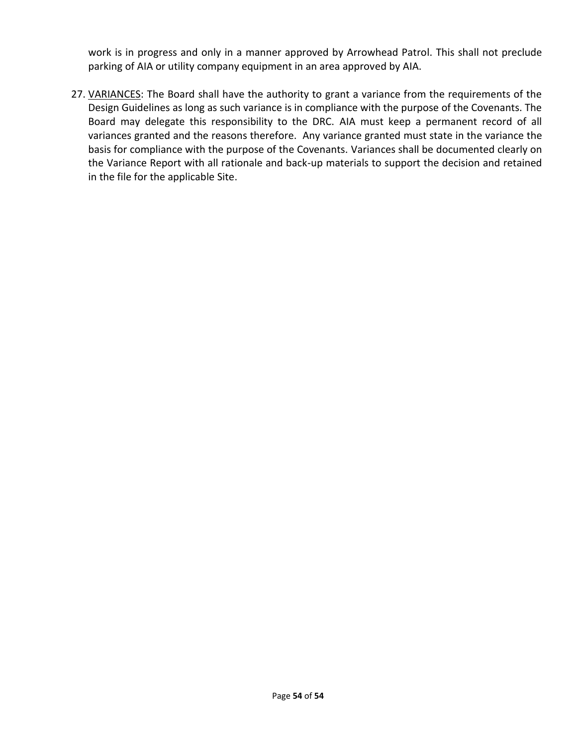work is in progress and only in a manner approved by Arrowhead Patrol. This shall not preclude parking of AIA or utility company equipment in an area approved by AIA.

27. <u>VARIANCES</u>: The Board shall have the authority to grant a variance from the requirements of the Design Guidelines as long as such variance is in compliance with the purpose of the Covenants. The Board may delegate this responsibility to the DRC. AIA must keep a permanent record of all variances granted and the reasons therefore. Any variance granted must state in the variance the basis for compliance with the purpose of the Covenants. Variances shall be documented clearly on the Variance Report with all rationale and back-up materials to support the decision and retained in the file for the applicable Site.